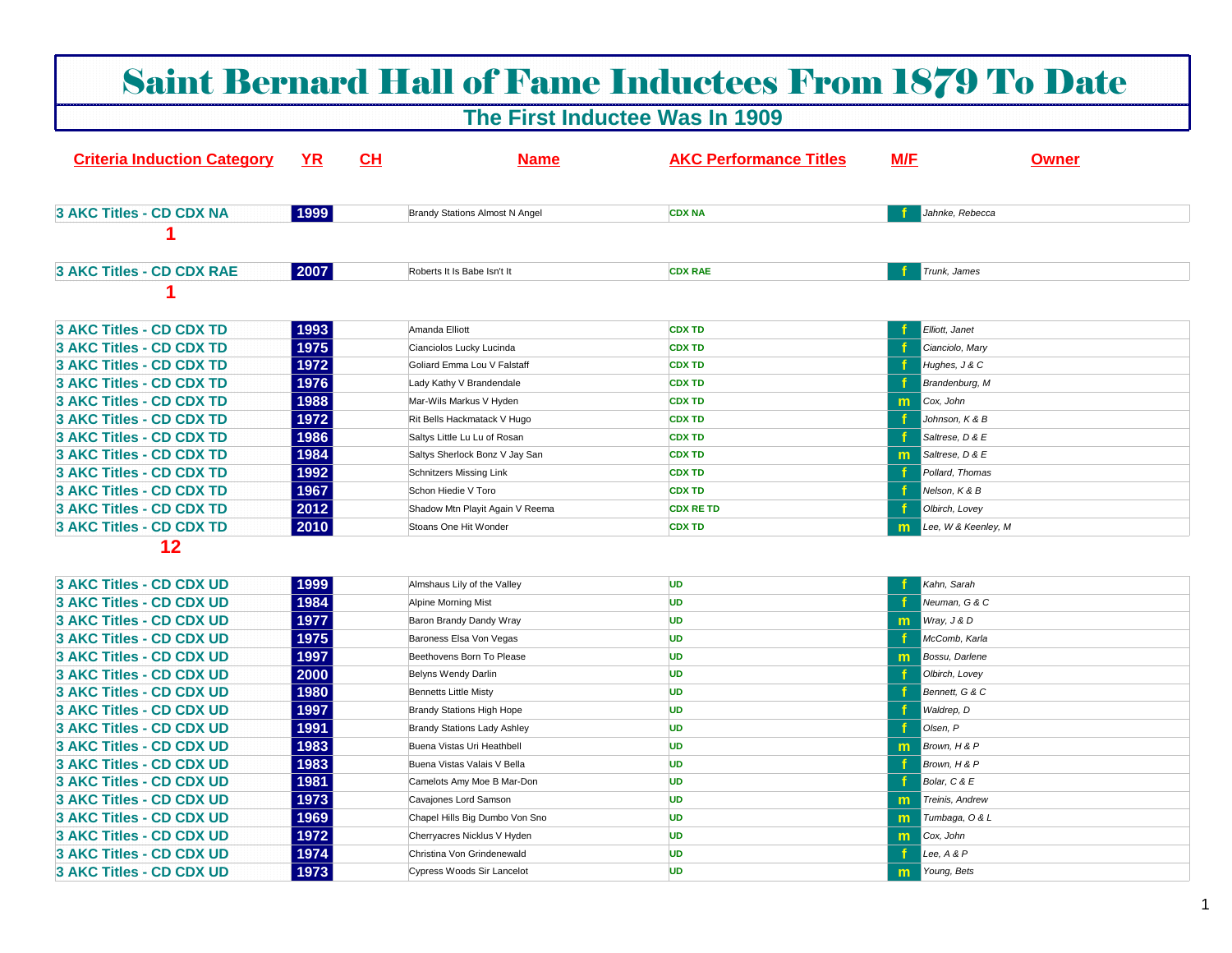# Saint Bernard Hall of Fame Inductees From 1879 To Date

## The First Inductee Was In 1909

| Criteria Induction Category | YR | CH | Name | AKC Performance Titles | M/F | Owner |
|---|---|---|---|---|---|---|
| 3 AKC Titles - CD CDX NA | 1999 | | Brandy Stations Almost N Angel | CDX NA | f | Jahnke, Rebecca |
| **1** | | | | | | |
| 3 AKC Titles - CD CDX RAE | 2007 | | Roberts It Is Babe Isn't It | CDX RAE | f | Trunk, James |
| **1** | | | | | | |
| 3 AKC Titles - CD CDX TD | 1993 | | Amanda Elliott | CDX TD | f | Elliott, Janet |
| 3 AKC Titles - CD CDX TD | 1975 | | Cianciolos Lucky Lucinda | CDX TD | f | Cianciolo, Mary |
| 3 AKC Titles - CD CDX TD | 1972 | | Goliard Emma Lou V Falstaff | CDX TD | f | Hughes, J & C |
| 3 AKC Titles - CD CDX TD | 1976 | | Lady Kathy V Brandendale | CDX TD | f | Brandenburg, M |
| 3 AKC Titles - CD CDX TD | 1988 | | Mar-Wils Markus V Hyden | CDX TD | m | Cox, John |
| 3 AKC Titles - CD CDX TD | 1972 | | Rit Bells Hackmatack V Hugo | CDX TD | f | Johnson, K & B |
| 3 AKC Titles - CD CDX TD | 1986 | | Saltys Little Lu Lu of Rosan | CDX TD | f | Saltrese, D & E |
| 3 AKC Titles - CD CDX TD | 1984 | | Saltys Sherlock Bonz V Jay San | CDX TD | m | Saltrese, D & E |
| 3 AKC Titles - CD CDX TD | 1992 | | Schnitzers Missing Link | CDX TD | f | Pollard, Thomas |
| 3 AKC Titles - CD CDX TD | 1967 | | Schon Hiedie V Toro | CDX TD | f | Nelson, K & B |
| 3 AKC Titles - CD CDX TD | 2012 | | Shadow Mtn Playit Again V Reema | CDX RE TD | f | Olbirch, Lovey |
| 3 AKC Titles - CD CDX TD | 2010 | | Stoans One Hit Wonder | CDX TD | m | Lee, W & Keenley, M |
| **12** | | | | | | |
| 3 AKC Titles - CD CDX UD | 1999 | | Almshaus Lily of the Valley | UD | f | Kahn, Sarah |
| 3 AKC Titles - CD CDX UD | 1984 | | Alpine Morning Mist | UD | f | Neuman, G & C |
| 3 AKC Titles - CD CDX UD | 1977 | | Baron Brandy Dandy Wray | UD | m | Wray, J & D |
| 3 AKC Titles - CD CDX UD | 1975 | | Baroness Elsa Von Vegas | UD | f | McComb, Karla |
| 3 AKC Titles - CD CDX UD | 1997 | | Beethovens Born To Please | UD | m | Bossu, Darlene |
| 3 AKC Titles - CD CDX UD | 2000 | | Belyns Wendy Darlin | UD | f | Olbirch, Lovey |
| 3 AKC Titles - CD CDX UD | 1980 | | Bennetts Little Misty | UD | f | Bennett, G & C |
| 3 AKC Titles - CD CDX UD | 1997 | | Brandy Stations High Hope | UD | f | Waldrep, D |
| 3 AKC Titles - CD CDX UD | 1991 | | Brandy Stations Lady Ashley | UD | f | Olsen, P |
| 3 AKC Titles - CD CDX UD | 1983 | | Buena Vistas Uri Heathbell | UD | m | Brown, H & P |
| 3 AKC Titles - CD CDX UD | 1983 | | Buena Vistas Valais V Bella | UD | f | Brown, H & P |
| 3 AKC Titles - CD CDX UD | 1981 | | Camelots Amy Moe B Mar-Don | UD | f | Bolar, C & E |
| 3 AKC Titles - CD CDX UD | 1973 | | Cavajones Lord Samson | UD | m | Treinis, Andrew |
| 3 AKC Titles - CD CDX UD | 1969 | | Chapel Hills Big Dumbo Von Sno | UD | m | Tumbaga, O & L |
| 3 AKC Titles - CD CDX UD | 1972 | | Cherryacres Nicklus V Hyden | UD | m | Cox, John |
| 3 AKC Titles - CD CDX UD | 1974 | | Christina Von Grindenewald | UD | f | Lee, A & P |
| 3 AKC Titles - CD CDX UD | 1973 | | Cypress Woods Sir Lancelot | UD | m | Young, Bets |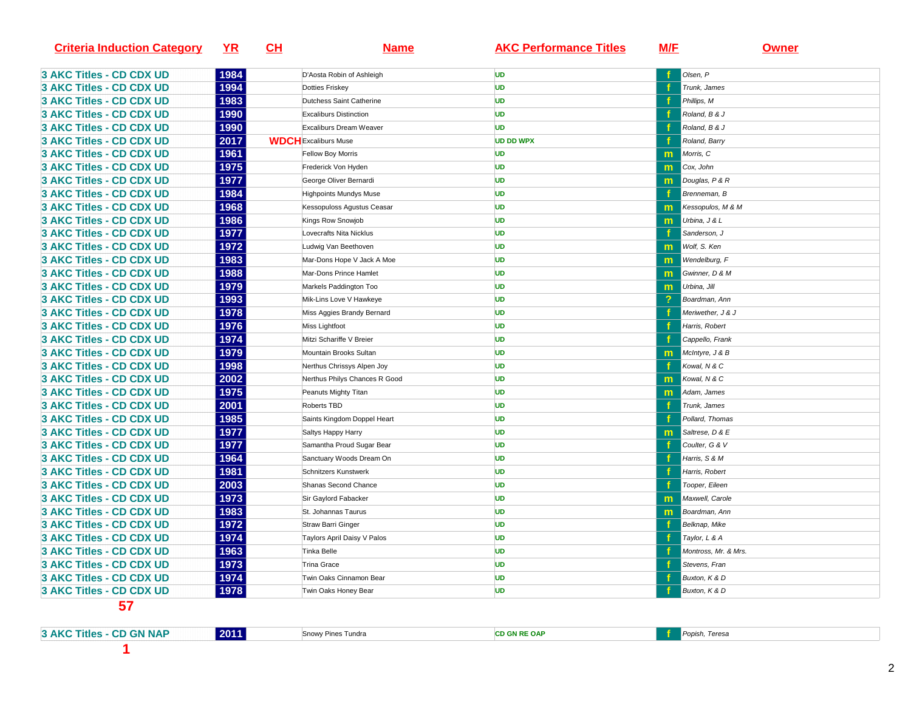| Criteria Induction Category | YR | CH | Name | AKC Performance Titles | M/F | Owner |
|---|---|---|---|---|---|---|
| 3 AKC Titles - CD CDX UD | 1984 | | D'Aosta Robin of Ashleigh | UD | f | Olsen, P |
| 3 AKC Titles - CD CDX UD | 1994 | | Dotties Friskey | UD | f | Trunk, James |
| 3 AKC Titles - CD CDX UD | 1983 | | Dutchess Saint Catherine | UD | f | Phillips, M |
| 3 AKC Titles - CD CDX UD | 1990 | | Excaliburs Distinction | UD | f | Roland, B & J |
| 3 AKC Titles - CD CDX UD | 1990 | | Excaliburs Dream Weaver | UD | f | Roland, B & J |
| 3 AKC Titles - CD CDX UD | 2017 | WDCH | Excaliburs Muse | UD DD WPX | f | Roland, Barry |
| 3 AKC Titles - CD CDX UD | 1961 | | Fellow Boy Morris | UD | m | Morris, C |
| 3 AKC Titles - CD CDX UD | 1975 | | Frederick Von Hyden | UD | m | Cox, John |
| 3 AKC Titles - CD CDX UD | 1977 | | George Oliver Bernardi | UD | m | Douglas, P & R |
| 3 AKC Titles - CD CDX UD | 1984 | | Highpoints Mundys Muse | UD | f | Brenneman, B |
| 3 AKC Titles - CD CDX UD | 1968 | | Kessopuloss Agustus Ceasar | UD | m | Kessopulos, M & M |
| 3 AKC Titles - CD CDX UD | 1986 | | Kings Row Snowjob | UD | m | Urbina, J & L |
| 3 AKC Titles - CD CDX UD | 1977 | | Lovecrafts Nita Nicklus | UD | f | Sanderson, J |
| 3 AKC Titles - CD CDX UD | 1972 | | Ludwig Van Beethoven | UD | m | Wolf, S. Ken |
| 3 AKC Titles - CD CDX UD | 1983 | | Mar-Dons Hope V Jack A Moe | UD | m | Wendelburg, F |
| 3 AKC Titles - CD CDX UD | 1988 | | Mar-Dons Prince Hamlet | UD | m | Gwinner, D & M |
| 3 AKC Titles - CD CDX UD | 1979 | | Markels Paddington Too | UD | m | Urbina, Jill |
| 3 AKC Titles - CD CDX UD | 1993 | | Mik-Lins Love V Hawkeye | UD | ? | Boardman, Ann |
| 3 AKC Titles - CD CDX UD | 1978 | | Miss Aggies Brandy Bernard | UD | f | Meriwether, J & J |
| 3 AKC Titles - CD CDX UD | 1976 | | Miss Lightfoot | UD | f | Harris, Robert |
| 3 AKC Titles - CD CDX UD | 1974 | | Mitzi Schariffe V Breier | UD | f | Cappello, Frank |
| 3 AKC Titles - CD CDX UD | 1979 | | Mountain Brooks Sultan | UD | m | McIntyre, J & B |
| 3 AKC Titles - CD CDX UD | 1998 | | Nerthus Chrissys Alpen Joy | UD | f | Kowal, N & C |
| 3 AKC Titles - CD CDX UD | 2002 | | Nerthus Philys Chances R Good | UD | m | Kowal, N & C |
| 3 AKC Titles - CD CDX UD | 1975 | | Peanuts Mighty Titan | UD | m | Adam, James |
| 3 AKC Titles - CD CDX UD | 2001 | | Roberts TBD | UD | f | Trunk, James |
| 3 AKC Titles - CD CDX UD | 1985 | | Saints Kingdom Doppel Heart | UD | f | Pollard, Thomas |
| 3 AKC Titles - CD CDX UD | 1977 | | Saltys Happy Harry | UD | m | Saltrese, D & E |
| 3 AKC Titles - CD CDX UD | 1977 | | Samantha Proud Sugar Bear | UD | f | Coulter, G & V |
| 3 AKC Titles - CD CDX UD | 1964 | | Sanctuary Woods Dream On | UD | f | Harris, S & M |
| 3 AKC Titles - CD CDX UD | 1981 | | Schnitzers Kunstwerk | UD | f | Harris, Robert |
| 3 AKC Titles - CD CDX UD | 2003 | | Shanas Second Chance | UD | f | Tooper, Eileen |
| 3 AKC Titles - CD CDX UD | 1973 | | Sir Gaylord Fabacker | UD | m | Maxwell, Carole |
| 3 AKC Titles - CD CDX UD | 1983 | | St. Johannas Taurus | UD | m | Boardman, Ann |
| 3 AKC Titles - CD CDX UD | 1972 | | Straw Barri Ginger | UD | f | Belknap, Mike |
| 3 AKC Titles - CD CDX UD | 1974 | | Taylors April Daisy V Palos | UD | f | Taylor, L & A |
| 3 AKC Titles - CD CDX UD | 1963 | | Tinka Belle | UD | f | Montross, Mr. & Mrs. |
| 3 AKC Titles - CD CDX UD | 1973 | | Trina Grace | UD | f | Stevens, Fran |
| 3 AKC Titles - CD CDX UD | 1974 | | Twin Oaks Cinnamon Bear | UD | f | Buxton, K & D |
| 3 AKC Titles - CD CDX UD | 1978 | | Twin Oaks Honey Bear | UD | f | Buxton, K & D |

**57**

| Criteria Induction Category | YR | CH | Name | AKC Performance Titles | M/F | Owner |
|---|---|---|---|---|---|---|
| 3 AKC Titles - CD GN NAP | 2011 | | Snowy Pines Tundra | CD GN RE OAP | f | Popish, Teresa |

**1**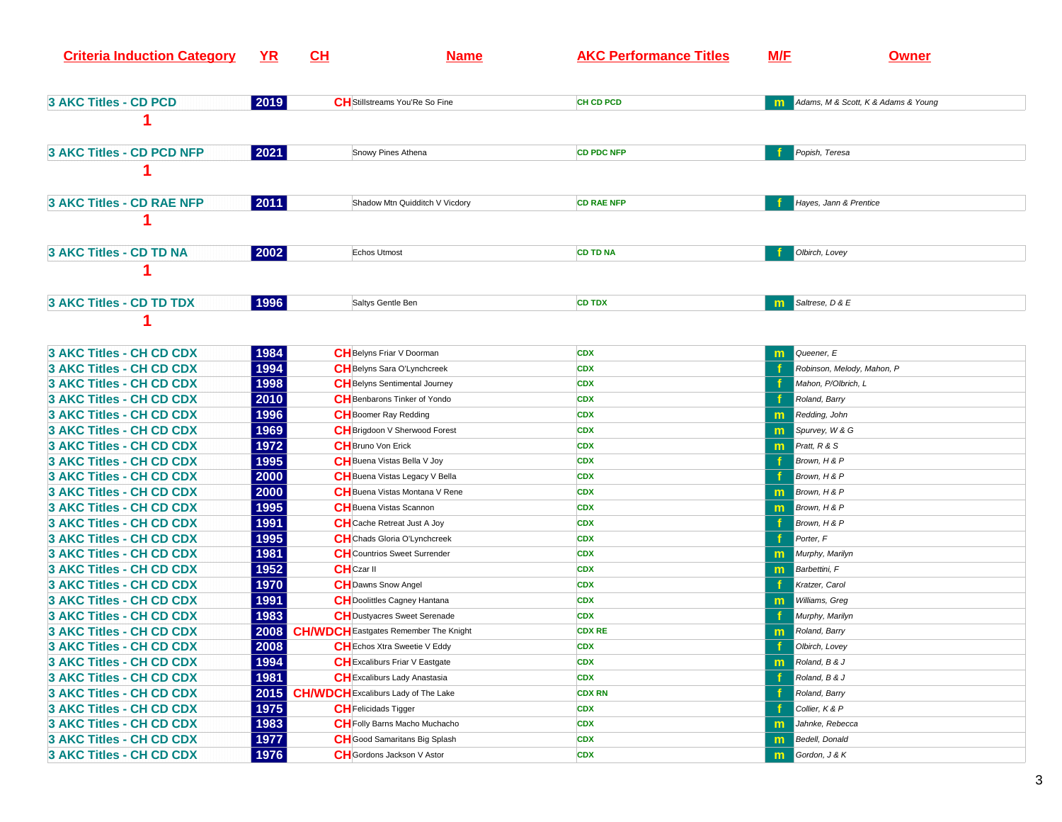| Criteria Induction Category | YR | CH | Name | AKC Performance Titles | M/F | Owner |
|---|---|---|---|---|---|---|
| 3 AKC Titles - CD PCD | 2019 | CH | Stillstreams You'Re So Fine | CH CD PCD | m | Adams, M & Scott, K & Adams & Young |
| 1 | | | | | | |
| 3 AKC Titles - CD PCD NFP | 2021 | | Snowy Pines Athena | CD PDC NFP | f | Popish, Teresa |
| 1 | | | | | | |
| 3 AKC Titles - CD RAE NFP | 2011 | | Shadow Mtn Quidditch V Vicdory | CD RAE NFP | f | Hayes, Jann & Prentice |
| 1 | | | | | | |
| 3 AKC Titles - CD TD NA | 2002 | | Echos Utmost | CD TD NA | f | Olbirch, Lovey |
| 1 | | | | | | |
| 3 AKC Titles - CD TD TDX | 1996 | | Saltys Gentle Ben | CD TDX | m | Saltrese, D & E |
| 1 | | | | | | |
| 3 AKC Titles - CH CD CDX | 1984 | CH | Belyns Friar V Doorman | CDX | m | Queener, E |
| 3 AKC Titles - CH CD CDX | 1994 | CH | Belyns Sara O'Lynchcreek | CDX | f | Robinson, Melody, Mahon, P |
| 3 AKC Titles - CH CD CDX | 1998 | CH | Belyns Sentimental Journey | CDX | f | Mahon, P/Olbrich, L |
| 3 AKC Titles - CH CD CDX | 2010 | CH | Benbarons Tinker of Yondo | CDX | f | Roland, Barry |
| 3 AKC Titles - CH CD CDX | 1996 | CH | Boomer Ray Redding | CDX | m | Redding, John |
| 3 AKC Titles - CH CD CDX | 1969 | CH | Brigdoon V Sherwood Forest | CDX | m | Spurvey, W & G |
| 3 AKC Titles - CH CD CDX | 1972 | CH | Bruno Von Erick | CDX | m | Pratt, R & S |
| 3 AKC Titles - CH CD CDX | 1995 | CH | Buena Vistas Bella V Joy | CDX | f | Brown, H & P |
| 3 AKC Titles - CH CD CDX | 2000 | CH | Buena Vistas Legacy V Bella | CDX | f | Brown, H & P |
| 3 AKC Titles - CH CD CDX | 2000 | CH | Buena Vistas Montana V Rene | CDX | m | Brown, H & P |
| 3 AKC Titles - CH CD CDX | 1995 | CH | Buena Vistas Scannon | CDX | m | Brown, H & P |
| 3 AKC Titles - CH CD CDX | 1991 | CH | Cache Retreat Just A Joy | CDX | f | Brown, H & P |
| 3 AKC Titles - CH CD CDX | 1995 | CH | Chads Gloria O'Lynchcreek | CDX | f | Porter, F |
| 3 AKC Titles - CH CD CDX | 1981 | CH | Countrios Sweet Surrender | CDX | m | Murphy, Marilyn |
| 3 AKC Titles - CH CD CDX | 1952 | CH | Czar II | CDX | m | Barbettini, F |
| 3 AKC Titles - CH CD CDX | 1970 | CH | Dawns Snow Angel | CDX | f | Kratzer, Carol |
| 3 AKC Titles - CH CD CDX | 1991 | CH | Doolittles Cagney Hantana | CDX | m | Williams, Greg |
| 3 AKC Titles - CH CD CDX | 1983 | CH | Dustyacres Sweet Serenade | CDX | f | Murphy, Marilyn |
| 3 AKC Titles - CH CD CDX | 2008 | CH/WDCH | Eastgates Remember The Knight | CDX RE | m | Roland, Barry |
| 3 AKC Titles - CH CD CDX | 2008 | CH | Echos Xtra Sweetie V Eddy | CDX | f | Olbirch, Lovey |
| 3 AKC Titles - CH CD CDX | 1994 | CH | Excaliburs Friar V Eastgate | CDX | m | Roland, B & J |
| 3 AKC Titles - CH CD CDX | 1981 | CH | Excaliburs Lady Anastasia | CDX | f | Roland, B & J |
| 3 AKC Titles - CH CD CDX | 2015 | CH/WDCH | Excaliburs Lady of The Lake | CDX RN | f | Roland, Barry |
| 3 AKC Titles - CH CD CDX | 1975 | CH | Felicidads Tigger | CDX | f | Collier, K & P |
| 3 AKC Titles - CH CD CDX | 1983 | CH | Folly Barns Macho Muchacho | CDX | m | Jahnke, Rebecca |
| 3 AKC Titles - CH CD CDX | 1977 | CH | Good Samaritans Big Splash | CDX | m | Bedell, Donald |
| 3 AKC Titles - CH CD CDX | 1976 | CH | Gordons Jackson V Astor | CDX | m | Gordon, J & K |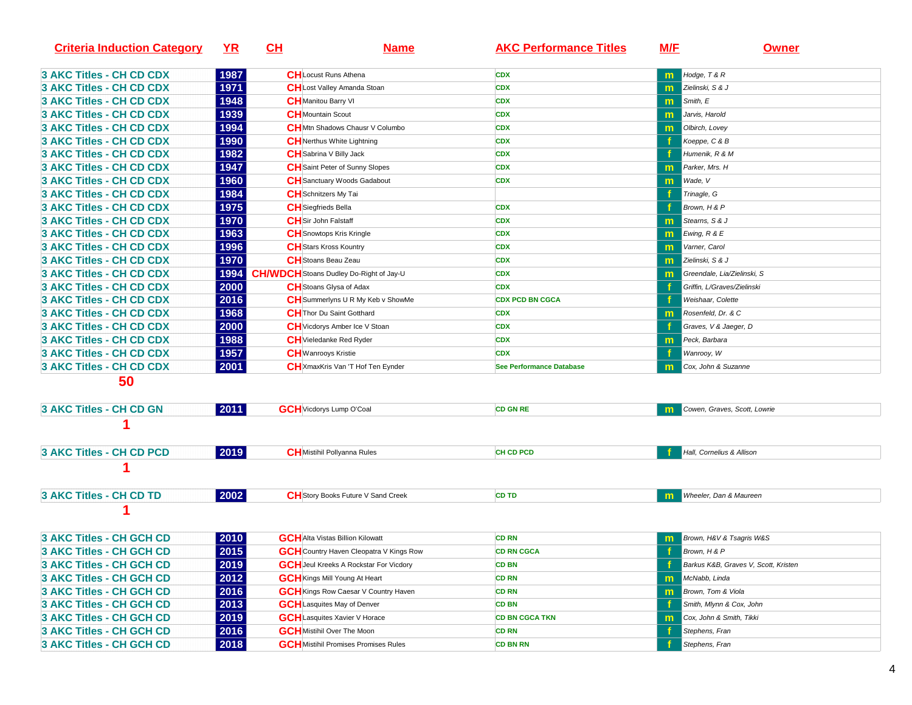| Criteria Induction Category | YR | CH | Name | AKC Performance Titles | M/F | Owner |
|---|---|---|---|---|---|---|
| 3 AKC Titles - CH CD CDX | 1987 | CH | Locust Runs Athena | CDX | m | Hodge, T & R |
| 3 AKC Titles - CH CD CDX | 1971 | CH | Lost Valley Amanda Stoan | CDX | m | Zielinski, S & J |
| 3 AKC Titles - CH CD CDX | 1948 | CH | Manitou Barry VI | CDX | m | Smith, E |
| 3 AKC Titles - CH CD CDX | 1939 | CH | Mountain Scout | CDX | m | Jarvis, Harold |
| 3 AKC Titles - CH CD CDX | 1994 | CH | Mtn Shadows Chausr V Columbo | CDX | m | Olbirch, Lovey |
| 3 AKC Titles - CH CD CDX | 1990 | CH | Nerthus White Lightning | CDX | f | Koeppe, C & B |
| 3 AKC Titles - CH CD CDX | 1982 | CH | Sabrina V Billy Jack | CDX | f | Humenik, R & M |
| 3 AKC Titles - CH CD CDX | 1947 | CH | Saint Peter of Sunny Slopes | CDX | m | Parker, Mrs. H |
| 3 AKC Titles - CH CD CDX | 1960 | CH | Sanctuary Woods Gadabout | CDX | m | Wade, V |
| 3 AKC Titles - CH CD CDX | 1984 | CH | Schnitzers My Tai | | f | Trinagle, G |
| 3 AKC Titles - CH CD CDX | 1975 | CH | Siegfrieds Bella | CDX | f | Brown, H & P |
| 3 AKC Titles - CH CD CDX | 1970 | CH | Sir John Falstaff | CDX | m | Stearns, S & J |
| 3 AKC Titles - CH CD CDX | 1963 | CH | Snowtops Kris Kringle | CDX | m | Ewing, R & E |
| 3 AKC Titles - CH CD CDX | 1996 | CH | Stars Kross Kountry | CDX | m | Varner, Carol |
| 3 AKC Titles - CH CD CDX | 1970 | CH | Stoans Beau Zeau | CDX | m | Zielinski, S & J |
| 3 AKC Titles - CH CD CDX | 1994 | CH/WDCH | Stoans Dudley Do-Right of Jay-U | CDX | m | Greendale, Lia/Zielinski, S |
| 3 AKC Titles - CH CD CDX | 2000 | CH | Stoans Glysa of Adax | CDX | f | Griffin, L/Graves/Zielinski |
| 3 AKC Titles - CH CD CDX | 2016 | CH | Summerlyns U R My Keb v ShowMe | CDX PCD BN CGCA | f | Weishaar, Colette |
| 3 AKC Titles - CH CD CDX | 1968 | CH | Thor Du Saint Gotthard | CDX | m | Rosenfeld, Dr. & C |
| 3 AKC Titles - CH CD CDX | 2000 | CH | Vicdorys Amber Ice V Stoan | CDX | f | Graves, V & Jaeger, D |
| 3 AKC Titles - CH CD CDX | 1988 | CH | Vieledanke Red Ryder | CDX | m | Peck, Barbara |
| 3 AKC Titles - CH CD CDX | 1957 | CH | Wanrooys Kristie | CDX | f | Wanrooy, W |
| 3 AKC Titles - CH CD CDX | 2001 | CH | XmaxKris Van 'T Hof Ten Eynder | See Performance Database | m | Cox, John & Suzanne |

**50**

| Criteria Induction Category | YR | CH | Name | AKC Performance Titles | M/F | Owner |
|---|---|---|---|---|---|---|
| 3 AKC Titles - CH CD GN | 2011 | GCH | Vicdorys Lump O'Coal | CD GN RE | m | Cowen, Graves, Scott, Lowrie |

**1**

| Criteria Induction Category | YR | CH | Name | AKC Performance Titles | M/F | Owner |
|---|---|---|---|---|---|---|
| 3 AKC Titles - CH CD PCD | 2019 | CH | Mistihil Pollyanna Rules | CH CD PCD | f | Hall, Cornelius & Allison |

**1**

| Criteria Induction Category | YR | CH | Name | AKC Performance Titles | M/F | Owner |
|---|---|---|---|---|---|---|
| 3 AKC Titles - CH CD TD | 2002 | CH | Story Books Future V Sand Creek | CD TD | m | Wheeler, Dan & Maureen |

**1**

| Criteria Induction Category | YR | CH | Name | AKC Performance Titles | M/F | Owner |
|---|---|---|---|---|---|---|
| 3 AKC Titles - CH GCH CD | 2010 | GCH | Alta Vistas Billion Kilowatt | CD RN | m | Brown, H&V & Tsagris W&S |
| 3 AKC Titles - CH GCH CD | 2015 | GCH | Country Haven Cleopatra V Kings Row | CD RN CGCA | f | Brown, H & P |
| 3 AKC Titles - CH GCH CD | 2019 | GCH | Jeul Kreeks A Rockstar For Vicdory | CD BN | f | Barkus K&B, Graves V, Scott, Kristen |
| 3 AKC Titles - CH GCH CD | 2012 | GCH | Kings Mill Young At Heart | CD RN | m | McNabb, Linda |
| 3 AKC Titles - CH GCH CD | 2016 | GCH | Kings Row Caesar V Country Haven | CD RN | m | Brown, Tom & Viola |
| 3 AKC Titles - CH GCH CD | 2013 | GCH | Lasquites May of Denver | CD BN | f | Smith, Mlynn & Cox, John |
| 3 AKC Titles - CH GCH CD | 2019 | GCH | Lasquites Xavier V Horace | CD BN CGCA TKN | m | Cox, John & Smith, Tikki |
| 3 AKC Titles - CH GCH CD | 2016 | GCH | Mistihil Over The Moon | CD RN | f | Stephens, Fran |
| 3 AKC Titles - CH GCH CD | 2018 | GCH | Mistihil Promises Promises Rules | CD BN RN | f | Stephens, Fran |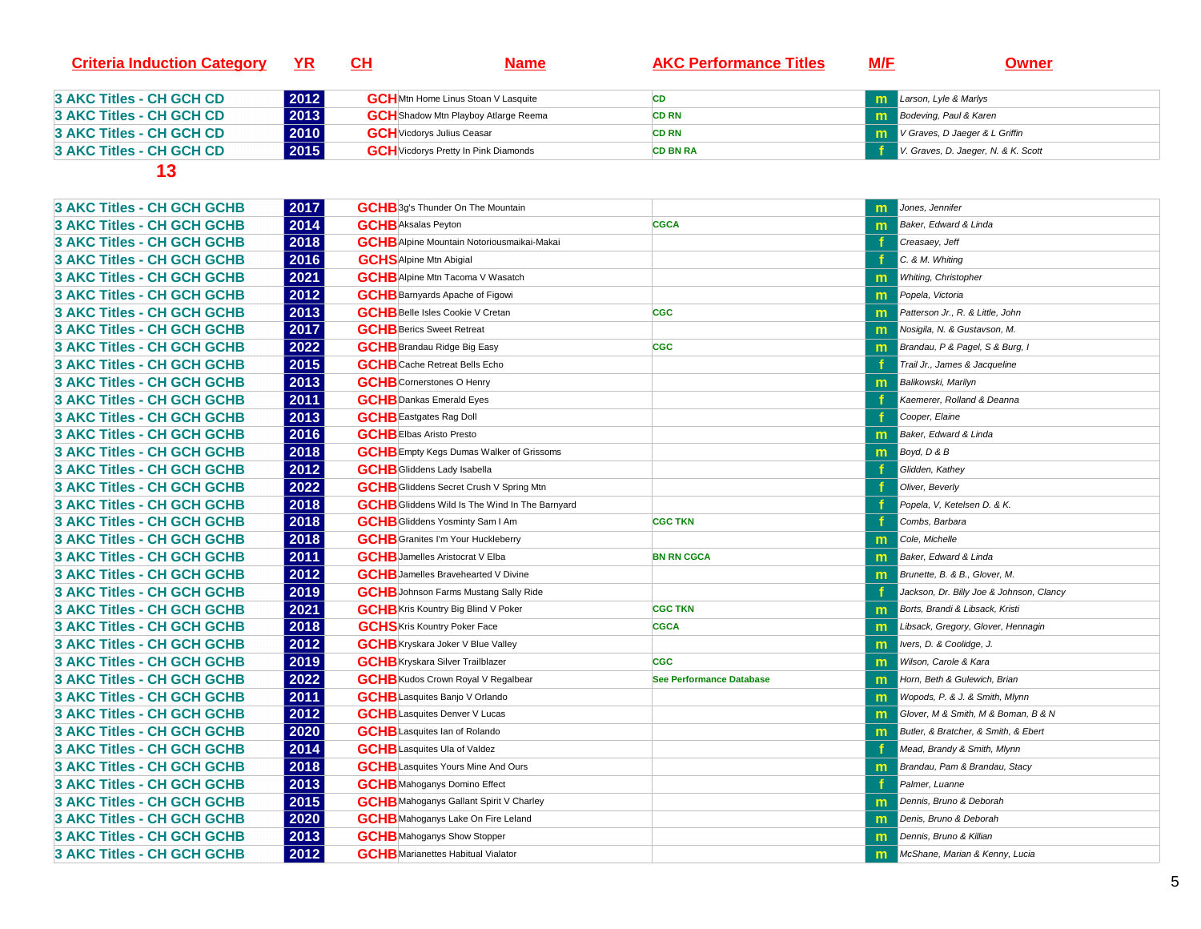| Criteria Induction Category | YR | CH | Name | AKC Performance Titles | M/F | Owner |
|---|---|---|---|---|---|---|
| 3 AKC Titles - CH GCH CD | 2012 | GCH | Mtn Home Linus Stoan V Lasquite | CD | m | Larson, Lyle & Marlys |
| 3 AKC Titles - CH GCH CD | 2013 | GCH | Shadow Mtn Playboy Atlarge Reema | CD RN | m | Bodeving, Paul & Karen |
| 3 AKC Titles - CH GCH CD | 2010 | GCH | Vicdorys Julius Ceasar | CD RN | m | V Graves, D Jaeger & L Griffin |
| 3 AKC Titles - CH GCH CD | 2015 | GCH | Vicdorys Pretty In Pink Diamonds | CD BN RA | f | V. Graves, D. Jaeger, N. & K. Scott |

**13**

| Criteria Induction Category | YR | CH | Name | AKC Performance Titles | M/F | Owner |
|---|---|---|---|---|---|---|
| 3 AKC Titles - CH GCH GCHB | 2017 | GCHB | 3g's Thunder On The Mountain | | m | Jones, Jennifer |
| 3 AKC Titles - CH GCH GCHB | 2014 | GCHB | Aksalas Peyton | CGCA | m | Baker, Edward & Linda |
| 3 AKC Titles - CH GCH GCHB | 2018 | GCHB | Alpine Mountain Notoriousmaikai-Makai | | f | Creasaey, Jeff |
| 3 AKC Titles - CH GCH GCHB | 2016 | GCHS | Alpine Mtn Abigial | | f | C. & M. Whiting |
| 3 AKC Titles - CH GCH GCHB | 2021 | GCHB | Alpine Mtn Tacoma V Wasatch | | m | Whiting, Christopher |
| 3 AKC Titles - CH GCH GCHB | 2012 | GCHB | Barnyards Apache of Figowi | | m | Popela, Victoria |
| 3 AKC Titles - CH GCH GCHB | 2013 | GCHB | Belle Isles Cookie V Cretan | CGC | m | Patterson Jr., R. & Little, John |
| 3 AKC Titles - CH GCH GCHB | 2017 | GCHB | Berics Sweet Retreat | | m | Nosigila, N. & Gustavson, M. |
| 3 AKC Titles - CH GCH GCHB | 2022 | GCHB | Brandau Ridge Big Easy | CGC | m | Brandau, P & Pagel, S & Burg, I |
| 3 AKC Titles - CH GCH GCHB | 2015 | GCHB | Cache Retreat Bells Echo | | f | Trail Jr., James & Jacqueline |
| 3 AKC Titles - CH GCH GCHB | 2013 | GCHB | Cornerstones O Henry | | m | Balikowski, Marilyn |
| 3 AKC Titles - CH GCH GCHB | 2011 | GCHB | Dankas Emerald Eyes | | f | Kaemerer, Rolland & Deanna |
| 3 AKC Titles - CH GCH GCHB | 2013 | GCHB | Eastgates Rag Doll | | f | Cooper, Elaine |
| 3 AKC Titles - CH GCH GCHB | 2016 | GCHB | Elbas Aristo Presto | | m | Baker, Edward & Linda |
| 3 AKC Titles - CH GCH GCHB | 2018 | GCHB | Empty Kegs Dumas Walker of Grissoms | | m | Boyd, D & B |
| 3 AKC Titles - CH GCH GCHB | 2012 | GCHB | Gliddens Lady Isabella | | f | Glidden, Kathey |
| 3 AKC Titles - CH GCH GCHB | 2022 | GCHB | Gliddens Secret Crush V Spring Mtn | | f | Oliver, Beverly |
| 3 AKC Titles - CH GCH GCHB | 2018 | GCHB | Gliddens Wild Is The Wind In The Barnyard | | f | Popela, V, Ketelsen D. & K. |
| 3 AKC Titles - CH GCH GCHB | 2018 | GCHB | Gliddens Yosminty Sam I Am | CGC TKN | f | Combs, Barbara |
| 3 AKC Titles - CH GCH GCHB | 2018 | GCHB | Granites I'm Your Huckleberry | | m | Cole, Michelle |
| 3 AKC Titles - CH GCH GCHB | 2011 | GCHB | Jamelles Aristocrat V Elba | BN RN CGCA | m | Baker, Edward & Linda |
| 3 AKC Titles - CH GCH GCHB | 2012 | GCHB | Jamelles Bravehearted V Divine | | m | Brunette, B. & B., Glover, M. |
| 3 AKC Titles - CH GCH GCHB | 2019 | GCHB | Johnson Farms Mustang Sally Ride | | f | Jackson, Dr. Billy Joe & Johnson, Clancy |
| 3 AKC Titles - CH GCH GCHB | 2021 | GCHB | Kris Kountry Big Blind V Poker | CGC TKN | m | Borts, Brandi & Libsack, Kristi |
| 3 AKC Titles - CH GCH GCHB | 2018 | GCHS | Kris Kountry Poker Face | CGCA | m | Libsack, Gregory, Glover, Hennagin |
| 3 AKC Titles - CH GCH GCHB | 2012 | GCHB | Kryskara Joker V Blue Valley | | m | Ivers, D. & Coolidge, J. |
| 3 AKC Titles - CH GCH GCHB | 2019 | GCHB | Kryskara Silver Trailblazer | CGC | m | Wilson, Carole & Kara |
| 3 AKC Titles - CH GCH GCHB | 2022 | GCHB | Kudos Crown Royal V Regalbear | See Performance Database | m | Horn, Beth & Gulewich, Brian |
| 3 AKC Titles - CH GCH GCHB | 2011 | GCHB | Lasquites Banjo V Orlando | | m | Wopods, P. & J. & Smith, Mlynn |
| 3 AKC Titles - CH GCH GCHB | 2012 | GCHB | Lasquites Denver V Lucas | | m | Glover, M & Smith, M & Boman, B & N |
| 3 AKC Titles - CH GCH GCHB | 2020 | GCHB | Lasquites Ian of Rolando | | m | Butler, & Bratcher, & Smith, & Ebert |
| 3 AKC Titles - CH GCH GCHB | 2014 | GCHB | Lasquites Ula of Valdez | | f | Mead, Brandy & Smith, Mlynn |
| 3 AKC Titles - CH GCH GCHB | 2018 | GCHB | Lasquites Yours Mine And Ours | | m | Brandau, Pam & Brandau, Stacy |
| 3 AKC Titles - CH GCH GCHB | 2013 | GCHB | Mahoganys Domino Effect | | f | Palmer, Luanne |
| 3 AKC Titles - CH GCH GCHB | 2015 | GCHB | Mahoganys Gallant Spirit V Charley | | m | Dennis, Bruno & Deborah |
| 3 AKC Titles - CH GCH GCHB | 2020 | GCHB | Mahoganys Lake On Fire Leland | | m | Denis, Bruno & Deborah |
| 3 AKC Titles - CH GCH GCHB | 2013 | GCHB | Mahoganys Show Stopper | | m | Dennis, Bruno & Killian |
| 3 AKC Titles - CH GCH GCHB | 2012 | GCHB | Marianettes Habitual Vialator | | m | McShane, Marian & Kenny, Lucia |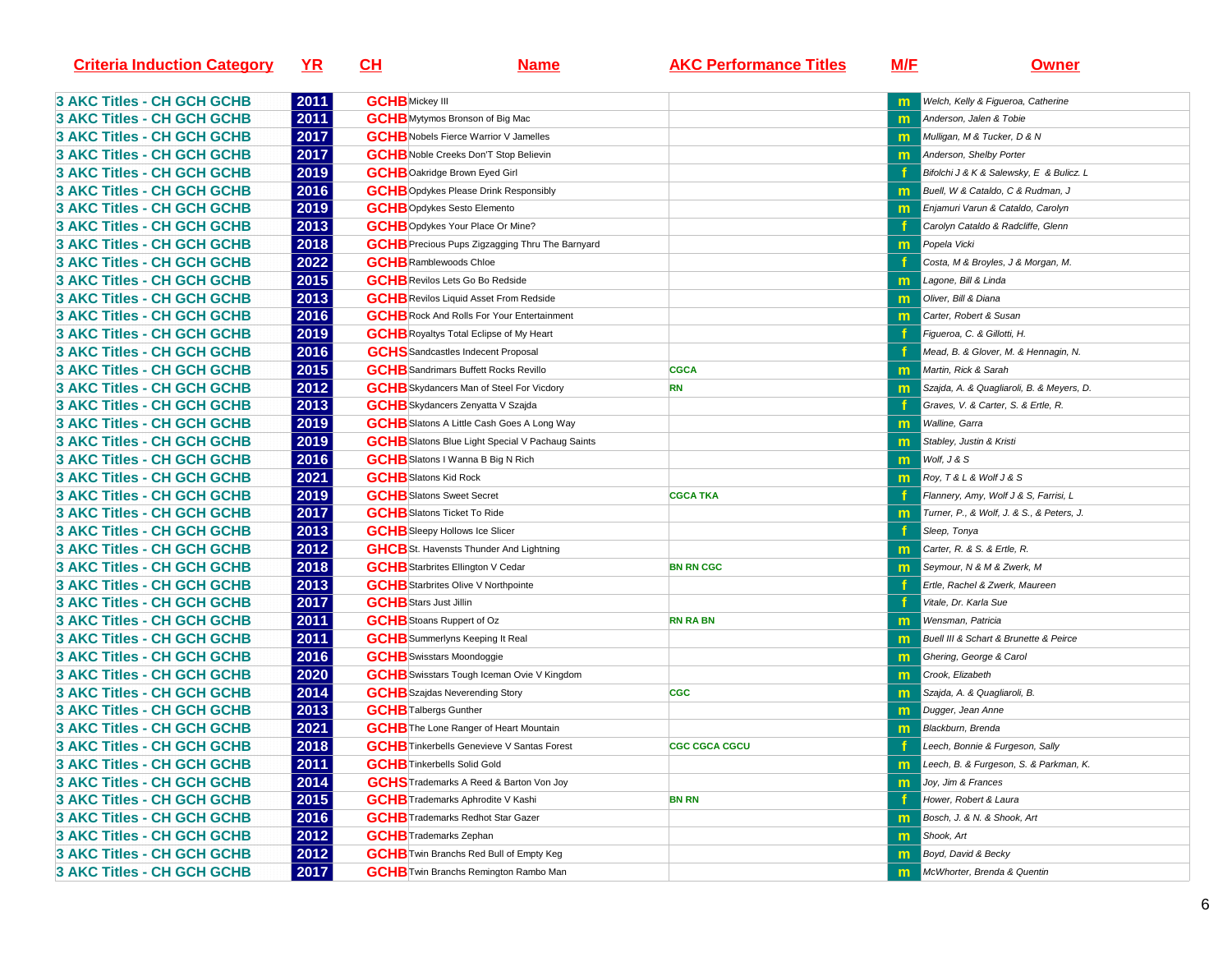| Criteria Induction Category | YR | CH | Name | AKC Performance Titles | M/F | Owner |
|---|---|---|---|---|---|---|
| 3 AKC Titles - CH GCH GCHB | 2011 | GCHB | Mickey III | | m | Welch, Kelly & Figueroa, Catherine |
| 3 AKC Titles - CH GCH GCHB | 2011 | GCHB | Mytymos Bronson of Big Mac | | m | Anderson, Jalen & Tobie |
| 3 AKC Titles - CH GCH GCHB | 2017 | GCHB | Nobels Fierce Warrior V Jamelles | | m | Mulligan, M & Tucker, D & N |
| 3 AKC Titles - CH GCH GCHB | 2017 | GCHB | Noble Creeks Don'T Stop Believin | | m | Anderson, Shelby Porter |
| 3 AKC Titles - CH GCH GCHB | 2019 | GCHB | Oakridge Brown Eyed Girl | | f | Bifolchi J & K & Salewsky, E & Bulicz. L |
| 3 AKC Titles - CH GCH GCHB | 2016 | GCHB | Opdykes Please Drink Responsibly | | m | Buell, W & Cataldo, C & Rudman, J |
| 3 AKC Titles - CH GCH GCHB | 2019 | GCHB | Opdykes Sesto Elemento | | m | Enjamuri Varun & Cataldo, Carolyn |
| 3 AKC Titles - CH GCH GCHB | 2013 | GCHB | Opdykes Your Place Or Mine? | | f | Carolyn Cataldo & Radcliffe, Glenn |
| 3 AKC Titles - CH GCH GCHB | 2018 | GCHB | Precious Pups Zigzagging Thru The Barnyard | | m | Popela Vicki |
| 3 AKC Titles - CH GCH GCHB | 2022 | GCHB | Ramblewoods Chloe | | f | Costa, M & Broyles, J & Morgan, M. |
| 3 AKC Titles - CH GCH GCHB | 2015 | GCHB | Revilos Lets Go Bo Redside | | m | Lagone, Bill & Linda |
| 3 AKC Titles - CH GCH GCHB | 2013 | GCHB | Revilos Liquid Asset From Redside | | m | Oliver, Bill & Diana |
| 3 AKC Titles - CH GCH GCHB | 2016 | GCHB | Rock And Rolls For Your Entertainment | | m | Carter, Robert & Susan |
| 3 AKC Titles - CH GCH GCHB | 2019 | GCHB | Royaltys Total Eclipse of My Heart | | f | Figueroa, C. & Gillotti, H. |
| 3 AKC Titles - CH GCH GCHB | 2016 | GCHS | Sandcastles Indecent Proposal | | f | Mead, B. & Glover, M. & Hennagin, N. |
| 3 AKC Titles - CH GCH GCHB | 2015 | GCHB | Sandrimars Buffett Rocks Revillo | CGCA | m | Martin, Rick & Sarah |
| 3 AKC Titles - CH GCH GCHB | 2012 | GCHB | Skydancers Man of Steel For Vicdory | RN | m | Szajda, A. & Quagliaroli, B. & Meyers, D. |
| 3 AKC Titles - CH GCH GCHB | 2013 | GCHB | Skydancers Zenyatta V Szajda | | f | Graves, V. & Carter, S. & Ertle, R. |
| 3 AKC Titles - CH GCH GCHB | 2019 | GCHB | Slatons A Little Cash Goes A Long Way | | m | Walline, Garra |
| 3 AKC Titles - CH GCH GCHB | 2019 | GCHB | Slatons Blue Light Special V Pachaug Saints | | m | Stabley, Justin & Kristi |
| 3 AKC Titles - CH GCH GCHB | 2016 | GCHB | Slatons I Wanna B Big N Rich | | m | Wolf, J & S |
| 3 AKC Titles - CH GCH GCHB | 2021 | GCHB | Slatons Kid Rock | | m | Roy, T & L & Wolf J & S |
| 3 AKC Titles - CH GCH GCHB | 2019 | GCHB | Slatons Sweet Secret | CGCA TKA | f | Flannery, Amy, Wolf J & S, Farrisi, L |
| 3 AKC Titles - CH GCH GCHB | 2017 | GCHB | Slatons Ticket To Ride | | m | Turner, P., & Wolf, J. & S., & Peters, J. |
| 3 AKC Titles - CH GCH GCHB | 2013 | GCHB | Sleepy Hollows Ice Slicer | | f | Sleep, Tonya |
| 3 AKC Titles - CH GCH GCHB | 2012 | GHCB | St. Havensts Thunder And Lightning | | m | Carter, R. & S. & Ertle, R. |
| 3 AKC Titles - CH GCH GCHB | 2018 | GCHB | Starbrites Ellington V Cedar | BN RN CGC | m | Seymour, N & M & Zwerk, M |
| 3 AKC Titles - CH GCH GCHB | 2013 | GCHB | Starbrites Olive V Northpointe | | f | Ertle, Rachel & Zwerk, Maureen |
| 3 AKC Titles - CH GCH GCHB | 2017 | GCHB | Stars Just Jillin | | f | Vitale, Dr. Karla Sue |
| 3 AKC Titles - CH GCH GCHB | 2011 | GCHB | Stoans Ruppert of Oz | RN RA BN | m | Wensman, Patricia |
| 3 AKC Titles - CH GCH GCHB | 2011 | GCHB | Summerlyns Keeping It Real | | m | Buell III & Schart & Brunette & Peirce |
| 3 AKC Titles - CH GCH GCHB | 2016 | GCHB | Swisstars Moondoggie | | m | Ghering, George & Carol |
| 3 AKC Titles - CH GCH GCHB | 2020 | GCHB | Swisstars Tough Iceman Ovie V Kingdom | | m | Crook, Elizabeth |
| 3 AKC Titles - CH GCH GCHB | 2014 | GCHB | Szajdas Neverending Story | CGC | m | Szajda, A. & Quagliaroli, B. |
| 3 AKC Titles - CH GCH GCHB | 2013 | GCHB | Talbergs Gunther | | m | Dugger, Jean Anne |
| 3 AKC Titles - CH GCH GCHB | 2021 | GCHB | The Lone Ranger of Heart Mountain | | m | Blackburn, Brenda |
| 3 AKC Titles - CH GCH GCHB | 2018 | GCHB | Tinkerbells Genevieve V Santas Forest | CGC CGCA CGCU | f | Leech, Bonnie & Furgeson, Sally |
| 3 AKC Titles - CH GCH GCHB | 2011 | GCHB | Tinkerbells Solid Gold | | m | Leech, B. & Furgeson, S. & Parkman, K. |
| 3 AKC Titles - CH GCH GCHB | 2014 | GCHS | Trademarks A Reed & Barton Von Joy | | m | Joy, Jim & Frances |
| 3 AKC Titles - CH GCH GCHB | 2015 | GCHB | Trademarks Aphrodite V Kashi | BN RN | f | Hower, Robert & Laura |
| 3 AKC Titles - CH GCH GCHB | 2016 | GCHB | Trademarks Redhot Star Gazer | | m | Bosch, J. & N. & Shook, Art |
| 3 AKC Titles - CH GCH GCHB | 2012 | GCHB | Trademarks Zephan | | m | Shook, Art |
| 3 AKC Titles - CH GCH GCHB | 2012 | GCHB | Twin Branchs Red Bull of Empty Keg | | m | Boyd, David & Becky |
| 3 AKC Titles - CH GCH GCHB | 2017 | GCHB | Twin Branchs Remington Rambo Man | | m | McWhorter, Brenda & Quentin |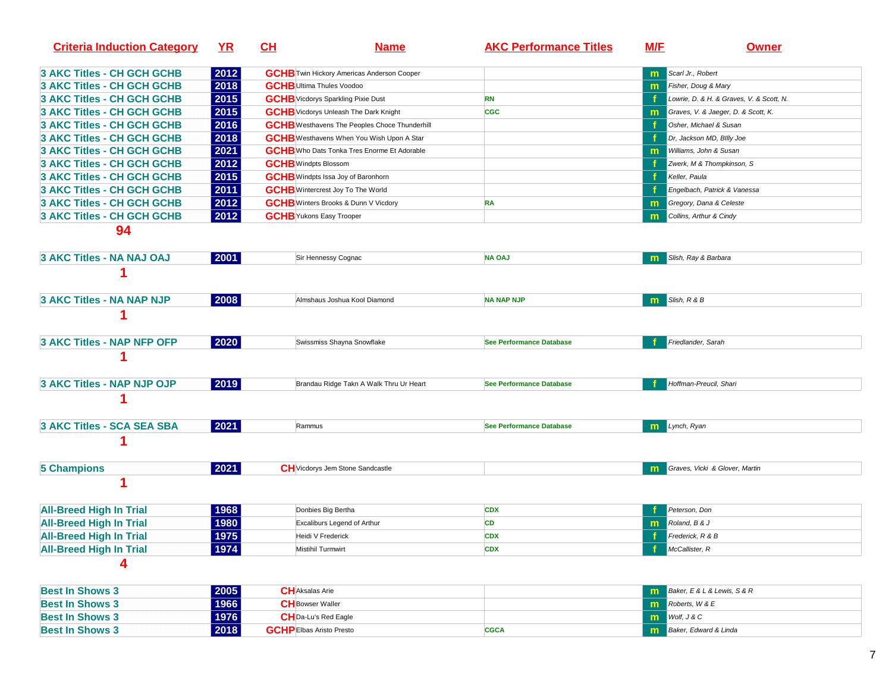| Criteria Induction Category | YR | CH | Name | AKC Performance Titles | M/F | Owner |
|---|---|---|---|---|---|---|
| 3 AKC Titles - CH GCH GCHB | 2012 | GCHB | Twin Hickory Americas Anderson Cooper | | m | Scarl Jr., Robert |
| 3 AKC Titles - CH GCH GCHB | 2018 | GCHB | Ultima Thules Voodoo | | m | Fisher, Doug & Mary |
| 3 AKC Titles - CH GCH GCHB | 2015 | GCHB | Vicdorys Sparkling Pixie Dust | RN | f | Lowrie, D. & H. & Graves, V. & Scott, N. |
| 3 AKC Titles - CH GCH GCHB | 2015 | GCHB | Vicdorys Unleash The Dark Knight | CGC | m | Graves, V. & Jaeger, D. & Scott, K. |
| 3 AKC Titles - CH GCH GCHB | 2016 | GCHB | Westhavens The Peoples Choce Thunderhill | | f | Osher, Michael & Susan |
| 3 AKC Titles - CH GCH GCHB | 2018 | GCHB | Westhavens When You Wish Upon A Star | | f | Dr, Jackson MD, BIlly Joe |
| 3 AKC Titles - CH GCH GCHB | 2021 | GCHB | Who Dats Tonka Tres Enorme Et Adorable | | m | Williams, John & Susan |
| 3 AKC Titles - CH GCH GCHB | 2012 | GCHB | Windpts Blossom | | f | Zwerk, M & Thompkinson, S |
| 3 AKC Titles - CH GCH GCHB | 2015 | GCHB | Windpts Issa Joy of Baronhorn | | f | Keller, Paula |
| 3 AKC Titles - CH GCH GCHB | 2011 | GCHB | Wintercrest Joy To The World | | f | Engelbach, Patrick & Vanessa |
| 3 AKC Titles - CH GCH GCHB | 2012 | GCHB | Winters Brooks & Dunn V Vicdory | RA | m | Gregory, Dana & Celeste |
| 3 AKC Titles - CH GCH GCHB | 2012 | GCHB | Yukons Easy Trooper | | m | Collins, Arthur & Cindy |

**94**

| Criteria Induction Category | YR | CH | Name | AKC Performance Titles | M/F | Owner |
|---|---|---|---|---|---|---|
| 3 AKC Titles - NA NAJ OAJ | 2001 | | Sir Hennessy Cognac | NA OAJ | m | Slish, Ray & Barbara |

**1**

| Criteria Induction Category | YR | CH | Name | AKC Performance Titles | M/F | Owner |
|---|---|---|---|---|---|---|
| 3 AKC Titles - NA NAP NJP | 2008 | | Almshaus Joshua Kool Diamond | NA NAP NJP | m | Slish, R & B |

**1**

| Criteria Induction Category | YR | CH | Name | AKC Performance Titles | M/F | Owner |
|---|---|---|---|---|---|---|
| 3 AKC Titles - NAP NFP OFP | 2020 | | Swissmiss Shayna Snowflake | See Performance Database | f | Friedlander, Sarah |

**1**

| Criteria Induction Category | YR | CH | Name | AKC Performance Titles | M/F | Owner |
|---|---|---|---|---|---|---|
| 3 AKC Titles - NAP NJP OJP | 2019 | | Brandau Ridge Takn A Walk Thru Ur Heart | See Performance Database | f | Hoffman-Preucil, Shari |

**1**

| Criteria Induction Category | YR | CH | Name | AKC Performance Titles | M/F | Owner |
|---|---|---|---|---|---|---|
| 3 AKC Titles - SCA SEA SBA | 2021 | | Rammus | See Performance Database | m | Lynch, Ryan |

**1**

| Criteria Induction Category | YR | CH | Name | AKC Performance Titles | M/F | Owner |
|---|---|---|---|---|---|---|
| 5 Champions | 2021 | CH | Vicdorys Jem Stone Sandcastle | | m | Graves, Vicki & Glover, Martin |

**1**

| Criteria Induction Category | YR | CH | Name | AKC Performance Titles | M/F | Owner |
|---|---|---|---|---|---|---|
| All-Breed High In Trial | 1968 | | Donbies Big Bertha | CDX | f | Peterson, Don |
| All-Breed High In Trial | 1980 | | Excaliburs Legend of Arthur | CD | m | Roland, B & J |
| All-Breed High In Trial | 1975 | | Heidi V Frederick | CDX | f | Frederick, R & B |
| All-Breed High In Trial | 1974 | | Mistihil Turmwirt | CDX | f | McCallister, R |

**4**

| Criteria Induction Category | YR | CH | Name | AKC Performance Titles | M/F | Owner |
|---|---|---|---|---|---|---|
| Best In Shows 3 | 2005 | CH | Aksalas Arie | | m | Baker, E & L & Lewis, S & R |
| Best In Shows 3 | 1966 | CH | Bowser Waller | | m | Roberts, W & E |
| Best In Shows 3 | 1976 | CH | Da-Lu's Red Eagle | | m | Wolf, J & C |
| Best In Shows 3 | 2018 | GCHP | Elbas Aristo Presto | CGCA | m | Baker, Edward & Linda |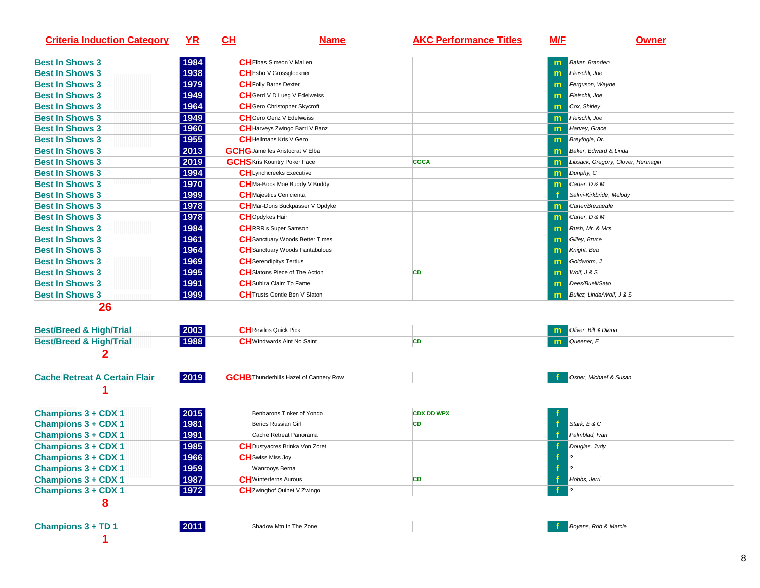| Criteria Induction Category | YR | CH | Name | AKC Performance Titles | M/F | Owner |
|---|---|---|---|---|---|---|
| Best In Shows 3 | 1984 | CH | Elbas Simeon V Mallen | | m | Baker, Branden |
| Best In Shows 3 | 1938 | CH | Esbo V Grossglockner | | m | Fleischli, Joe |
| Best In Shows 3 | 1979 | CH | Folly Barns Dexter | | m | Ferguson, Wayne |
| Best In Shows 3 | 1949 | CH | Gerd V D Lueg V Edelweiss | | m | Fleischli, Joe |
| Best In Shows 3 | 1964 | CH | Gero Christopher Skycroft | | m | Cox, Shirley |
| Best In Shows 3 | 1949 | CH | Gero Oenz V Edelweiss | | m | Fleischli, Joe |
| Best In Shows 3 | 1960 | CH | Harveys Zwingo Barri V Banz | | m | Harvey, Grace |
| Best In Shows 3 | 1955 | CH | Heilmans Kris V Gero | | m | Breyfogle, Dr. |
| Best In Shows 3 | 2013 | GCHG | Jamelles Aristocrat V Elba | | m | Baker, Edward & Linda |
| Best In Shows 3 | 2019 | GCHS | Kris Kountry Poker Face | CGCA | m | Libsack, Gregory, Glover, Hennagin |
| Best In Shows 3 | 1994 | CH | Lynchcreeks Executive | | m | Dunphy, C |
| Best In Shows 3 | 1970 | CH | Ma-Bobs Moe Buddy V Buddy | | m | Carter, D & M |
| Best In Shows 3 | 1999 | CH | Majestics Cenicienta | | f | Salmi-Kirkbride, Melody |
| Best In Shows 3 | 1978 | CH | Mar-Dons Buckpasser V Opdyke | | m | Carter/Brezaeale |
| Best In Shows 3 | 1978 | CH | Opdykes Hair | | m | Carter, D & M |
| Best In Shows 3 | 1984 | CH | RRR's Super Samson | | m | Rush, Mr. & Mrs. |
| Best In Shows 3 | 1961 | CH | Sanctuary Woods Better Times | | m | Gilley, Bruce |
| Best In Shows 3 | 1964 | CH | Sanctuary Woods Fantabulous | | m | Knight, Bea |
| Best In Shows 3 | 1969 | CH | Serendipitys Tertius | | m | Goldworm, J |
| Best In Shows 3 | 1995 | CH | Slatons Piece of The Action | CD | m | Wolf, J & S |
| Best In Shows 3 | 1991 | CH | Subira Claim To Fame | | m | Dees/Buell/Sato |
| Best In Shows 3 | 1999 | CH | Trusts Gentle Ben V Slaton | | m | Bulicz, Linda/Wolf, J & S |

**26**

| Criteria Induction Category | YR | CH | Name | AKC Performance Titles | M/F | Owner |
|---|---|---|---|---|---|---|
| Best/Breed & High/Trial | 2003 | CH | Revilos Quick Pick | | m | Oliver, Bill & Diana |
| Best/Breed & High/Trial | 1988 | CH | Windwards Aint No Saint | CD | m | Queener, E |

**2**

| Criteria Induction Category | YR | CH | Name | AKC Performance Titles | M/F | Owner |
|---|---|---|---|---|---|---|
| Cache Retreat A Certain Flair | 2019 | GCHB | Thunderhills Hazel of Cannery Row | | f | Osher, Michael & Susan |

**1**

| Criteria Induction Category | YR | CH | Name | AKC Performance Titles | M/F | Owner |
|---|---|---|---|---|---|---|
| Champions 3 + CDX 1 | 2015 | | Benbarons Tinker of Yondo | CDX DD WPX | f | |
| Champions 3 + CDX 1 | 1981 | | Berics Russian Girl | CD | f | Stark, E & C |
| Champions 3 + CDX 1 | 1991 | | Cache Retreat Panorama | | f | Palmblad, Ivan |
| Champions 3 + CDX 1 | 1985 | CH | Dustyacres Brinka Von Zoret | | f | Douglas, Judy |
| Champions 3 + CDX 1 | 1966 | CH | Swiss Miss Joy | | f | ? |
| Champions 3 + CDX 1 | 1959 | | Wanrooys Berna | | f | ? |
| Champions 3 + CDX 1 | 1987 | CH | Winterferns Aurous | CD | f | Hobbs, Jerri |
| Champions 3 + CDX 1 | 1972 | CH | Zwinghof Quinet V Zwingo | | f | ? |

**8**

| Criteria Induction Category | YR | CH | Name | AKC Performance Titles | M/F | Owner |
|---|---|---|---|---|---|---|
| Champions 3 + TD 1 | 2011 | | Shadow Mtn In The Zone | | f | Boyens, Rob & Marcie |

**1**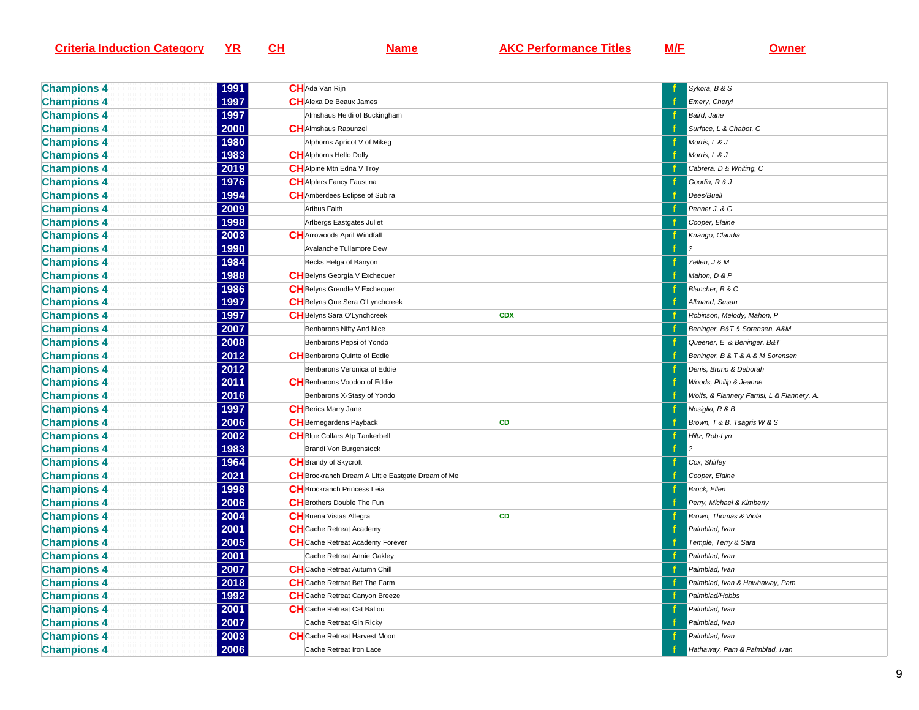| Criteria Induction Category | YR | CH | Name | AKC Performance Titles | M/F | Owner |
|---|---|---|---|---|---|---|
| Champions 4 | 1991 | CH | Ada Van Rijn | | f | Sykora, B & S |
| Champions 4 | 1997 | CH | Alexa De Beaux James | | f | Emery, Cheryl |
| Champions 4 | 1997 | | Almshaus Heidi of Buckingham | | f | Baird, Jane |
| Champions 4 | 2000 | CH | Almshaus Rapunzel | | f | Surface, L & Chabot, G |
| Champions 4 | 1980 | | Alphorns Apricot V of Mikeg | | f | Morris, L & J |
| Champions 4 | 1983 | CH | Alphorns Hello Dolly | | f | Morris, L & J |
| Champions 4 | 2019 | CH | Alpine Mtn Edna V Troy | | f | Cabrera, D & Whiting, C |
| Champions 4 | 1976 | CH | Alplers Fancy Faustina | | f | Goodin, R & J |
| Champions 4 | 1994 | CH | Amberdees Eclipse of Subira | | f | Dees/Buell |
| Champions 4 | 2009 | | Aribus Faith | | f | Penner J. & G. |
| Champions 4 | 1998 | | Arlbergs Eastgates Juliet | | f | Cooper, Elaine |
| Champions 4 | 2003 | CH | Arrowoods April Windfall | | f | Knango, Claudia |
| Champions 4 | 1990 | | Avalanche Tullamore Dew | | f | ? |
| Champions 4 | 1984 | | Becks Helga of Banyon | | f | Zellen, J & M |
| Champions 4 | 1988 | CH | Belyns Georgia V Exchequer | | f | Mahon, D & P |
| Champions 4 | 1986 | CH | Belyns Grendle V Exchequer | | f | Blancher, B & C |
| Champions 4 | 1997 | CH | Belyns Que Sera O'Lynchcreek | | f | Allmand, Susan |
| Champions 4 | 1997 | CH | Belyns Sara O'Lynchcreek | CDX | f | Robinson, Melody, Mahon, P |
| Champions 4 | 2007 | | Benbarons Nifty And Nice | | f | Beninger, B&T & Sorensen, A&M |
| Champions 4 | 2008 | | Benbarons Pepsi of Yondo | | f | Queener, E & Beninger, B&T |
| Champions 4 | 2012 | CH | Benbarons Quinte of Eddie | | f | Beninger, B & T & A & M Sorensen |
| Champions 4 | 2012 | | Benbarons Veronica of Eddie | | f | Denis, Bruno & Deborah |
| Champions 4 | 2011 | CH | Benbarons Voodoo of Eddie | | f | Woods, Philip & Jeanne |
| Champions 4 | 2016 | | Benbarons X-Stasy of Yondo | | f | Wolfs, & Flannery Farrisi, L & Flannery, A. |
| Champions 4 | 1997 | CH | Berics Marry Jane | | f | Nosiglia, R & B |
| Champions 4 | 2006 | CH | Bernegardens Payback | CD | f | Brown, T & B, Tsagris W & S |
| Champions 4 | 2002 | CH | Blue Collars Atp Tankerbell | | f | Hiltz, Rob-Lyn |
| Champions 4 | 1983 | | Brandi Von Burgenstock | | f | ? |
| Champions 4 | 1964 | CH | Brandy of Skycroft | | f | Cox, Shirley |
| Champions 4 | 2021 | CH | Brockranch Dream A LIttle Eastgate Dream of Me | | f | Cooper, Elaine |
| Champions 4 | 1998 | CH | Brockranch Princess Leia | | f | Brock, Ellen |
| Champions 4 | 2006 | CH | Brothers Double The Fun | | f | Perry, Michael & Kimberly |
| Champions 4 | 2004 | CH | Buena Vistas Allegra | CD | f | Brown, Thomas & Viola |
| Champions 4 | 2001 | CH | Cache Retreat Academy | | f | Palmblad, Ivan |
| Champions 4 | 2005 | CH | Cache Retreat Academy Forever | | f | Temple, Terry & Sara |
| Champions 4 | 2001 | | Cache Retreat Annie Oakley | | f | Palmblad, Ivan |
| Champions 4 | 2007 | CH | Cache Retreat Autumn Chill | | f | Palmblad, Ivan |
| Champions 4 | 2018 | CH | Cache Retreat Bet The Farm | | f | Palmblad, Ivan & Hawhaway, Pam |
| Champions 4 | 1992 | CH | Cache Retreat Canyon Breeze | | f | Palmblad/Hobbs |
| Champions 4 | 2001 | CH | Cache Retreat Cat Ballou | | f | Palmblad, Ivan |
| Champions 4 | 2007 | | Cache Retreat Gin Ricky | | f | Palmblad, Ivan |
| Champions 4 | 2003 | CH | Cache Retreat Harvest Moon | | f | Palmblad, Ivan |
| Champions 4 | 2006 | | Cache Retreat Iron Lace | | f | Hathaway, Pam & Palmblad, Ivan |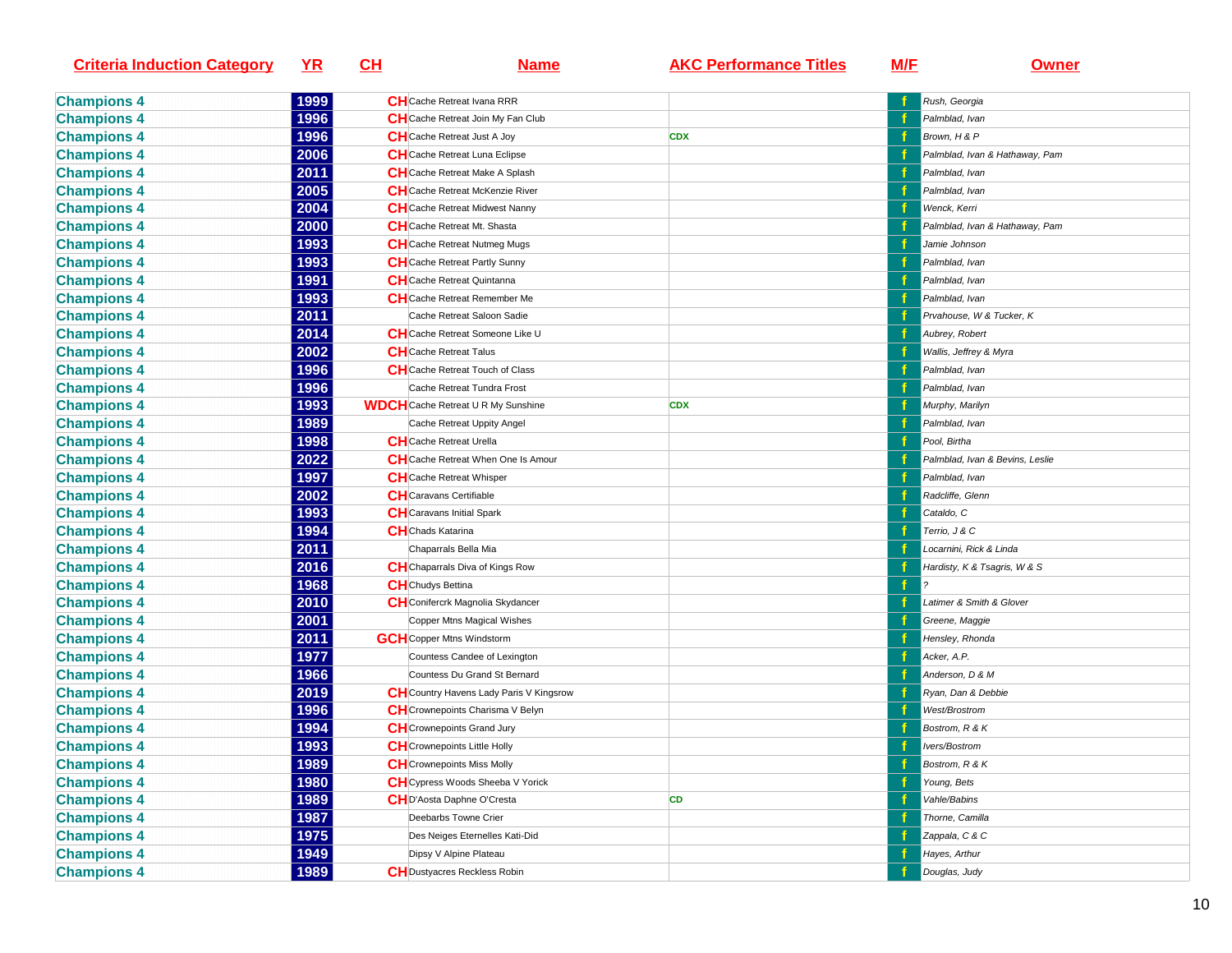| Criteria Induction Category | YR | CH | Name | AKC Performance Titles | M/F | Owner |
|---|---|---|---|---|---|---|
| Champions 4 | 1999 | CH | Cache Retreat Ivana RRR | | f | Rush, Georgia |
| Champions 4 | 1996 | CH | Cache Retreat Join My Fan Club | | f | Palmblad, Ivan |
| Champions 4 | 1996 | CH | Cache Retreat Just A Joy | CDX | f | Brown, H & P |
| Champions 4 | 2006 | CH | Cache Retreat Luna Eclipse | | f | Palmblad, Ivan & Hathaway, Pam |
| Champions 4 | 2011 | CH | Cache Retreat Make A Splash | | f | Palmblad, Ivan |
| Champions 4 | 2005 | CH | Cache Retreat McKenzie River | | f | Palmblad, Ivan |
| Champions 4 | 2004 | CH | Cache Retreat Midwest Nanny | | f | Wenck, Kerri |
| Champions 4 | 2000 | CH | Cache Retreat Mt. Shasta | | f | Palmblad, Ivan & Hathaway, Pam |
| Champions 4 | 1993 | CH | Cache Retreat Nutmeg Mugs | | f | Jamie Johnson |
| Champions 4 | 1993 | CH | Cache Retreat Partly Sunny | | f | Palmblad, Ivan |
| Champions 4 | 1991 | CH | Cache Retreat Quintanna | | f | Palmblad, Ivan |
| Champions 4 | 1993 | CH | Cache Retreat Remember Me | | f | Palmblad, Ivan |
| Champions 4 | 2011 | | Cache Retreat Saloon Sadie | | f | Prvahouse, W & Tucker, K |
| Champions 4 | 2014 | CH | Cache Retreat Someone Like U | | f | Aubrey, Robert |
| Champions 4 | 2002 | CH | Cache Retreat Talus | | f | Wallis, Jeffrey & Myra |
| Champions 4 | 1996 | CH | Cache Retreat Touch of Class | | f | Palmblad, Ivan |
| Champions 4 | 1996 | | Cache Retreat Tundra Frost | | f | Palmblad, Ivan |
| Champions 4 | 1993 | WDCH | Cache Retreat U R My Sunshine | CDX | f | Murphy, Marilyn |
| Champions 4 | 1989 | | Cache Retreat Uppity Angel | | f | Palmblad, Ivan |
| Champions 4 | 1998 | CH | Cache Retreat Urella | | f | Pool, Birtha |
| Champions 4 | 2022 | CH | Cache Retreat When One Is Amour | | f | Palmblad, Ivan & Bevins, Leslie |
| Champions 4 | 1997 | CH | Cache Retreat Whisper | | f | Palmblad, Ivan |
| Champions 4 | 2002 | CH | Caravans Certifiable | | f | Radcliffe, Glenn |
| Champions 4 | 1993 | CH | Caravans Initial Spark | | f | Cataldo, C |
| Champions 4 | 1994 | CH | Chads Katarina | | f | Terrio, J & C |
| Champions 4 | 2011 | | Chaparrals Bella Mia | | f | Locarnini, Rick & Linda |
| Champions 4 | 2016 | CH | Chaparrals Diva of Kings Row | | f | Hardisty, K & Tsagris, W & S |
| Champions 4 | 1968 | CH | Chudys Bettina | | f | ? |
| Champions 4 | 2010 | CH | Conifercrk Magnolia Skydancer | | f | Latimer & Smith & Glover |
| Champions 4 | 2001 | | Copper Mtns Magical Wishes | | f | Greene, Maggie |
| Champions 4 | 2011 | GCH | Copper Mtns Windstorm | | f | Hensley, Rhonda |
| Champions 4 | 1977 | | Countess Candee of Lexington | | f | Acker, A.P. |
| Champions 4 | 1966 | | Countess Du Grand St Bernard | | f | Anderson, D & M |
| Champions 4 | 2019 | CH | Country Havens Lady Paris V Kingsrow | | f | Ryan, Dan & Debbie |
| Champions 4 | 1996 | CH | Crownepoints Charisma V Belyn | | f | West/Brostrom |
| Champions 4 | 1994 | CH | Crownepoints Grand Jury | | f | Bostrom, R & K |
| Champions 4 | 1993 | CH | Crownepoints Little Holly | | f | Ivers/Bostrom |
| Champions 4 | 1989 | CH | Crownepoints Miss Molly | | f | Bostrom, R & K |
| Champions 4 | 1980 | CH | Cypress Woods Sheeba V Yorick | | f | Young, Bets |
| Champions 4 | 1989 | CH | D'Aosta Daphne O'Cresta | CD | f | Vahle/Babins |
| Champions 4 | 1987 | | Deebarbs Towne Crier | | f | Thorne, Camilla |
| Champions 4 | 1975 | | Des Neiges Eternelles Kati-Did | | f | Zappala, C & C |
| Champions 4 | 1949 | | Dipsy V Alpine Plateau | | f | Hayes, Arthur |
| Champions 4 | 1989 | CH | Dustyacres Reckless Robin | | f | Douglas, Judy |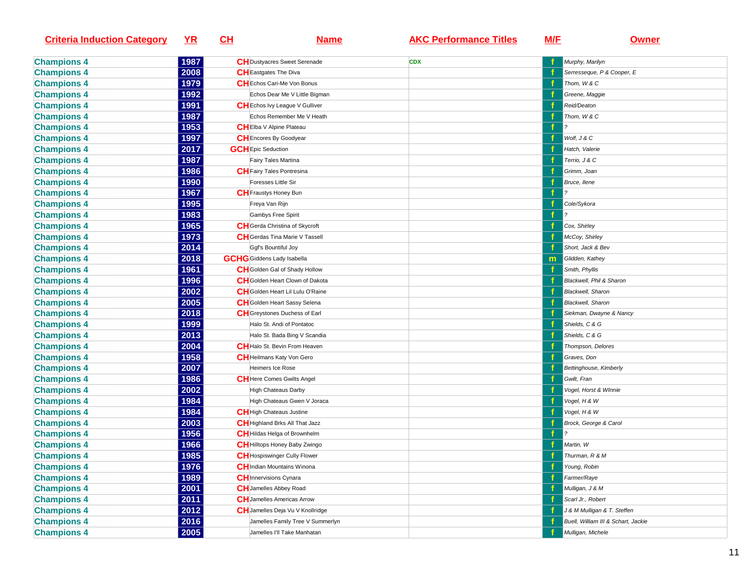| Criteria Induction Category | YR | CH | Name | AKC Performance Titles | M/F | Owner |
|---|---|---|---|---|---|---|
| Champions 4 | 1987 | CH | Dustyacres Sweet Serenade | CDX | f | Murphy, Marilyn |
| Champions 4 | 2008 | CH | Eastgates The Diva | | f | Serresseque, P & Cooper, E |
| Champions 4 | 1979 | CH | Echos Cari-Me Von Bonus | | f | Thom, W & C |
| Champions 4 | 1992 | | Echos Dear Me V Little Bigman | | f | Greene, Maggie |
| Champions 4 | 1991 | CH | Echos Ivy League V Gulliver | | f | Reid/Deaton |
| Champions 4 | 1987 | | Echos Remember Me V Heath | | f | Thom, W & C |
| Champions 4 | 1953 | CH | Elba V Alpine Plateau | | f | ? |
| Champions 4 | 1997 | CH | Encores By Goodyear | | f | Wolf, J & C |
| Champions 4 | 2017 | GCH | Epic Seduction | | f | Hatch, Valerie |
| Champions 4 | 1987 | | Fairy Tales Martina | | f | Terrio, J & C |
| Champions 4 | 1986 | CH | Fairy Tales Pontresina | | f | Grimm, Joan |
| Champions 4 | 1990 | | Foresses Little Sir | | f | Bruce, Ilene |
| Champions 4 | 1967 | CH | Fraustys Honey Bun | | f | ? |
| Champions 4 | 1995 | | Freya Van Rijn | | f | Cole/Sykora |
| Champions 4 | 1983 | | Gambys Free Spirit | | f | ? |
| Champions 4 | 1965 | CH | Gerda Christina of Skycroft | | f | Cox, Shirley |
| Champions 4 | 1973 | CH | Gerdas Tina Marie V Tassell | | f | McCoy, Shirley |
| Champions 4 | 2014 | | Ggf's Bountiful Joy | | f | Short, Jack & Bev |
| Champions 4 | 2018 | GCHG | Giddens Lady Isabella | | m | Glidden, Kathey |
| Champions 4 | 1961 | CH | Golden Gal of Shady Hollow | | f | Smith, Phyllis |
| Champions 4 | 1996 | CH | Golden Heart Clown of Dakota | | f | Blackwell, Phil & Sharon |
| Champions 4 | 2002 | CH | Golden Heart Lil Lulu O'Raine | | f | Blackwell, Sharon |
| Champions 4 | 2005 | CH | Golden Heart Sassy Selena | | f | Blackwell, Sharon |
| Champions 4 | 2018 | CH | Greystones Duchess of Earl | | f | Siekman, Dwayne & Nancy |
| Champions 4 | 1999 | | Halo St. Andi of Pontatoc | | f | Shields, C & G |
| Champions 4 | 2013 | | Halo St. Bada Bing V Scandia | | f | Shields, C & G |
| Champions 4 | 2004 | CH | Halo St. Bevin From Heaven | | f | Thompson, Delores |
| Champions 4 | 1958 | CH | Heilmans Katy Von Gero | | f | Graves, Don |
| Champions 4 | 2007 | | Heimers Ice Rose | | f | Bettinghouse, Kimberly |
| Champions 4 | 1986 | CH | Here Comes Gwilts Angel | | f | Gwilt, Fran |
| Champions 4 | 2002 | | High Chateaus Darby | | f | Vogel, Horst & WInnie |
| Champions 4 | 1984 | | High Chateaus Gwen V Joraca | | f | Vogel, H & W |
| Champions 4 | 1984 | CH | High Chateaus Justine | | f | Vogel, H & W |
| Champions 4 | 2003 | CH | Highland Brks All That Jazz | | f | Brock, George & Carol |
| Champions 4 | 1956 | CH | Hildas Helga of Brownhelm | | f | ? |
| Champions 4 | 1966 | CH | Hilltops Honey Baby Zwingo | | f | Martin, W |
| Champions 4 | 1985 | CH | Hospiswinger Cully Flower | | f | Thurman, R & M |
| Champions 4 | 1976 | CH | Indian Mountains Winona | | f | Young, Robin |
| Champions 4 | 1989 | CH | Innervisions Cynara | | f | Farmer/Raye |
| Champions 4 | 2001 | CH | Jamelles Abbey Road | | f | Mulligan, J & M |
| Champions 4 | 2011 | CH | Jamelles Americas Arrow | | f | Scarl Jr., Robert |
| Champions 4 | 2012 | CH | Jamelles Deja Vu V Knollridge | | f | J & M Mulligan & T. Steffen |
| Champions 4 | 2016 | | Jamelles Family Tree V Summerlyn | | f | Buell, William III & Schart, Jackie |
| Champions 4 | 2005 | | Jamelles I'll Take Manhatan | | f | Mulligan, Michele |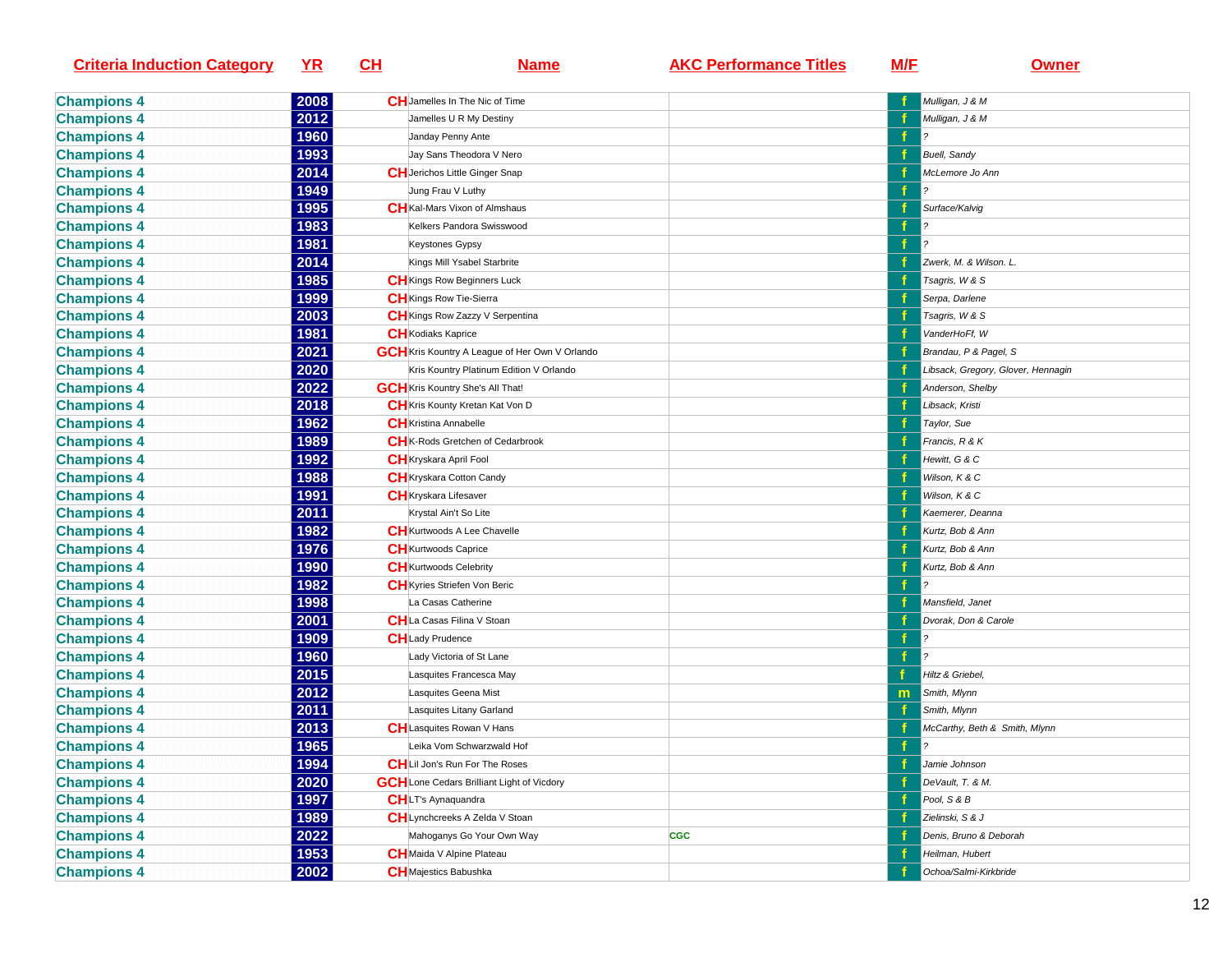| Criteria Induction Category | YR | CH | Name | AKC Performance Titles | M/F | Owner |
|---|---|---|---|---|---|---|
| Champions 4 | 2008 | CH | Jamelles In The Nic of Time | | f | Mulligan, J & M |
| Champions 4 | 2012 | | Jamelles U R My Destiny | | f | Mulligan, J & M |
| Champions 4 | 1960 | | Janday Penny Ante | | f | ? |
| Champions 4 | 1993 | | Jay Sans Theodora V Nero | | f | Buell, Sandy |
| Champions 4 | 2014 | CH | Jerichos Little Ginger Snap | | f | McLemore Jo Ann |
| Champions 4 | 1949 | | Jung Frau V Luthy | | f | ? |
| Champions 4 | 1995 | CH | Kal-Mars Vixon of Almshaus | | f | Surface/Kalvig |
| Champions 4 | 1983 | | Kelkers Pandora Swisswood | | f | ? |
| Champions 4 | 1981 | | Keystones Gypsy | | f | ? |
| Champions 4 | 2014 | | Kings Mill Ysabel Starbrite | | f | Zwerk, M. & Wilson. L. |
| Champions 4 | 1985 | CH | Kings Row Beginners Luck | | f | Tsagris, W & S |
| Champions 4 | 1999 | CH | Kings Row Tie-Sierra | | f | Serpa, Darlene |
| Champions 4 | 2003 | CH | Kings Row Zazzy V Serpentina | | f | Tsagris, W & S |
| Champions 4 | 1981 | CH | Kodiaks Kaprice | | f | VanderHoFf, W |
| Champions 4 | 2021 | GCH | Kris Kountry A League of Her Own V Orlando | | f | Brandau, P & Pagel, S |
| Champions 4 | 2020 | | Kris Kountry Platinum Edition V Orlando | | f | Libsack, Gregory, Glover, Hennagin |
| Champions 4 | 2022 | GCH | Kris Kountry She's All That! | | f | Anderson, Shelby |
| Champions 4 | 2018 | CH | Kris Kounty Kretan Kat Von D | | f | Libsack, Kristi |
| Champions 4 | 1962 | CH | Kristina Annabelle | | f | Taylor, Sue |
| Champions 4 | 1989 | CH | K-Rods Gretchen of Cedarbrook | | f | Francis, R & K |
| Champions 4 | 1992 | CH | Kryskara April Fool | | f | Hewitt, G & C |
| Champions 4 | 1988 | CH | Kryskara Cotton Candy | | f | Wilson, K & C |
| Champions 4 | 1991 | CH | Kryskara Lifesaver | | f | Wilson, K & C |
| Champions 4 | 2011 | | Krystal Ain't So Lite | | f | Kaemerer, Deanna |
| Champions 4 | 1982 | CH | Kurtwoods A Lee Chavelle | | f | Kurtz, Bob & Ann |
| Champions 4 | 1976 | CH | Kurtwoods Caprice | | f | Kurtz, Bob & Ann |
| Champions 4 | 1990 | CH | Kurtwoods Celebrity | | f | Kurtz, Bob & Ann |
| Champions 4 | 1982 | CH | Kyries Striefen Von Beric | | f | ? |
| Champions 4 | 1998 | | La Casas Catherine | | f | Mansfield, Janet |
| Champions 4 | 2001 | CH | La Casas Filina V Stoan | | f | Dvorak, Don & Carole |
| Champions 4 | 1909 | CH | Lady Prudence | | f | ? |
| Champions 4 | 1960 | | Lady Victoria of St Lane | | f | ? |
| Champions 4 | 2015 | | Lasquites Francesca May | | f | Hiltz & Griebel, |
| Champions 4 | 2012 | | Lasquites Geena Mist | | m | Smith, Mlynn |
| Champions 4 | 2011 | | Lasquites Litany Garland | | f | Smith, Mlynn |
| Champions 4 | 2013 | CH | Lasquites Rowan V Hans | | f | McCarthy, Beth & Smith, Mlynn |
| Champions 4 | 1965 | | Leika Vom Schwarzwald Hof | | f | ? |
| Champions 4 | 1994 | CH | Lil Jon's Run For The Roses | | f | Jamie Johnson |
| Champions 4 | 2020 | GCH | Lone Cedars Brilliant Light of Vicdory | | f | DeVault, T. & M. |
| Champions 4 | 1997 | CH | LT's Aynaquandra | | f | Pool, S & B |
| Champions 4 | 1989 | CH | Lynchcreeks A Zelda V Stoan | | f | Zielinski, S & J |
| Champions 4 | 2022 | | Mahoganys Go Your Own Way | CGC | f | Denis, Bruno & Deborah |
| Champions 4 | 1953 | CH | Maida V Alpine Plateau | | f | Heilman, Hubert |
| Champions 4 | 2002 | CH | Majestics Babushka | | f | Ochoa/Salmi-Kirkbride |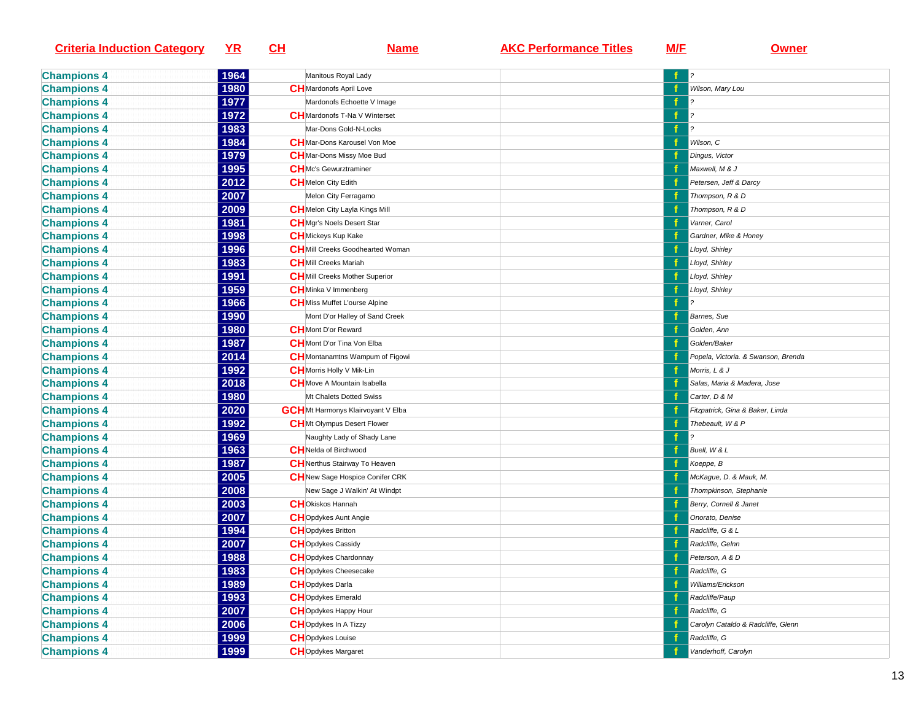| Criteria Induction Category | YR | CH | Name | AKC Performance Titles | M/F | Owner |
|---|---|---|---|---|---|---|
| Champions 4 | 1964 | | Manitous Royal Lady | | f | ? |
| Champions 4 | 1980 | CH | Mardonofs April Love | | f | Wilson, Mary Lou |
| Champions 4 | 1977 | | Mardonofs Echoette V Image | | f | ? |
| Champions 4 | 1972 | CH | Mardonofs T-Na V Winterset | | f | ? |
| Champions 4 | 1983 | | Mar-Dons Gold-N-Locks | | f | ? |
| Champions 4 | 1984 | CH | Mar-Dons Karousel Von Moe | | f | Wilson, C |
| Champions 4 | 1979 | CH | Mar-Dons Missy Moe Bud | | f | Dingus, Victor |
| Champions 4 | 1995 | CH | Mc's Gewurztraminer | | f | Maxwell, M & J |
| Champions 4 | 2012 | CH | Melon City Edith | | f | Petersen, Jeff & Darcy |
| Champions 4 | 2007 | | Melon City Ferragamo | | f | Thompson, R & D |
| Champions 4 | 2009 | CH | Melon City Layla Kings Mill | | f | Thompson, R & D |
| Champions 4 | 1981 | CH | Mgr's Noels Desert Star | | f | Varner, Carol |
| Champions 4 | 1998 | CH | Mickeys Kup Kake | | f | Gardner, Mike & Honey |
| Champions 4 | 1996 | CH | Mill Creeks Goodhearted Woman | | f | Lloyd, Shirley |
| Champions 4 | 1983 | CH | Mill Creeks Mariah | | f | Lloyd, Shirley |
| Champions 4 | 1991 | CH | Mill Creeks Mother Superior | | f | Lloyd, Shirley |
| Champions 4 | 1959 | CH | Minka V Immenberg | | f | Lloyd, Shirley |
| Champions 4 | 1966 | CH | Miss Muffet L'ourse Alpine | | f | ? |
| Champions 4 | 1990 | | Mont D'or Halley of Sand Creek | | f | Barnes, Sue |
| Champions 4 | 1980 | CH | Mont D'or Reward | | f | Golden, Ann |
| Champions 4 | 1987 | CH | Mont D'or Tina Von Elba | | f | Golden/Baker |
| Champions 4 | 2014 | CH | Montanamtns Wampum of Figowi | | f | Popela, Victoria. & Swanson, Brenda |
| Champions 4 | 1992 | CH | Morris Holly V Mik-Lin | | f | Morris, L & J |
| Champions 4 | 2018 | CH | Move A Mountain Isabella | | f | Salas, Maria & Madera, Jose |
| Champions 4 | 1980 | | Mt Chalets Dotted Swiss | | f | Carter, D & M |
| Champions 4 | 2020 | GCH | Mt Harmonys Klairvoyant V Elba | | f | Fitzpatrick, Gina & Baker, Linda |
| Champions 4 | 1992 | CH | Mt Olympus Desert Flower | | f | Thebeault, W & P |
| Champions 4 | 1969 | | Naughty Lady of Shady Lane | | f | ? |
| Champions 4 | 1963 | CH | Nelda of Birchwood | | f | Buell, W & L |
| Champions 4 | 1987 | CH | Nerthus Stairway To Heaven | | f | Koeppe, B |
| Champions 4 | 2005 | CH | New Sage Hospice Conifer CRK | | f | McKague, D. & Mauk, M. |
| Champions 4 | 2008 | | New Sage J Walkin' At Windpt | | f | Thompkinson, Stephanie |
| Champions 4 | 2003 | CH | Okiskos Hannah | | f | Berry, Cornell & Janet |
| Champions 4 | 2007 | CH | Opdykes Aunt Angie | | f | Onorato, Denise |
| Champions 4 | 1994 | CH | Opdykes Britton | | f | Radcliffe, G & L |
| Champions 4 | 2007 | CH | Opdykes Cassidy | | f | Radcliffe, Gelnn |
| Champions 4 | 1988 | CH | Opdykes Chardonnay | | f | Peterson, A & D |
| Champions 4 | 1983 | CH | Opdykes Cheesecake | | f | Radcliffe, G |
| Champions 4 | 1989 | CH | Opdykes Darla | | f | Williams/Erickson |
| Champions 4 | 1993 | CH | Opdykes Emerald | | f | Radcliffe/Paup |
| Champions 4 | 2007 | CH | Opdykes Happy Hour | | f | Radcliffe, G |
| Champions 4 | 2006 | CH | Opdykes In A Tizzy | | f | Carolyn Cataldo & Radcliffe, Glenn |
| Champions 4 | 1999 | CH | Opdykes Louise | | f | Radcliffe, G |
| Champions 4 | 1999 | CH | Opdykes Margaret | | f | Vanderhoff, Carolyn |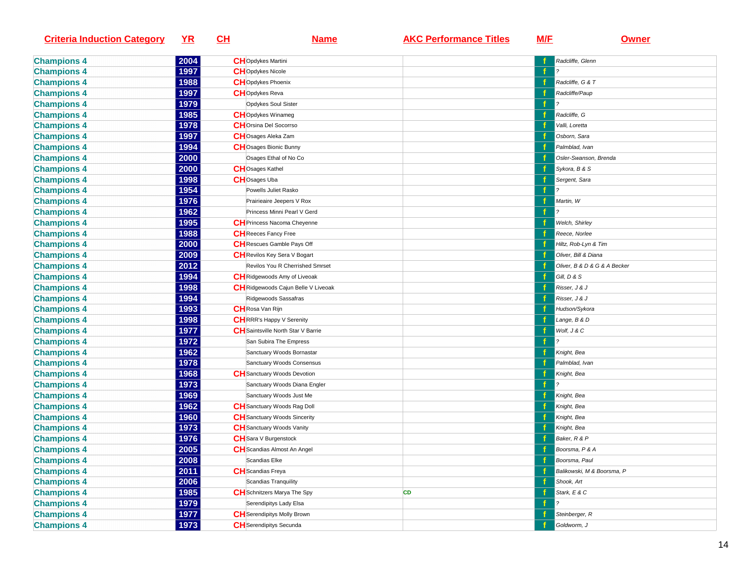| Criteria Induction Category | YR | CH | Name | AKC Performance Titles | M/F | Owner |
|---|---|---|---|---|---|---|
| Champions 4 | 2004 | CH | Opdykes Martini | | f | Radcliffe, Glenn |
| Champions 4 | 1997 | CH | Opdykes Nicole | | f | ? |
| Champions 4 | 1988 | CH | Opdykes Phoenix | | f | Radcliffe, G & T |
| Champions 4 | 1997 | CH | Opdykes Reva | | f | Radcliffe/Paup |
| Champions 4 | 1979 | | Opdykes Soul Sister | | f | ? |
| Champions 4 | 1985 | CH | Opdykes Winameg | | f | Radcliffe, G |
| Champions 4 | 1978 | CH | Orsina Del Socorrso | | f | Valli, Loretta |
| Champions 4 | 1997 | CH | Osages Aleka Zam | | f | Osborn, Sara |
| Champions 4 | 1994 | CH | Osages Bionic Bunny | | f | Palmblad, Ivan |
| Champions 4 | 2000 | | Osages Ethal of No Co | | f | Osler-Swanson, Brenda |
| Champions 4 | 2000 | CH | Osages Kathel | | f | Sykora, B & S |
| Champions 4 | 1998 | CH | Osages Uba | | f | Sergent, Sara |
| Champions 4 | 1954 | | Powells Juliet Rasko | | f | ? |
| Champions 4 | 1976 | | Prairieaire Jeepers V Rox | | f | Martin, W |
| Champions 4 | 1962 | | Princess Minni Pearl V Gerd | | f | ? |
| Champions 4 | 1995 | CH | Princess Nacoma Cheyenne | | f | Welch, Shirley |
| Champions 4 | 1988 | CH | Reeces Fancy Free | | f | Reece, Norlee |
| Champions 4 | 2000 | CH | Rescues Gamble Pays Off | | f | Hiltz, Rob-Lyn & Tim |
| Champions 4 | 2009 | CH | Revilos Key Sera V Bogart | | f | Oliver, Bill & Diana |
| Champions 4 | 2012 | | Revilos You R Cherrished Smrset | | f | Oliver, B & D & G & A Becker |
| Champions 4 | 1994 | CH | Ridgewoods Amy of Liveoak | | f | Gill, D & S |
| Champions 4 | 1998 | CH | Ridgewoods Cajun Belle V Liveoak | | f | Risser, J & J |
| Champions 4 | 1994 | | Ridgewoods Sassafras | | f | Risser, J & J |
| Champions 4 | 1993 | CH | Rosa Van Rijn | | f | Hudson/Sykora |
| Champions 4 | 1998 | CH | RRR's Happy V Serenity | | f | Lange, B & D |
| Champions 4 | 1977 | CH | Saintsville North Star V Barrie | | f | Wolf, J & C |
| Champions 4 | 1972 | | San Subira The Empress | | f | ? |
| Champions 4 | 1962 | | Sanctuary Woods Bornastar | | f | Knight, Bea |
| Champions 4 | 1978 | | Sanctuary Woods Consensus | | f | Palmblad, Ivan |
| Champions 4 | 1968 | CH | Sanctuary Woods Devotion | | f | Knight, Bea |
| Champions 4 | 1973 | | Sanctuary Woods Diana Engler | | f | ? |
| Champions 4 | 1969 | | Sanctuary Woods Just Me | | f | Knight, Bea |
| Champions 4 | 1962 | CH | Sanctuary Woods Rag Doll | | f | Knight, Bea |
| Champions 4 | 1960 | CH | Sanctuary Woods Sincerity | | f | Knight, Bea |
| Champions 4 | 1973 | CH | Sanctuary Woods Vanity | | f | Knight, Bea |
| Champions 4 | 1976 | CH | Sara V Burgenstock | | f | Baker, R & P |
| Champions 4 | 2005 | CH | Scandias Almost An Angel | | f | Boorsma, P & A |
| Champions 4 | 2008 | | Scandias Elke | | f | Boorsma, Paul |
| Champions 4 | 2011 | CH | Scandias Freya | | f | Balikowski, M & Boorsma, P |
| Champions 4 | 2006 | | Scandias Tranquility | | f | Shook, Art |
| Champions 4 | 1985 | CH | Schnitzers Marya The Spy | CD | f | Stark, E & C |
| Champions 4 | 1979 | | Serendipitys Lady Elsa | | f | ? |
| Champions 4 | 1977 | CH | Serendipitys Molly Brown | | f | Steinberger, R |
| Champions 4 | 1973 | CH | Serendipitys Secunda | | f | Goldworm, J |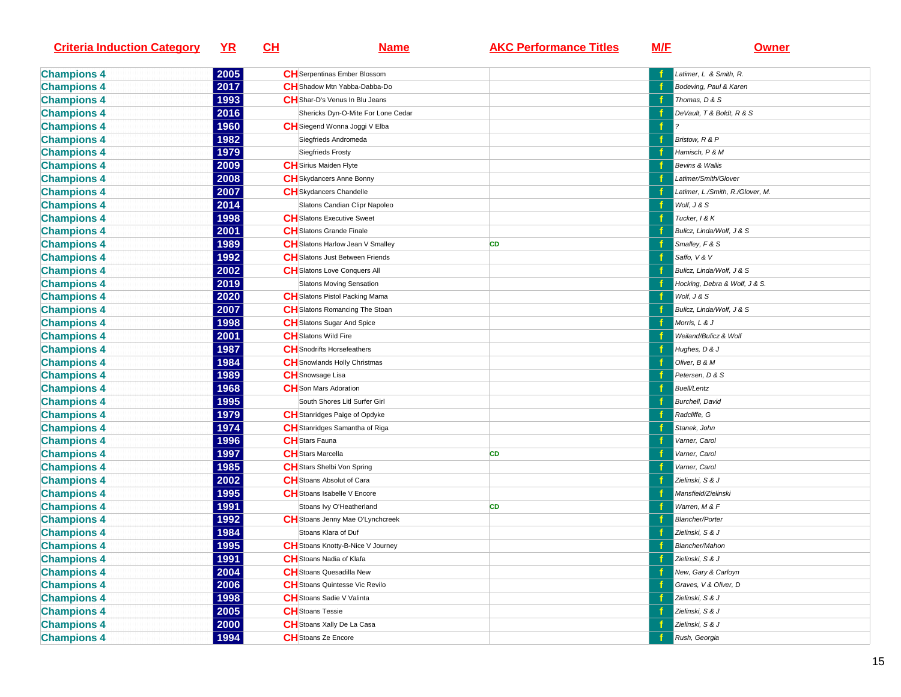| Criteria Induction Category | YR | CH | Name | AKC Performance Titles | M/F | Owner |
|---|---|---|---|---|---|---|
| Champions 4 | 2005 | CH | Serpentinas Ember Blossom | | f | Latimer, L & Smith, R. |
| Champions 4 | 2017 | CH | Shadow Mtn Yabba-Dabba-Do | | f | Bodeving, Paul & Karen |
| Champions 4 | 1993 | CH | Shar-D's Venus In Blu Jeans | | f | Thomas, D & S |
| Champions 4 | 2016 | | Shericks Dyn-O-Mite For Lone Cedar | | f | DeVault, T & Boldt, R & S |
| Champions 4 | 1960 | CH | Siegend Wonna Joggi V Elba | | f | ? |
| Champions 4 | 1982 | | Siegfrieds Andromeda | | f | Bristow, R & P |
| Champions 4 | 1979 | | Siegfrieds Frosty | | f | Hamisch, P & M |
| Champions 4 | 2009 | CH | Sirius Maiden Flyte | | f | Bevins & Wallis |
| Champions 4 | 2008 | CH | Skydancers Anne Bonny | | f | Latimer/Smith/Glover |
| Champions 4 | 2007 | CH | Skydancers Chandelle | | f | Latimer, L./Smith, R./Glover, M. |
| Champions 4 | 2014 | | Slatons Candian Clipr Napoleo | | f | Wolf, J & S |
| Champions 4 | 1998 | CH | Slatons Executive Sweet | | f | Tucker, I & K |
| Champions 4 | 2001 | CH | Slatons Grande Finale | | f | Bulicz, Linda/Wolf, J & S |
| Champions 4 | 1989 | CH | Slatons Harlow Jean V Smalley | CD | f | Smalley, F & S |
| Champions 4 | 1992 | CH | Slatons Just Between Friends | | f | Saffo, V & V |
| Champions 4 | 2002 | CH | Slatons Love Conquers All | | f | Bulicz, Linda/Wolf, J & S |
| Champions 4 | 2019 | | Slatons Moving Sensation | | f | Hocking, Debra & Wolf, J & S. |
| Champions 4 | 2020 | CH | Slatons Pistol Packing Mama | | f | Wolf, J & S |
| Champions 4 | 2007 | CH | Slatons Romancing The Stoan | | f | Bulicz, Linda/Wolf, J & S |
| Champions 4 | 1998 | CH | Slatons Sugar And Spice | | f | Morris, L & J |
| Champions 4 | 2001 | CH | Slatons Wild Fire | | f | Weiland/Bulicz & Wolf |
| Champions 4 | 1987 | CH | Snodrifts Horsefeathers | | f | Hughes, D & J |
| Champions 4 | 1984 | CH | Snowlands Holly Christmas | | f | Oliver, B & M |
| Champions 4 | 1989 | CH | Snowsage Lisa | | f | Petersen, D & S |
| Champions 4 | 1968 | CH | Son Mars Adoration | | f | Buell/Lentz |
| Champions 4 | 1995 | | South Shores Litl Surfer Girl | | f | Burchell, David |
| Champions 4 | 1979 | CH | Stanridges Paige of Opdyke | | f | Radcliffe, G |
| Champions 4 | 1974 | CH | Stanridges Samantha of Riga | | f | Stanek, John |
| Champions 4 | 1996 | CH | Stars Fauna | | f | Varner, Carol |
| Champions 4 | 1997 | CH | Stars Marcella | CD | f | Varner, Carol |
| Champions 4 | 1985 | CH | Stars Shelbi Von Spring | | f | Varner, Carol |
| Champions 4 | 2002 | CH | Stoans Absolut of Cara | | f | Zielinski, S & J |
| Champions 4 | 1995 | CH | Stoans Isabelle V Encore | | f | Mansfield/Zielinski |
| Champions 4 | 1991 | | Stoans Ivy O'Heatherland | CD | f | Warren, M & F |
| Champions 4 | 1992 | CH | Stoans Jenny Mae O'Lynchcreek | | f | Blancher/Porter |
| Champions 4 | 1984 | | Stoans Klara of Duf | | f | Zielinski, S & J |
| Champions 4 | 1995 | CH | Stoans Knotty-B-Nice V Journey | | f | Blancher/Mahon |
| Champions 4 | 1991 | CH | Stoans Nadia of Klafa | | f | Zielinski, S & J |
| Champions 4 | 2004 | CH | Stoans Quesadilla New | | f | New, Gary & Carloyn |
| Champions 4 | 2006 | CH | Stoans Quintesse Vic Revilo | | f | Graves, V & Oliver, D |
| Champions 4 | 1998 | CH | Stoans Sadie V Valinta | | f | Zielinski, S & J |
| Champions 4 | 2005 | CH | Stoans Tessie | | f | Zielinski, S & J |
| Champions 4 | 2000 | CH | Stoans Xally De La Casa | | f | Zielinski, S & J |
| Champions 4 | 1994 | CH | Stoans Ze Encore | | f | Rush, Georgia |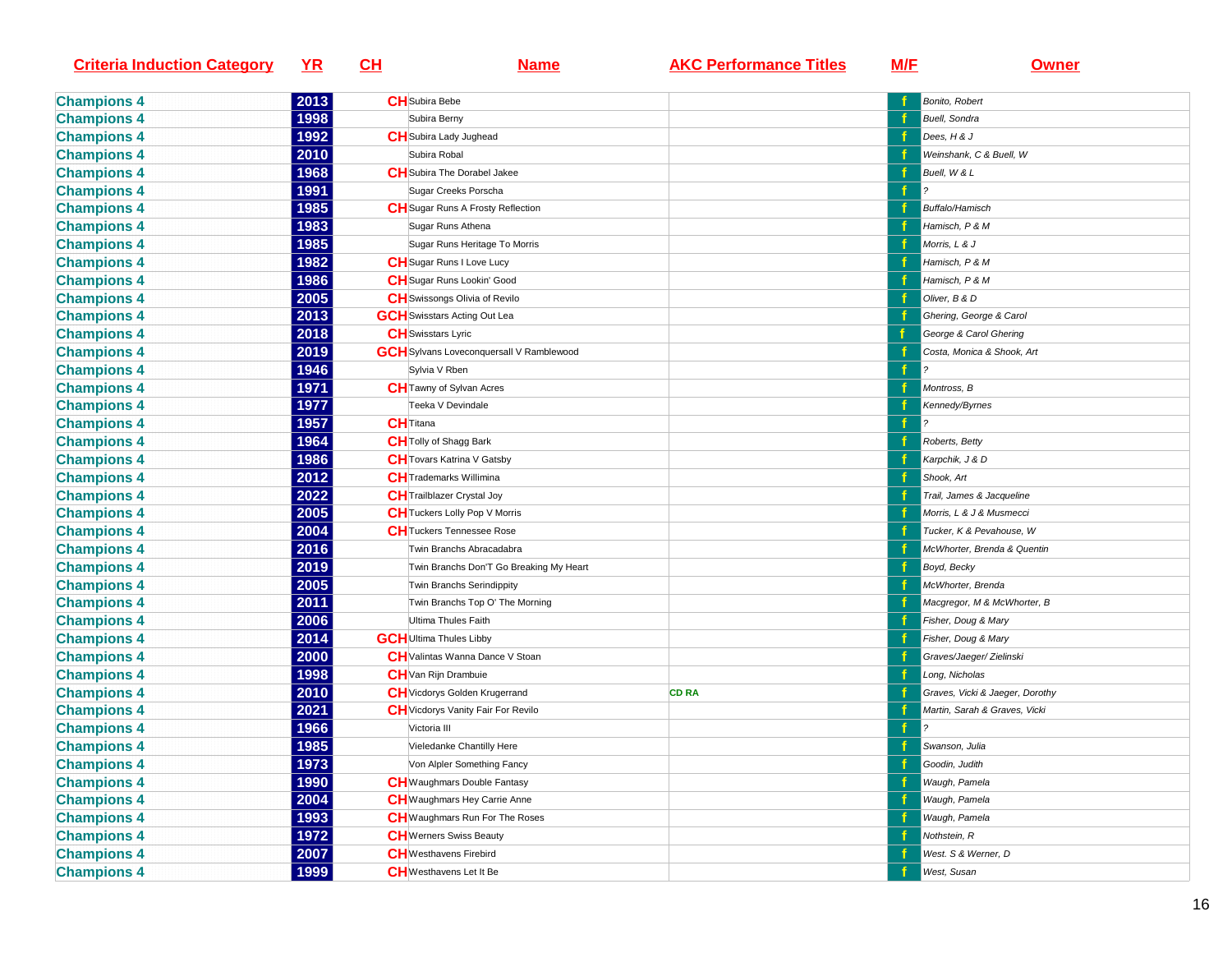| Criteria Induction Category | YR | CH | Name | AKC Performance Titles | M/F | Owner |
|---|---|---|---|---|---|---|
| Champions 4 | 2013 | CH | Subira Bebe | | f | Bonito, Robert |
| Champions 4 | 1998 | | Subira Berny | | f | Buell, Sondra |
| Champions 4 | 1992 | CH | Subira Lady Jughead | | f | Dees, H & J |
| Champions 4 | 2010 | | Subira Robal | | f | Weinshank, C & Buell, W |
| Champions 4 | 1968 | CH | Subira The Dorabel Jakee | | f | Buell, W & L |
| Champions 4 | 1991 | | Sugar Creeks Porscha | | f | ? |
| Champions 4 | 1985 | CH | Sugar Runs A Frosty Reflection | | f | Buffalo/Hamisch |
| Champions 4 | 1983 | | Sugar Runs Athena | | f | Hamisch, P & M |
| Champions 4 | 1985 | | Sugar Runs Heritage To Morris | | f | Morris, L & J |
| Champions 4 | 1982 | CH | Sugar Runs I Love Lucy | | f | Hamisch, P & M |
| Champions 4 | 1986 | CH | Sugar Runs Lookin' Good | | f | Hamisch, P & M |
| Champions 4 | 2005 | CH | Swissongs Olivia of Revilo | | f | Oliver, B & D |
| Champions 4 | 2013 | GCH | Swisstars Acting Out Lea | | f | Ghering, George & Carol |
| Champions 4 | 2018 | CH | Swisstars Lyric | | f | George & Carol Ghering |
| Champions 4 | 2019 | GCH | Sylvans Loveconquersall V Ramblewood | | f | Costa, Monica & Shook, Art |
| Champions 4 | 1946 | | Sylvia V Rben | | f | ? |
| Champions 4 | 1971 | CH | Tawny of Sylvan Acres | | f | Montross, B |
| Champions 4 | 1977 | | Teeka V Devindale | | f | Kennedy/Byrnes |
| Champions 4 | 1957 | CH | Titana | | f | ? |
| Champions 4 | 1964 | CH | Tolly of Shagg Bark | | f | Roberts, Betty |
| Champions 4 | 1986 | CH | Tovars Katrina V Gatsby | | f | Karpchik, J & D |
| Champions 4 | 2012 | CH | Trademarks Willimina | | f | Shook, Art |
| Champions 4 | 2022 | CH | Trailblazer Crystal Joy | | f | Trail, James & Jacqueline |
| Champions 4 | 2005 | CH | Tuckers Lolly Pop V Morris | | f | Morris, L & J & Musmecci |
| Champions 4 | 2004 | CH | Tuckers Tennessee Rose | | f | Tucker, K & Pevahouse, W |
| Champions 4 | 2016 | | Twin Branchs Abracadabra | | f | McWhorter, Brenda & Quentin |
| Champions 4 | 2019 | | Twin Branchs Don'T Go Breaking My Heart | | f | Boyd, Becky |
| Champions 4 | 2005 | | Twin Branchs Serindippity | | f | McWhorter, Brenda |
| Champions 4 | 2011 | | Twin Branchs Top O' The Morning | | f | Macgregor, M & McWhorter, B |
| Champions 4 | 2006 | | Ultima Thules Faith | | f | Fisher, Doug & Mary |
| Champions 4 | 2014 | GCH | Ultima Thules Libby | | f | Fisher, Doug & Mary |
| Champions 4 | 2000 | CH | Valintas Wanna Dance V Stoan | | f | Graves/Jaeger/ Zielinski |
| Champions 4 | 1998 | CH | Van Rijn Drambuie | | f | Long, Nicholas |
| Champions 4 | 2010 | CH | Vicdorys Golden Krugerrand | CD RA | f | Graves, Vicki & Jaeger, Dorothy |
| Champions 4 | 2021 | CH | Vicdorys Vanity Fair For Revilo | | f | Martin, Sarah & Graves, Vicki |
| Champions 4 | 1966 | | Victoria III | | f | ? |
| Champions 4 | 1985 | | Vieledanke Chantilly Here | | f | Swanson, Julia |
| Champions 4 | 1973 | | Von Alpler Something Fancy | | f | Goodin, Judith |
| Champions 4 | 1990 | CH | Waughmars Double Fantasy | | f | Waugh, Pamela |
| Champions 4 | 2004 | CH | Waughmars Hey Carrie Anne | | f | Waugh, Pamela |
| Champions 4 | 1993 | CH | Waughmars Run For The Roses | | f | Waugh, Pamela |
| Champions 4 | 1972 | CH | Werners Swiss Beauty | | f | Nothstein, R |
| Champions 4 | 2007 | CH | Westhavens Firebird | | f | West. S & Werner, D |
| Champions 4 | 1999 | CH | Westhavens Let It Be | | f | West, Susan |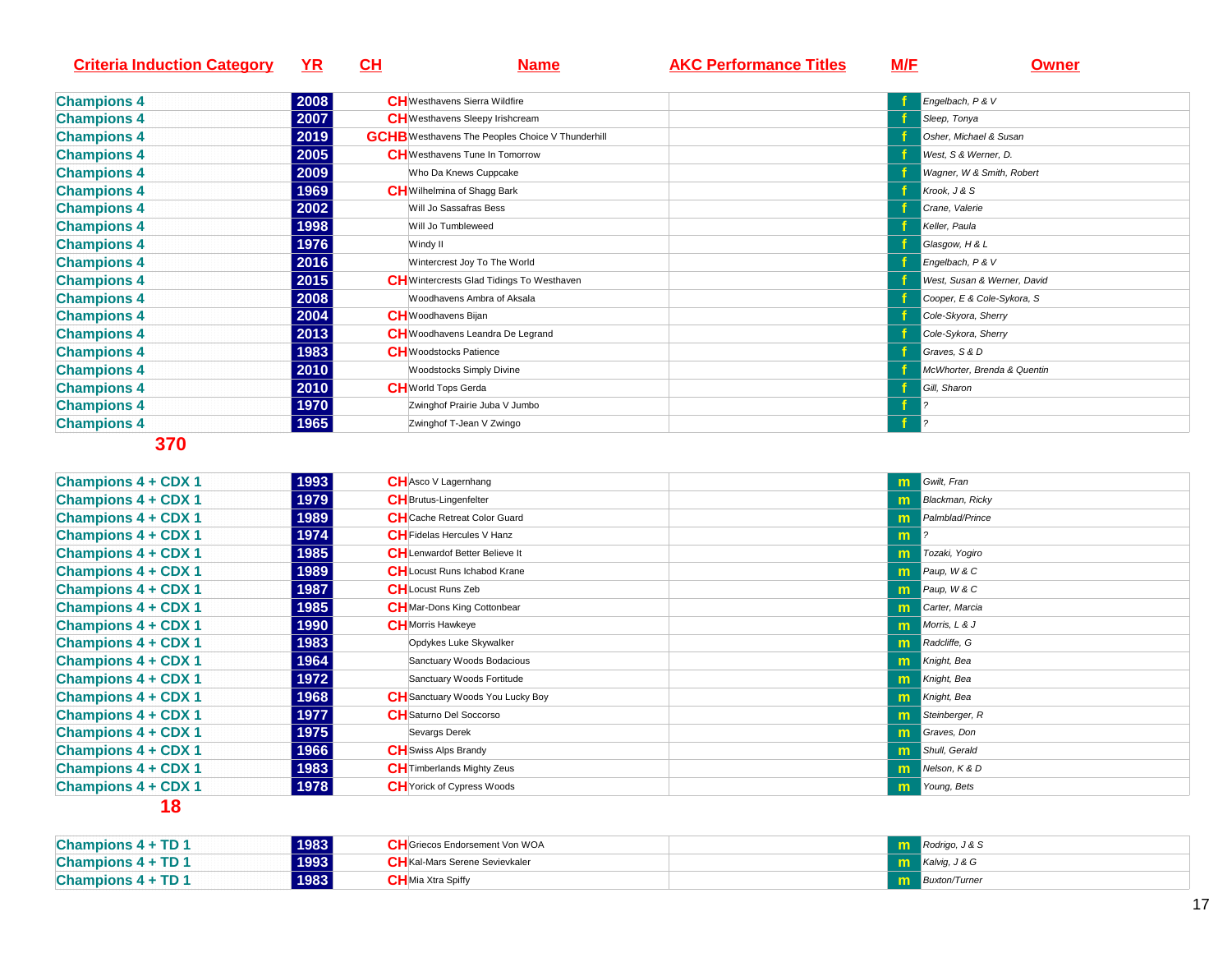| Criteria Induction Category | YR | CH | Name | AKC Performance Titles | M/F | Owner |
|---|---|---|---|---|---|---|
| Champions 4 | 2008 | CH | Westhavens Sierra Wildfire | | f | Engelbach, P & V |
| Champions 4 | 2007 | CH | Westhavens Sleepy Irishcream | | f | Sleep, Tonya |
| Champions 4 | 2019 | GCHB | Westhavens The Peoples Choice V Thunderhill | | f | Osher, Michael & Susan |
| Champions 4 | 2005 | CH | Westhavens Tune In Tomorrow | | f | West, S & Werner, D. |
| Champions 4 | 2009 | | Who Da Knews Cuppcake | | f | Wagner, W & Smith, Robert |
| Champions 4 | 1969 | CH | Wilhelmina of Shagg Bark | | f | Krook, J & S |
| Champions 4 | 2002 | | Will Jo Sassafras Bess | | f | Crane, Valerie |
| Champions 4 | 1998 | | Will Jo Tumbleweed | | f | Keller, Paula |
| Champions 4 | 1976 | | Windy II | | f | Glasgow, H & L |
| Champions 4 | 2016 | | Wintercrest Joy To The World | | f | Engelbach, P & V |
| Champions 4 | 2015 | CH | Wintercrests Glad Tidings To Westhaven | | f | West, Susan & Werner, David |
| Champions 4 | 2008 | | Woodhavens Ambra of Aksala | | f | Cooper, E & Cole-Sykora, S |
| Champions 4 | 2004 | CH | Woodhavens Bijan | | f | Cole-Skyora, Sherry |
| Champions 4 | 2013 | CH | Woodhavens Leandra De Legrand | | f | Cole-Sykora, Sherry |
| Champions 4 | 1983 | CH | Woodstocks Patience | | f | Graves, S & D |
| Champions 4 | 2010 | | Woodstocks Simply Divine | | f | McWhorter, Brenda & Quentin |
| Champions 4 | 2010 | CH | World Tops Gerda | | f | Gill, Sharon |
| Champions 4 | 1970 | | Zwinghof Prairie Juba V Jumbo | | f | ? |
| Champions 4 | 1965 | | Zwinghof T-Jean V Zwingo | | f | ? |

**370**

| Criteria Induction Category | YR | CH | Name | AKC Performance Titles | M/F | Owner |
|---|---|---|---|---|---|---|
| Champions 4 + CDX 1 | 1993 | CH | Asco V Lagernhang | | m | Gwilt, Fran |
| Champions 4 + CDX 1 | 1979 | CH | Brutus-Lingenfelter | | m | Blackman, Ricky |
| Champions 4 + CDX 1 | 1989 | CH | Cache Retreat Color Guard | | m | Palmblad/Prince |
| Champions 4 + CDX 1 | 1974 | CH | Fidelas Hercules V Hanz | | m | ? |
| Champions 4 + CDX 1 | 1985 | CH | Lenwardof Better Believe It | | m | Tozaki, Yogiro |
| Champions 4 + CDX 1 | 1989 | CH | Locust Runs Ichabod Krane | | m | Paup, W & C |
| Champions 4 + CDX 1 | 1987 | CH | Locust Runs Zeb | | m | Paup, W & C |
| Champions 4 + CDX 1 | 1985 | CH | Mar-Dons King Cottonbear | | m | Carter, Marcia |
| Champions 4 + CDX 1 | 1990 | CH | Morris Hawkeye | | m | Morris, L & J |
| Champions 4 + CDX 1 | 1983 | | Opdykes Luke Skywalker | | m | Radcliffe, G |
| Champions 4 + CDX 1 | 1964 | | Sanctuary Woods Bodacious | | m | Knight, Bea |
| Champions 4 + CDX 1 | 1972 | | Sanctuary Woods Fortitude | | m | Knight, Bea |
| Champions 4 + CDX 1 | 1968 | CH | Sanctuary Woods You Lucky Boy | | m | Knight, Bea |
| Champions 4 + CDX 1 | 1977 | CH | Saturno Del Soccorso | | m | Steinberger, R |
| Champions 4 + CDX 1 | 1975 | | Sevargs Derek | | m | Graves, Don |
| Champions 4 + CDX 1 | 1966 | CH | Swiss Alps Brandy | | m | Shull, Gerald |
| Champions 4 + CDX 1 | 1983 | CH | Timberlands Mighty Zeus | | m | Nelson, K & D |
| Champions 4 + CDX 1 | 1978 | CH | Yorick of Cypress Woods | | m | Young, Bets |

**18**

| Criteria Induction Category | YR | CH | Name | AKC Performance Titles | M/F | Owner |
|---|---|---|---|---|---|---|
| Champions 4 + TD 1 | 1983 | CH | Griecos Endorsement Von WOA | | m | Rodrigo, J & S |
| Champions 4 + TD 1 | 1993 | CH | Kal-Mars Serene Sevievkaler | | m | Kalvig, J & G |
| Champions 4 + TD 1 | 1983 | CH | Mia Xtra Spiffy | | m | Buxton/Turner |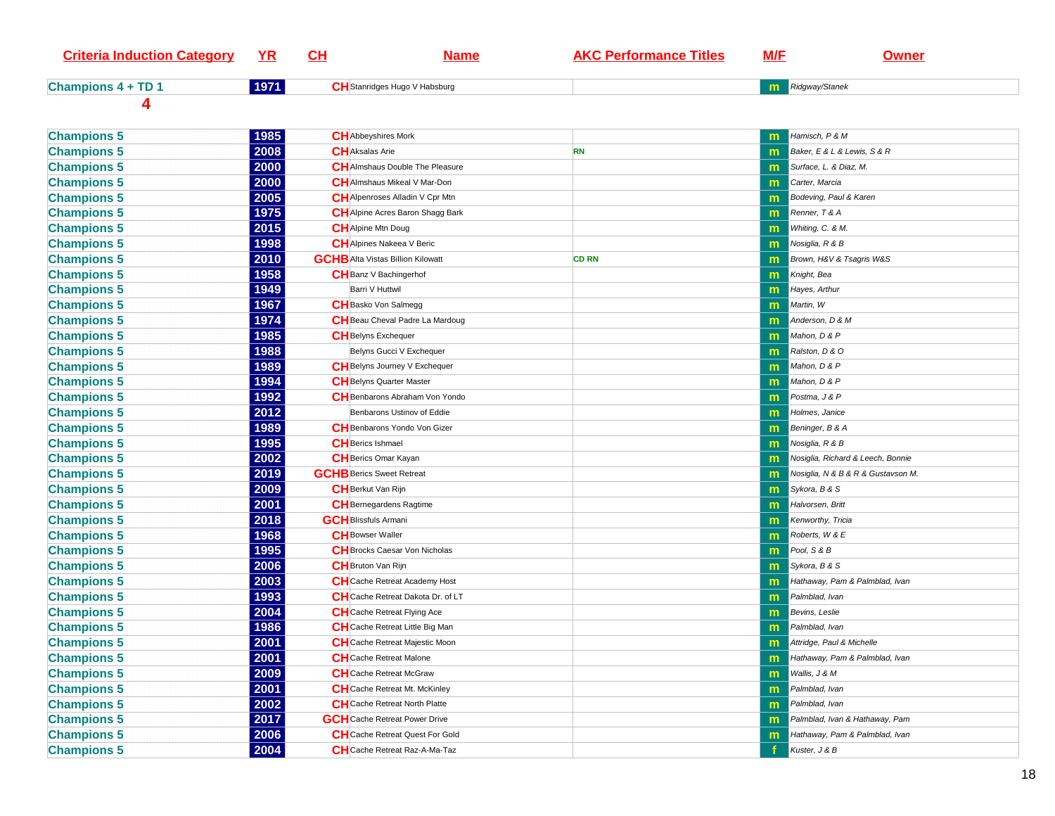| Criteria Induction Category | YR | CH | Name | AKC Performance Titles | M/F | Owner |
|---|---|---|---|---|---|---|
| Champions 4 + TD 1 | 1971 | CH | Stanridges Hugo V Habsburg | | m | Ridgway/Stanek |
| 4 | | | | | | |
| Champions 5 | 1985 | CH | Abbeyshires Mork | | m | Hamisch, P & M |
| Champions 5 | 2008 | CH | Aksalas Arie | RN | m | Baker, E & L & Lewis, S & R |
| Champions 5 | 2000 | CH | Almshaus Double The Pleasure | | m | Surface, L. & Diaz, M. |
| Champions 5 | 2000 | CH | Almshaus Mikeal V Mar-Don | | m | Carter, Marcia |
| Champions 5 | 2005 | CH | Alpenroses Alladin V Cpr Mtn | | m | Bodeving, Paul & Karen |
| Champions 5 | 1975 | CH | Alpine Acres Baron Shagg Bark | | m | Renner, T & A |
| Champions 5 | 2015 | CH | Alpine Mtn Doug | | m | Whiting, C. & M. |
| Champions 5 | 1998 | CH | Alpines Nakeea V Beric | | m | Nosiglia, R & B |
| Champions 5 | 2010 | GCHB | Alta Vistas Billion Kilowatt | CD RN | m | Brown, H&V & Tsagris W&S |
| Champions 5 | 1958 | CH | Banz V Bachingerhof | | m | Knight, Bea |
| Champions 5 | 1949 | | Barri V Huttwil | | m | Hayes, Arthur |
| Champions 5 | 1967 | CH | Basko Von Salmegg | | m | Martin, W |
| Champions 5 | 1974 | CH | Beau Cheval Padre La Mardoug | | m | Anderson, D & M |
| Champions 5 | 1985 | CH | Belyns Exchequer | | m | Mahon, D & P |
| Champions 5 | 1988 | | Belyns Gucci V Exchequer | | m | Ralston, D & O |
| Champions 5 | 1989 | CH | Belyns Journey V Exchequer | | m | Mahon, D & P |
| Champions 5 | 1994 | CH | Belyns Quarter Master | | m | Mahon, D & P |
| Champions 5 | 1992 | CH | Benbarons Abraham Von Yondo | | m | Postma, J & P |
| Champions 5 | 2012 | | Benbarons Ustinov of Eddie | | m | Holmes, Janice |
| Champions 5 | 1989 | CH | Benbarons Yondo Von Gizer | | m | Beninger, B & A |
| Champions 5 | 1995 | CH | Berics Ishmael | | m | Nosiglia, R & B |
| Champions 5 | 2002 | CH | Berics Omar Kayan | | m | Nosiglia, Richard & Leech, Bonnie |
| Champions 5 | 2019 | GCHB | Berics Sweet Retreat | | m | Nosiglia, N & B & R & Gustavson M. |
| Champions 5 | 2009 | CH | Berkut Van Rijn | | m | Sykora, B & S |
| Champions 5 | 2001 | CH | Bernegardens Ragtime | | m | Halvorsen, Britt |
| Champions 5 | 2018 | GCH | Blissfuls Armani | | m | Kenworthy, Tricia |
| Champions 5 | 1968 | CH | Bowser Waller | | m | Roberts, W & E |
| Champions 5 | 1995 | CH | Brocks Caesar Von Nicholas | | m | Pool, S & B |
| Champions 5 | 2006 | CH | Bruton Van Rijn | | m | Sykora, B & S |
| Champions 5 | 2003 | CH | Cache Retreat Academy Host | | m | Hathaway, Pam & Palmblad, Ivan |
| Champions 5 | 1993 | CH | Cache Retreat Dakota Dr. of LT | | m | Palmblad, Ivan |
| Champions 5 | 2004 | CH | Cache Retreat Flying Ace | | m | Bevins, Leslie |
| Champions 5 | 1986 | CH | Cache Retreat Little Big Man | | m | Palmblad, Ivan |
| Champions 5 | 2001 | CH | Cache Retreat Majestic Moon | | m | Attridge, Paul & Michelle |
| Champions 5 | 2001 | CH | Cache Retreat Malone | | m | Hathaway, Pam & Palmblad, Ivan |
| Champions 5 | 2009 | CH | Cache Retreat McGraw | | m | Wallis, J & M |
| Champions 5 | 2001 | CH | Cache Retreat Mt. McKinley | | m | Palmblad, Ivan |
| Champions 5 | 2002 | CH | Cache Retreat North Platte | | m | Palmblad, Ivan |
| Champions 5 | 2017 | GCH | Cache Retreat Power Drive | | m | Palmblad, Ivan & Hathaway, Pam |
| Champions 5 | 2006 | CH | Cache Retreat Quest For Gold | | m | Hathaway, Pam & Palmblad, Ivan |
| Champions 5 | 2004 | CH | Cache Retreat Raz-A-Ma-Taz | | f | Kuster, J & B |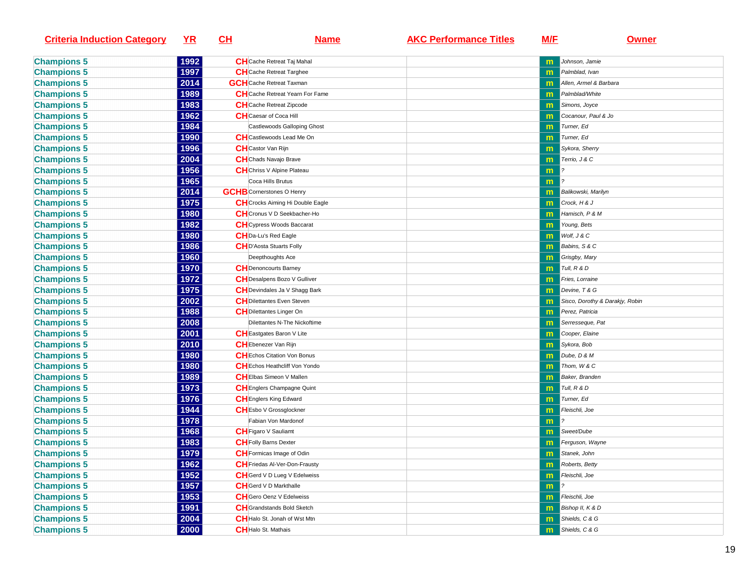| Criteria Induction Category | YR | CH | Name | AKC Performance Titles | M/F | Owner |
|---|---|---|---|---|---|---|
| Champions 5 | 1992 | CH | Cache Retreat Taj Mahal | | m | Johnson, Jamie |
| Champions 5 | 1997 | CH | Cache Retreat Targhee | | m | Palmblad, Ivan |
| Champions 5 | 2014 | GCH | Cache Retreat Taxman | | m | Allen, Armel & Barbara |
| Champions 5 | 1989 | CH | Cache Retreat Yearn For Fame | | m | Palmblad/White |
| Champions 5 | 1983 | CH | Cache Retreat Zipcode | | m | Simons, Joyce |
| Champions 5 | 1962 | CH | Caesar of Coca Hill | | m | Cocanour, Paul & Jo |
| Champions 5 | 1984 | | Castlewoods Galloping Ghost | | m | Turner, Ed |
| Champions 5 | 1990 | CH | Castlewoods Lead Me On | | m | Turner, Ed |
| Champions 5 | 1996 | CH | Castor Van Rijn | | m | Sykora, Sherry |
| Champions 5 | 2004 | CH | Chads Navajo Brave | | m | Terrio, J & C |
| Champions 5 | 1956 | CH | Chriss V Alpine Plateau | | m | ? |
| Champions 5 | 1965 | | Coca Hills Brutus | | m | ? |
| Champions 5 | 2014 | GCHB | Cornerstones O Henry | | m | Balikowski, Marilyn |
| Champions 5 | 1975 | CH | Crocks Aiming Hi Double Eagle | | m | Crock, H & J |
| Champions 5 | 1980 | CH | Cronus V D Seekbacher-Ho | | m | Hamisch, P & M |
| Champions 5 | 1982 | CH | Cypress Woods Baccarat | | m | Young, Bets |
| Champions 5 | 1980 | CH | Da-Lu's Red Eagle | | m | Wolf, J & C |
| Champions 5 | 1986 | CH | D'Aosta Stuarts Folly | | m | Babins, S & C |
| Champions 5 | 1960 | | Deepthoughts Ace | | m | Grisgby, Mary |
| Champions 5 | 1970 | CH | Denoncourts Barney | | m | Tull, R & D |
| Champions 5 | 1972 | CH | Desalpens Bozo V Gulliver | | m | Fries, Lorraine |
| Champions 5 | 1975 | CH | Devindales Ja V Shagg Bark | | m | Devine, T & G |
| Champions 5 | 2002 | CH | Dilettantes Even Steven | | m | Sisco, Dorothy & Darakjy, Robin |
| Champions 5 | 1988 | CH | Dilettantes Linger On | | m | Perez, Patricia |
| Champions 5 | 2008 | | Dilettantes N-The Nickoftime | | m | Serresseque, Pat |
| Champions 5 | 2001 | CH | Eastgates Baron V Lite | | m | Cooper, Elaine |
| Champions 5 | 2010 | CH | Ebenezer Van Rijn | | m | Sykora, Bob |
| Champions 5 | 1980 | CH | Echos Citation Von Bonus | | m | Dube, D & M |
| Champions 5 | 1980 | CH | Echos Heathcliff Von Yondo | | m | Thom, W & C |
| Champions 5 | 1989 | CH | Elbas Simeon V Mallen | | m | Baker, Branden |
| Champions 5 | 1973 | CH | Englers Champagne Quint | | m | Tull, R & D |
| Champions 5 | 1976 | CH | Englers King Edward | | m | Turner, Ed |
| Champions 5 | 1944 | CH | Esbo V Grossglockner | | m | Fleischli, Joe |
| Champions 5 | 1978 | | Fabian Von Mardonof | | m | ? |
| Champions 5 | 1968 | CH | Figaro V Sauliamt | | m | Sweet/Dube |
| Champions 5 | 1983 | CH | Folly Barns Dexter | | m | Ferguson, Wayne |
| Champions 5 | 1979 | CH | Formicas Image of Odin | | m | Stanek, John |
| Champions 5 | 1962 | CH | Friedas Al-Ver-Don-Frausty | | m | Roberts, Betty |
| Champions 5 | 1952 | CH | Gerd V D Lueg V Edelweiss | | m | Fleischli, Joe |
| Champions 5 | 1957 | CH | Gerd V D Markthalle | | m | ? |
| Champions 5 | 1953 | CH | Gero Oenz V Edelweiss | | m | Fleischli, Joe |
| Champions 5 | 1991 | CH | Grandstands Bold Sketch | | m | Bishop II, K & D |
| Champions 5 | 2004 | CH | Halo St. Jonah of Wst Mtn | | m | Shields, C & G |
| Champions 5 | 2000 | CH | Halo St. Mathais | | m | Shields, C & G |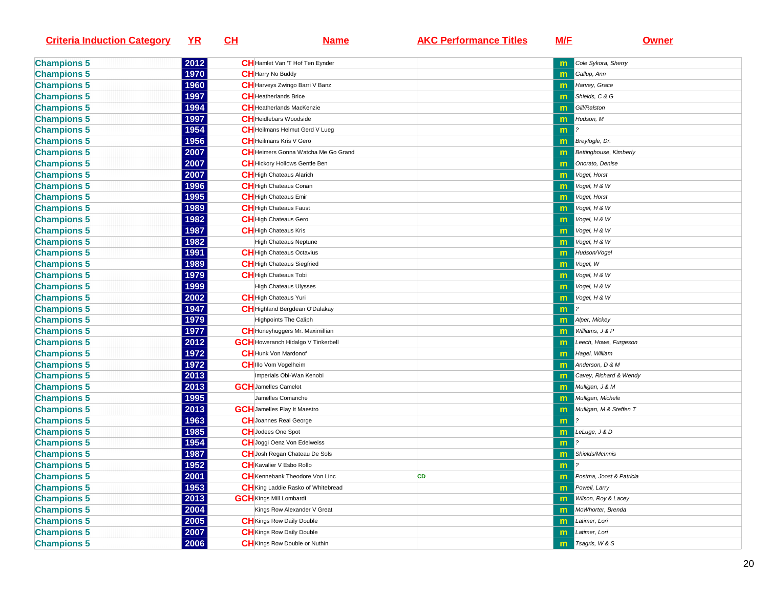| Criteria Induction Category | YR | CH | Name | AKC Performance Titles | M/F | Owner |
|---|---|---|---|---|---|---|
| Champions 5 | 2012 | CH | Hamlet Van 'T Hof Ten Eynder | | m | Cole Sykora, Sherry |
| Champions 5 | 1970 | CH | Harry No Buddy | | m | Gallup, Ann |
| Champions 5 | 1960 | CH | Harveys Zwingo Barri V Banz | | m | Harvey, Grace |
| Champions 5 | 1997 | CH | Heatherlands Brice | | m | Shields, C & G |
| Champions 5 | 1994 | CH | Heatherlands MacKenzie | | m | Gill/Ralston |
| Champions 5 | 1997 | CH | Heidlebars Woodside | | m | Hudson, M |
| Champions 5 | 1954 | CH | Heilmans Helmut Gerd V Lueg | | m | ? |
| Champions 5 | 1956 | CH | Heilmans Kris V Gero | | m | Breyfogle, Dr. |
| Champions 5 | 2007 | CH | Heimers Gonna Watcha Me Go Grand | | m | Bettinghouse, Kimberly |
| Champions 5 | 2007 | CH | Hickory Hollows Gentle Ben | | m | Onorato, Denise |
| Champions 5 | 2007 | CH | High Chateaus Alarich | | m | Vogel, Horst |
| Champions 5 | 1996 | CH | High Chateaus Conan | | m | Vogel, H & W |
| Champions 5 | 1995 | CH | High Chateaus Emir | | m | Vogel, Horst |
| Champions 5 | 1989 | CH | High Chateaus Faust | | m | Vogel, H & W |
| Champions 5 | 1982 | CH | High Chateaus Gero | | m | Vogel, H & W |
| Champions 5 | 1987 | CH | High Chateaus Kris | | m | Vogel, H & W |
| Champions 5 | 1982 | | High Chateaus Neptune | | m | Vogel, H & W |
| Champions 5 | 1991 | CH | High Chateaus Octavius | | m | Hudson/Vogel |
| Champions 5 | 1989 | CH | High Chateaus Siegfried | | m | Vogel, W |
| Champions 5 | 1979 | CH | High Chateaus Tobi | | m | Vogel, H & W |
| Champions 5 | 1999 | | High Chateaus Ulysses | | m | Vogel, H & W |
| Champions 5 | 2002 | CH | High Chateaus Yuri | | m | Vogel, H & W |
| Champions 5 | 1947 | CH | Highland Bergdean O'Dalakay | | m | ? |
| Champions 5 | 1979 | | Highpoints The Caliph | | m | Alper, Mickey |
| Champions 5 | 1977 | CH | Honeyhuggers Mr. Maximillian | | m | Williams, J & P |
| Champions 5 | 2012 | GCH | Howeranch Hidalgo V Tinkerbell | | m | Leech, Howe, Furgeson |
| Champions 5 | 1972 | CH | Hunk Von Mardonof | | m | Hagel, William |
| Champions 5 | 1972 | CH | Illo Vom Vogelheim | | m | Anderson, D & M |
| Champions 5 | 2013 | | Imperials Obi-Wan Kenobi | | m | Cavey, Richard & Wendy |
| Champions 5 | 2013 | GCH | Jamelles Camelot | | m | Mulligan, J & M |
| Champions 5 | 1995 | | Jamelles Comanche | | m | Mulligan, Michele |
| Champions 5 | 2013 | GCH | Jamelles Play It Maestro | | m | Mulligan, M & Steffen T |
| Champions 5 | 1963 | CH | Joannes Real George | | m | ? |
| Champions 5 | 1985 | CH | Jodees One Spot | | m | LeLuge, J & D |
| Champions 5 | 1954 | CH | Joggi Oenz Von Edelweiss | | m | ? |
| Champions 5 | 1987 | CH | Josh Regan Chateau De Sols | | m | Shields/McInnis |
| Champions 5 | 1952 | CH | Kavalier V Esbo Rollo | | m | ? |
| Champions 5 | 2001 | CH | Kennebank Theodore Von Linc | CD | m | Postma, Joost & Patricia |
| Champions 5 | 1953 | CH | King Laddie Rasko of Whitebread | | m | Powell, Larry |
| Champions 5 | 2013 | GCH | Kings Mill Lombardi | | m | Wilson, Roy & Lacey |
| Champions 5 | 2004 | | Kings Row Alexander V Great | | m | McWhorter, Brenda |
| Champions 5 | 2005 | CH | Kings Row Daily Double | | m | Latimer, Lori |
| Champions 5 | 2007 | CH | Kings Row Daily Double | | m | Latimer, Lori |
| Champions 5 | 2006 | CH | Kings Row Double or Nuthin | | m | Tsagris, W & S |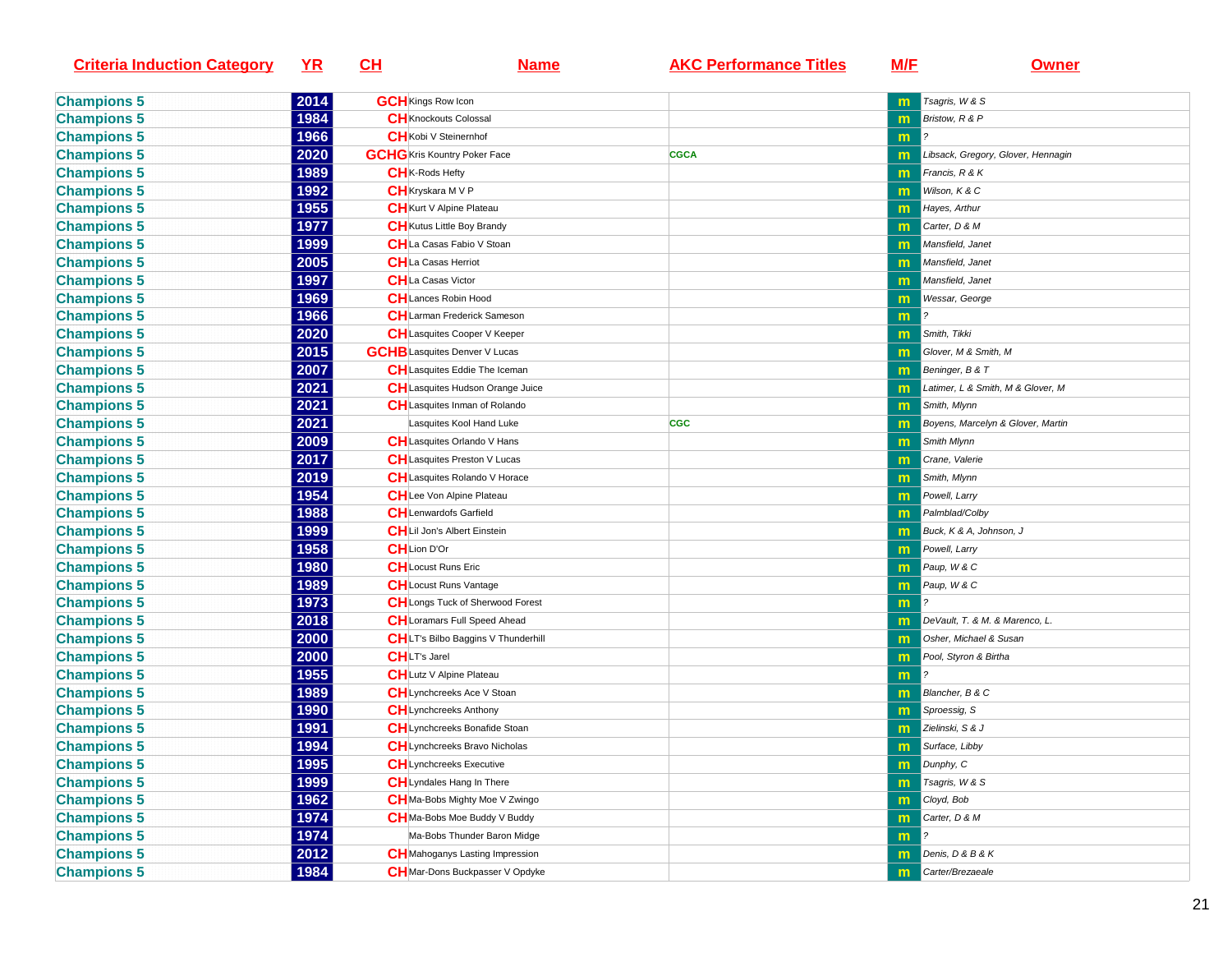| Criteria Induction Category | YR | CH | Name | AKC Performance Titles | M/F | Owner |
|---|---|---|---|---|---|---|
| Champions 5 | 2014 | GCH | Kings Row Icon | | m | Tsagris, W & S |
| Champions 5 | 1984 | CH | Knockouts Colossal | | m | Bristow, R & P |
| Champions 5 | 1966 | CH | Kobi V Steinernhof | | m | ? |
| Champions 5 | 2020 | GCHG | Kris Kountry Poker Face | CGCA | m | Libsack, Gregory, Glover, Hennagin |
| Champions 5 | 1989 | CH | K-Rods Hefty | | m | Francis, R & K |
| Champions 5 | 1992 | CH | Kryskara M V P | | m | Wilson, K & C |
| Champions 5 | 1955 | CH | Kurt V Alpine Plateau | | m | Hayes, Arthur |
| Champions 5 | 1977 | CH | Kutus Little Boy Brandy | | m | Carter, D & M |
| Champions 5 | 1999 | CH | La Casas Fabio V Stoan | | m | Mansfield, Janet |
| Champions 5 | 2005 | CH | La Casas Herriot | | m | Mansfield, Janet |
| Champions 5 | 1997 | CH | La Casas Victor | | m | Mansfield, Janet |
| Champions 5 | 1969 | CH | Lances Robin Hood | | m | Wessar, George |
| Champions 5 | 1966 | CH | Larman Frederick Sameson | | m | ? |
| Champions 5 | 2020 | CH | Lasquites Cooper V Keeper | | m | Smith, Tikki |
| Champions 5 | 2015 | GCHB | Lasquites Denver V Lucas | | m | Glover, M & Smith, M |
| Champions 5 | 2007 | CH | Lasquites Eddie The Iceman | | m | Beninger, B & T |
| Champions 5 | 2021 | CH | Lasquites Hudson Orange Juice | | m | Latimer, L & Smith, M & Glover, M |
| Champions 5 | 2021 | CH | Lasquites Inman of Rolando | | m | Smith, Mlynn |
| Champions 5 | 2021 | | Lasquites Kool Hand Luke | CGC | m | Boyens, Marcelyn & Glover, Martin |
| Champions 5 | 2009 | CH | Lasquites Orlando V Hans | | m | Smith Mlynn |
| Champions 5 | 2017 | CH | Lasquites Preston V Lucas | | m | Crane, Valerie |
| Champions 5 | 2019 | CH | Lasquites Rolando V Horace | | m | Smith, Mlynn |
| Champions 5 | 1954 | CH | Lee Von Alpine Plateau | | m | Powell, Larry |
| Champions 5 | 1988 | CH | Lenwardofs Garfield | | m | Palmblad/Colby |
| Champions 5 | 1999 | CH | Lil Jon's Albert Einstein | | m | Buck, K & A, Johnson, J |
| Champions 5 | 1958 | CH | Lion D'Or | | m | Powell, Larry |
| Champions 5 | 1980 | CH | Locust Runs Eric | | m | Paup, W & C |
| Champions 5 | 1989 | CH | Locust Runs Vantage | | m | Paup, W & C |
| Champions 5 | 1973 | CH | Longs Tuck of Sherwood Forest | | m | ? |
| Champions 5 | 2018 | CH | Loramars Full Speed Ahead | | m | DeVault, T. & M. & Marenco, L. |
| Champions 5 | 2000 | CH | LT's Bilbo Baggins V Thunderhill | | m | Osher, Michael & Susan |
| Champions 5 | 2000 | CH | LT's Jarel | | m | Pool, Styron & Birtha |
| Champions 5 | 1955 | CH | Lutz V Alpine Plateau | | m | ? |
| Champions 5 | 1989 | CH | Lynchcreeks Ace V Stoan | | m | Blancher, B & C |
| Champions 5 | 1990 | CH | Lynchcreeks Anthony | | m | Sproessig, S |
| Champions 5 | 1991 | CH | Lynchcreeks Bonafide Stoan | | m | Zielinski, S & J |
| Champions 5 | 1994 | CH | Lynchcreeks Bravo Nicholas | | m | Surface, Libby |
| Champions 5 | 1995 | CH | Lynchcreeks Executive | | m | Dunphy, C |
| Champions 5 | 1999 | CH | Lyndales Hang In There | | m | Tsagris, W & S |
| Champions 5 | 1962 | CH | Ma-Bobs Mighty Moe V Zwingo | | m | Cloyd, Bob |
| Champions 5 | 1974 | CH | Ma-Bobs Moe Buddy V Buddy | | m | Carter, D & M |
| Champions 5 | 1974 | | Ma-Bobs Thunder Baron Midge | | m | ? |
| Champions 5 | 2012 | CH | Mahoganys Lasting Impression | | m | Denis, D & B & K |
| Champions 5 | 1984 | CH | Mar-Dons Buckpasser V Opdyke | | m | Carter/Brezaeale |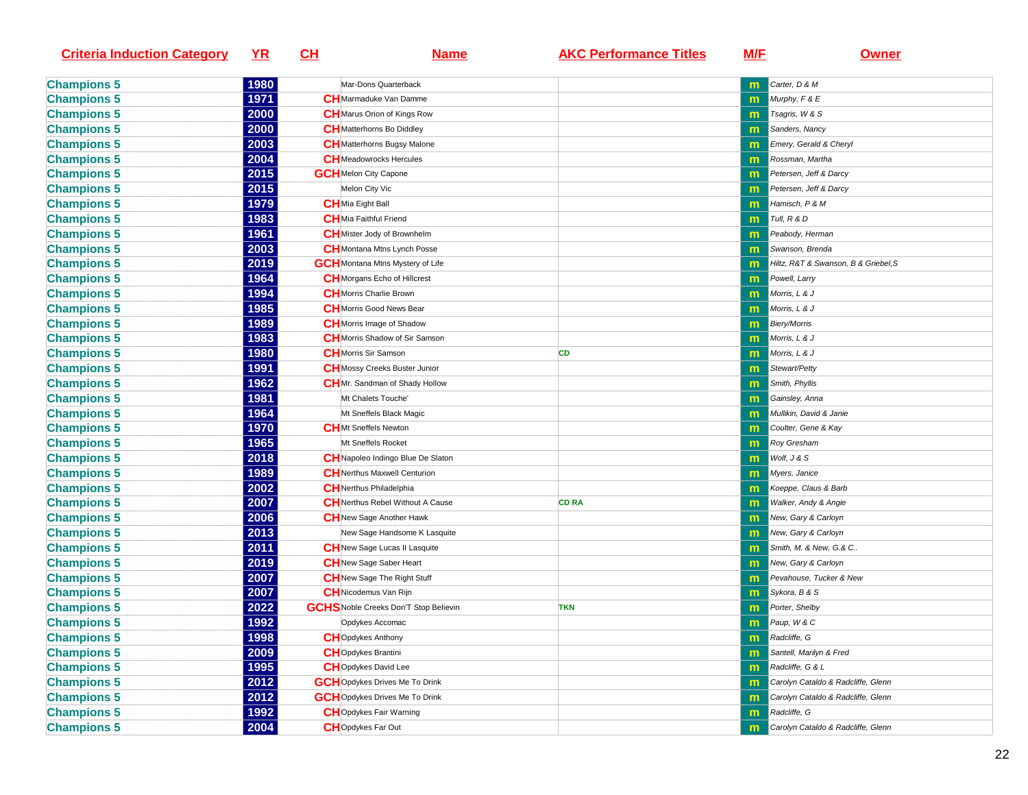| Criteria Induction Category | YR | CH | Name | AKC Performance Titles | M/F | Owner |
|---|---|---|---|---|---|---|
| Champions 5 | 1980 | | Mar-Dons Quarterback | | m | Carter, D & M |
| Champions 5 | 1971 | CH | Marmaduke Van Damme | | m | Murphy, F & E |
| Champions 5 | 2000 | CH | Marus Orion of Kings Row | | m | Tsagris, W & S |
| Champions 5 | 2000 | CH | Matterhorns Bo Diddley | | m | Sanders, Nancy |
| Champions 5 | 2003 | CH | Matterhorns Bugsy Malone | | m | Emery, Gerald & Cheryl |
| Champions 5 | 2004 | CH | Meadowrocks Hercules | | m | Rossman, Martha |
| Champions 5 | 2015 | GCH | Melon City Capone | | m | Petersen, Jeff & Darcy |
| Champions 5 | 2015 | | Melon City Vic | | m | Petersen, Jeff & Darcy |
| Champions 5 | 1979 | CH | Mia Eight Ball | | m | Hamisch, P & M |
| Champions 5 | 1983 | CH | Mia Faithful Friend | | m | Tull, R & D |
| Champions 5 | 1961 | CH | Mister Jody of Brownhelm | | m | Peabody, Herman |
| Champions 5 | 2003 | CH | Montana Mtns Lynch Posse | | m | Swanson, Brenda |
| Champions 5 | 2019 | GCH | Montana Mtns Mystery of Life | | m | Hiltz, R&T & Swanson, B & Griebel,S |
| Champions 5 | 1964 | CH | Morgans Echo of Hillcrest | | m | Powell, Larry |
| Champions 5 | 1994 | CH | Morris Charlie Brown | | m | Morris, L & J |
| Champions 5 | 1985 | CH | Morris Good News Bear | | m | Morris, L & J |
| Champions 5 | 1989 | CH | Morris Image of Shadow | | m | Biery/Morris |
| Champions 5 | 1983 | CH | Morris Shadow of Sir Samson | | m | Morris, L & J |
| Champions 5 | 1980 | CH | Morris Sir Samson | CD | m | Morris, L & J |
| Champions 5 | 1991 | CH | Mossy Creeks Buster Junior | | m | Stewart/Petty |
| Champions 5 | 1962 | CH | Mr. Sandman of Shady Hollow | | m | Smith, Phyllis |
| Champions 5 | 1981 | | Mt Chalets Touche' | | m | Gainsley, Anna |
| Champions 5 | 1964 | | Mt Sneffels Black Magic | | m | Mullikin, David & Janie |
| Champions 5 | 1970 | CH | Mt Sneffels Newton | | m | Coulter, Gene & Kay |
| Champions 5 | 1965 | | Mt Sneffels Rocket | | m | Roy Gresham |
| Champions 5 | 2018 | CH | Napoleo Indingo Blue De Slaton | | m | Wolf, J & S |
| Champions 5 | 1989 | CH | Nerthus Maxwell Centurion | | m | Myers, Janice |
| Champions 5 | 2002 | CH | Nerthus Philadelphia | | m | Koeppe, Claus & Barb |
| Champions 5 | 2007 | CH | Nerthus Rebel Without A Cause | CD RA | m | Walker, Andy & Angie |
| Champions 5 | 2006 | CH | New Sage Another Hawk | | m | New, Gary & Carloyn |
| Champions 5 | 2013 | | New Sage Handsome K Lasquite | | m | New, Gary & Carloyn |
| Champions 5 | 2011 | CH | New Sage Lucas II Lasquite | | m | Smith, M. & New, G.& C.. |
| Champions 5 | 2019 | CH | New Sage Saber Heart | | m | New, Gary & Carloyn |
| Champions 5 | 2007 | CH | New Sage The Right Stuff | | m | Pevahouse, Tucker & New |
| Champions 5 | 2007 | CH | Nicodemus Van Rijn | | m | Sykora, B & S |
| Champions 5 | 2022 | GCHS | Noble Creeks Don'T Stop Believin | TKN | m | Porter, Shelby |
| Champions 5 | 1992 | | Opdykes Accomac | | m | Paup, W & C |
| Champions 5 | 1998 | CH | Opdykes Anthony | | m | Radcliffe, G |
| Champions 5 | 2009 | CH | Opdykes Brantini | | m | Santell, Marilyn & Fred |
| Champions 5 | 1995 | CH | Opdykes David Lee | | m | Radcliffe, G & L |
| Champions 5 | 2012 | GCH | Opdykes Drives Me To Drink | | m | Carolyn Cataldo & Radcliffe, Glenn |
| Champions 5 | 2012 | GCH | Opdykes Drives Me To Drink | | m | Carolyn Cataldo & Radcliffe, Glenn |
| Champions 5 | 1992 | CH | Opdykes Fair Warning | | m | Radcliffe, G |
| Champions 5 | 2004 | CH | Opdykes Far Out | | m | Carolyn Cataldo & Radcliffe, Glenn |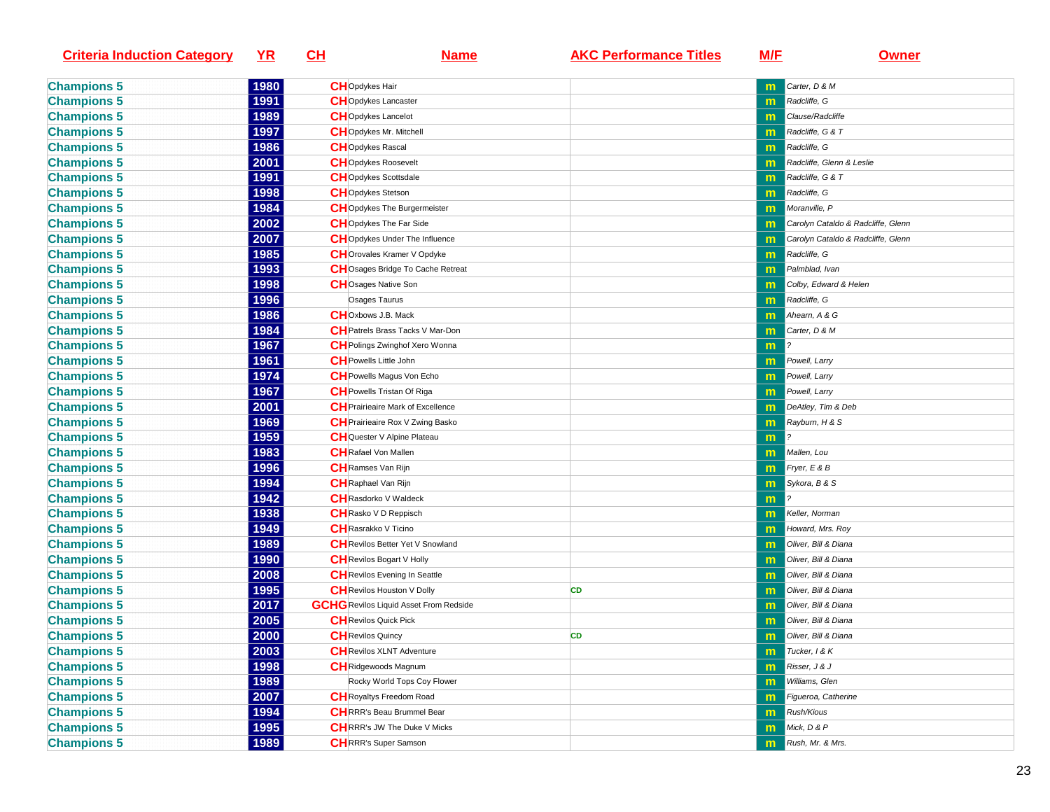| Criteria Induction Category | YR | CH | Name | AKC Performance Titles | M/F | Owner |
|---|---|---|---|---|---|---|
| Champions 5 | 1980 | CH | Opdykes Hair | | m | Carter, D & M |
| Champions 5 | 1991 | CH | Opdykes Lancaster | | m | Radcliffe, G |
| Champions 5 | 1989 | CH | Opdykes Lancelot | | m | Clause/Radcliffe |
| Champions 5 | 1997 | CH | Opdykes Mr. Mitchell | | m | Radcliffe, G & T |
| Champions 5 | 1986 | CH | Opdykes Rascal | | m | Radcliffe, G |
| Champions 5 | 2001 | CH | Opdykes Roosevelt | | m | Radcliffe, Glenn & Leslie |
| Champions 5 | 1991 | CH | Opdykes Scottsdale | | m | Radcliffe, G & T |
| Champions 5 | 1998 | CH | Opdykes Stetson | | m | Radcliffe, G |
| Champions 5 | 1984 | CH | Opdykes The Burgermeister | | m | Moranville, P |
| Champions 5 | 2002 | CH | Opdykes The Far Side | | m | Carolyn Cataldo & Radcliffe, Glenn |
| Champions 5 | 2007 | CH | Opdykes Under The Influence | | m | Carolyn Cataldo & Radcliffe, Glenn |
| Champions 5 | 1985 | CH | Orovales Kramer V Opdyke | | m | Radcliffe, G |
| Champions 5 | 1993 | CH | Osages Bridge To Cache Retreat | | m | Palmblad, Ivan |
| Champions 5 | 1998 | CH | Osages Native Son | | m | Colby, Edward & Helen |
| Champions 5 | 1996 | | Osages Taurus | | m | Radcliffe, G |
| Champions 5 | 1986 | CH | Oxbows J.B. Mack | | m | Ahearn, A & G |
| Champions 5 | 1984 | CH | Patrels Brass Tacks V Mar-Don | | m | Carter, D & M |
| Champions 5 | 1967 | CH | Polings Zwinghof Xero Wonna | | m | ? |
| Champions 5 | 1961 | CH | Powells Little John | | m | Powell, Larry |
| Champions 5 | 1974 | CH | Powells Magus Von Echo | | m | Powell, Larry |
| Champions 5 | 1967 | CH | Powells Tristan Of Riga | | m | Powell, Larry |
| Champions 5 | 2001 | CH | Prairieaire Mark of Excellence | | m | DeAtley, Tim & Deb |
| Champions 5 | 1969 | CH | Prairieaire Rox V Zwing Basko | | m | Rayburn, H & S |
| Champions 5 | 1959 | CH | Quester V Alpine Plateau | | m | ? |
| Champions 5 | 1983 | CH | Rafael Von Mallen | | m | Mallen, Lou |
| Champions 5 | 1996 | CH | Ramses Van Rijn | | m | Fryer, E & B |
| Champions 5 | 1994 | CH | Raphael Van Rijn | | m | Sykora, B & S |
| Champions 5 | 1942 | CH | Rasdorko V Waldeck | | m | ? |
| Champions 5 | 1938 | CH | Rasko V D Reppisch | | m | Keller, Norman |
| Champions 5 | 1949 | CH | Rasrakko V Ticino | | m | Howard, Mrs. Roy |
| Champions 5 | 1989 | CH | Revilos Better Yet V Snowland | | m | Oliver, Bill & Diana |
| Champions 5 | 1990 | CH | Revilos Bogart V Holly | | m | Oliver, Bill & Diana |
| Champions 5 | 2008 | CH | Revilos Evening In Seattle | | m | Oliver, Bill & Diana |
| Champions 5 | 1995 | CH | Revilos Houston V Dolly | CD | m | Oliver, Bill & Diana |
| Champions 5 | 2017 | GCHG | Revilos Liquid Asset From Redside | | m | Oliver, Bill & Diana |
| Champions 5 | 2005 | CH | Revilos Quick Pick | | m | Oliver, Bill & Diana |
| Champions 5 | 2000 | CH | Revilos Quincy | CD | m | Oliver, Bill & Diana |
| Champions 5 | 2003 | CH | Revilos XLNT Adventure | | m | Tucker, I & K |
| Champions 5 | 1998 | CH | Ridgewoods Magnum | | m | Risser, J & J |
| Champions 5 | 1989 | | Rocky World Tops Coy Flower | | m | Williams, Glen |
| Champions 5 | 2007 | CH | Royaltys Freedom Road | | m | Figueroa, Catherine |
| Champions 5 | 1994 | CH | RRR's Beau Brummel Bear | | m | Rush/Kious |
| Champions 5 | 1995 | CH | RRR's JW The Duke V Micks | | m | Mick, D & P |
| Champions 5 | 1989 | CH | RRR's Super Samson | | m | Rush, Mr. & Mrs. |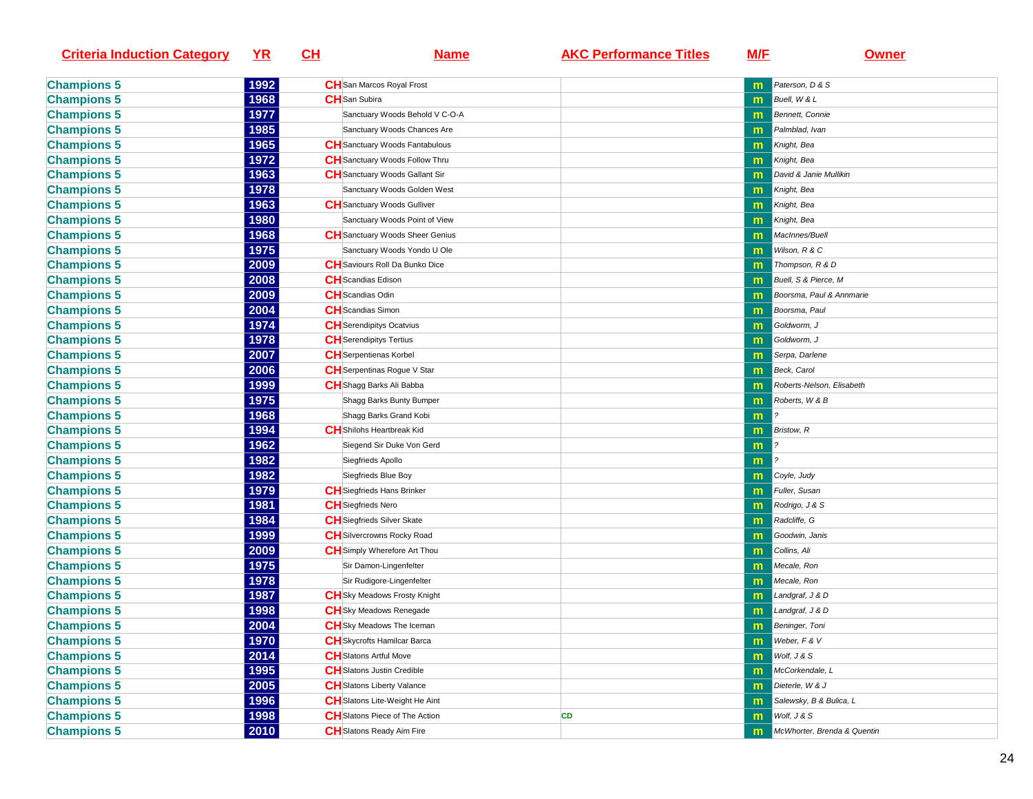| Criteria Induction Category | YR | CH | Name | AKC Performance Titles | M/F | Owner |
|---|---|---|---|---|---|---|
| Champions 5 | 1992 | CH | San Marcos Royal Frost | | m | Paterson, D & S |
| Champions 5 | 1968 | CH | San Subira | | m | Buell, W & L |
| Champions 5 | 1977 | | Sanctuary Woods Behold V C-O-A | | m | Bennett, Connie |
| Champions 5 | 1985 | | Sanctuary Woods Chances Are | | m | Palmblad, Ivan |
| Champions 5 | 1965 | CH | Sanctuary Woods Fantabulous | | m | Knight, Bea |
| Champions 5 | 1972 | CH | Sanctuary Woods Follow Thru | | m | Knight, Bea |
| Champions 5 | 1963 | CH | Sanctuary Woods Gallant Sir | | m | David & Janie Mullikin |
| Champions 5 | 1978 | | Sanctuary Woods Golden West | | m | Knight, Bea |
| Champions 5 | 1963 | CH | Sanctuary Woods Gulliver | | m | Knight, Bea |
| Champions 5 | 1980 | | Sanctuary Woods Point of View | | m | Knight, Bea |
| Champions 5 | 1968 | CH | Sanctuary Woods Sheer Genius | | m | MacInnes/Buell |
| Champions 5 | 1975 | | Sanctuary Woods Yondo U Ole | | m | Wilson, R & C |
| Champions 5 | 2009 | CH | Saviours Roll Da Bunko Dice | | m | Thompson, R & D |
| Champions 5 | 2008 | CH | Scandias Edison | | m | Buell, S & Pierce, M |
| Champions 5 | 2009 | CH | Scandias Odin | | m | Boorsma, Paul & Annmarie |
| Champions 5 | 2004 | CH | Scandias Simon | | m | Boorsma, Paul |
| Champions 5 | 1974 | CH | Serendipitys Ocatvius | | m | Goldworm, J |
| Champions 5 | 1978 | CH | Serendipitys Tertius | | m | Goldworm, J |
| Champions 5 | 2007 | CH | Serpentienas Korbel | | m | Serpa, Darlene |
| Champions 5 | 2006 | CH | Serpentinas Rogue V Star | | m | Beck, Carol |
| Champions 5 | 1999 | CH | Shagg Barks Ali Babba | | m | Roberts-Nelson, Elisabeth |
| Champions 5 | 1975 | | Shagg Barks Bunty Bumper | | m | Roberts, W & B |
| Champions 5 | 1968 | | Shagg Barks Grand Kobi | | m | ? |
| Champions 5 | 1994 | CH | Shilohs Heartbreak Kid | | m | Bristow, R |
| Champions 5 | 1962 | | Siegend Sir Duke Von Gerd | | m | ? |
| Champions 5 | 1982 | | Siegfrieds Apollo | | m | ? |
| Champions 5 | 1982 | | Siegfrieds Blue Boy | | m | Coyle, Judy |
| Champions 5 | 1979 | CH | Siegfrieds Hans Brinker | | m | Fuller, Susan |
| Champions 5 | 1981 | CH | Siegfrieds Nero | | m | Rodrigo, J & S |
| Champions 5 | 1984 | CH | Siegfrieds Silver Skate | | m | Radcliffe, G |
| Champions 5 | 1999 | CH | Silvercrowns Rocky Road | | m | Goodwin, Janis |
| Champions 5 | 2009 | CH | Simply Wherefore Art Thou | | m | Collins, Ali |
| Champions 5 | 1975 | | Sir Damon-Lingenfelter | | m | Mecale, Ron |
| Champions 5 | 1978 | | Sir Rudigore-Lingenfelter | | m | Mecale, Ron |
| Champions 5 | 1987 | CH | Sky Meadows Frosty Knight | | m | Landgraf, J & D |
| Champions 5 | 1998 | CH | Sky Meadows Renegade | | m | Landgraf, J & D |
| Champions 5 | 2004 | CH | Sky Meadows The Iceman | | m | Beninger, Toni |
| Champions 5 | 1970 | CH | Skycrofts Hamilcar Barca | | m | Weber, F & V |
| Champions 5 | 2014 | CH | Slatons Artful Move | | m | Wolf, J & S |
| Champions 5 | 1995 | CH | Slatons Justin Credible | | m | McCorkendale, L |
| Champions 5 | 2005 | CH | Slatons Liberty Valance | | m | Dieterle, W & J |
| Champions 5 | 1996 | CH | Slatons Lite-Weight He Aint | | m | Salewsky, B & Bulica, L |
| Champions 5 | 1998 | CH | Slatons Piece of The Action | CD | m | Wolf, J & S |
| Champions 5 | 2010 | CH | Slatons Ready Aim Fire | | m | McWhorter, Brenda & Quentin |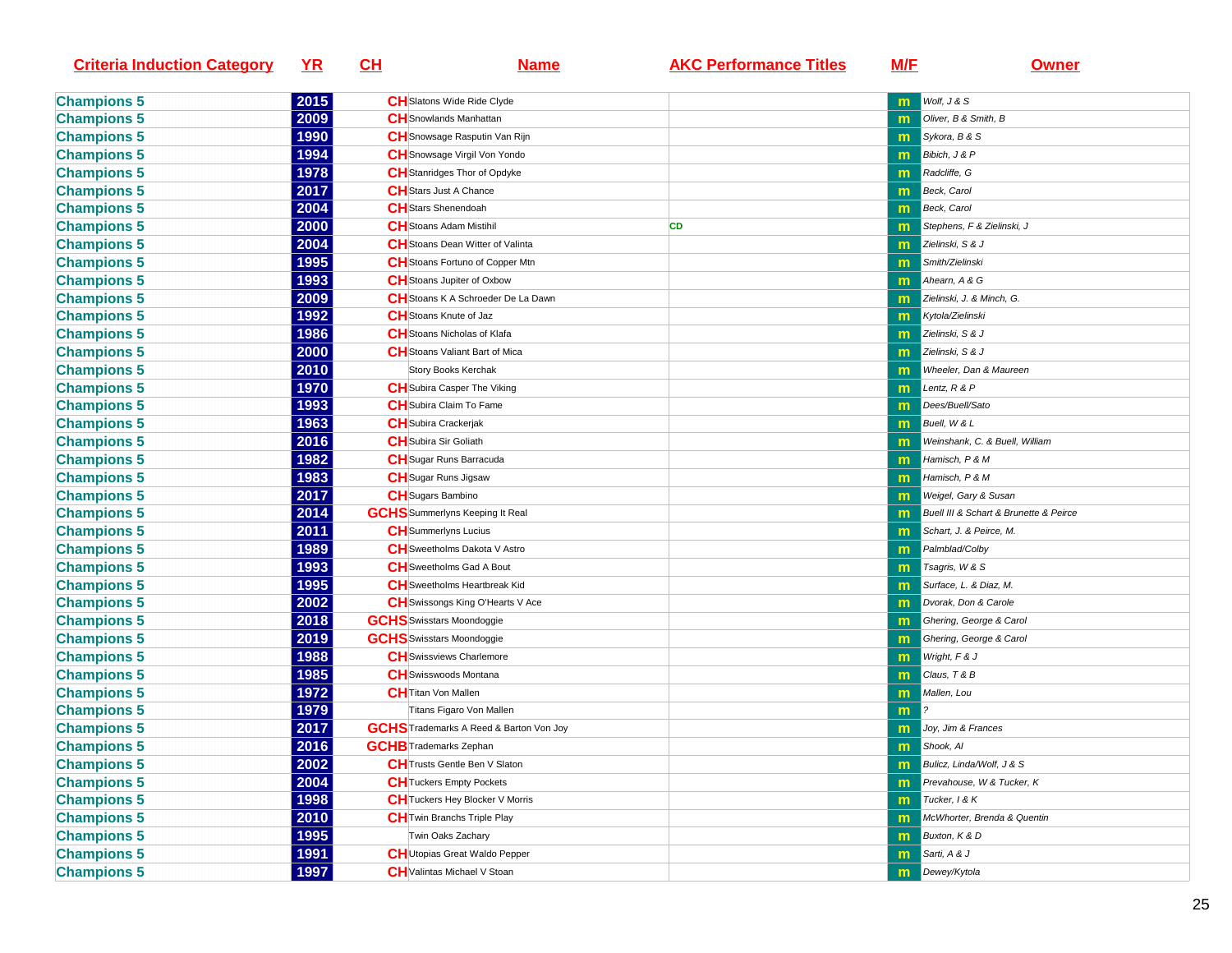| Criteria Induction Category | YR | CH | Name | AKC Performance Titles | M/F | Owner |
|---|---|---|---|---|---|---|
| Champions 5 | 2015 | CH | Slatons Wide Ride Clyde | | m | Wolf, J & S |
| Champions 5 | 2009 | CH | Snowlands Manhattan | | m | Oliver, B & Smith, B |
| Champions 5 | 1990 | CH | Snowsage Rasputin Van Rijn | | m | Sykora, B & S |
| Champions 5 | 1994 | CH | Snowsage Virgil Von Yondo | | m | Bibich, J & P |
| Champions 5 | 1978 | CH | Stanridges Thor of Opdyke | | m | Radcliffe, G |
| Champions 5 | 2017 | CH | Stars Just A Chance | | m | Beck, Carol |
| Champions 5 | 2004 | CH | Stars Shenendoah | | m | Beck, Carol |
| Champions 5 | 2000 | CH | Stoans Adam Mistihil | CD | m | Stephens, F & Zielinski, J |
| Champions 5 | 2004 | CH | Stoans Dean Witter of Valinta | | m | Zielinski, S & J |
| Champions 5 | 1995 | CH | Stoans Fortuno of Copper Mtn | | m | Smith/Zielinski |
| Champions 5 | 1993 | CH | Stoans Jupiter of Oxbow | | m | Ahearn, A & G |
| Champions 5 | 2009 | CH | Stoans K A Schroeder De La Dawn | | m | Zielinski, J. & Minch, G. |
| Champions 5 | 1992 | CH | Stoans Knute of Jaz | | m | Kytola/Zielinski |
| Champions 5 | 1986 | CH | Stoans Nicholas of Klafa | | m | Zielinski, S & J |
| Champions 5 | 2000 | CH | Stoans Valiant Bart of Mica | | m | Zielinski, S & J |
| Champions 5 | 2010 | | Story Books Kerchak | | m | Wheeler, Dan & Maureen |
| Champions 5 | 1970 | CH | Subira Casper The Viking | | m | Lentz, R & P |
| Champions 5 | 1993 | CH | Subira Claim To Fame | | m | Dees/Buell/Sato |
| Champions 5 | 1963 | CH | Subira Crackerjak | | m | Buell, W & L |
| Champions 5 | 2016 | CH | Subira Sir Goliath | | m | Weinshank, C. & Buell, William |
| Champions 5 | 1982 | CH | Sugar Runs Barracuda | | m | Hamisch, P & M |
| Champions 5 | 1983 | CH | Sugar Runs Jigsaw | | m | Hamisch, P & M |
| Champions 5 | 2017 | CH | Sugars Bambino | | m | Weigel, Gary & Susan |
| Champions 5 | 2014 | GCHS | Summerlyns Keeping It Real | | m | Buell III & Schart & Brunette & Peirce |
| Champions 5 | 2011 | CH | Summerlyns Lucius | | m | Schart, J. & Peirce, M. |
| Champions 5 | 1989 | CH | Sweetholms Dakota V Astro | | m | Palmblad/Colby |
| Champions 5 | 1993 | CH | Sweetholms Gad A Bout | | m | Tsagris, W & S |
| Champions 5 | 1995 | CH | Sweetholms Heartbreak Kid | | m | Surface, L. & Diaz, M. |
| Champions 5 | 2002 | CH | Swissongs King O'Hearts V Ace | | m | Dvorak, Don & Carole |
| Champions 5 | 2018 | GCHS | Swisstars Moondoggie | | m | Ghering, George & Carol |
| Champions 5 | 2019 | GCHS | Swisstars Moondoggie | | m | Ghering, George & Carol |
| Champions 5 | 1988 | CH | Swissviews Charlemore | | m | Wright, F & J |
| Champions 5 | 1985 | CH | Swisswoods Montana | | m | Claus, T & B |
| Champions 5 | 1972 | CH | Titan Von Mallen | | m | Mallen, Lou |
| Champions 5 | 1979 | | Titans Figaro Von Mallen | | m | ? |
| Champions 5 | 2017 | GCHS | Trademarks A Reed & Barton Von Joy | | m | Joy, Jim & Frances |
| Champions 5 | 2016 | GCHB | Trademarks Zephan | | m | Shook, Al |
| Champions 5 | 2002 | CH | Trusts Gentle Ben V Slaton | | m | Bulicz, Linda/Wolf, J & S |
| Champions 5 | 2004 | CH | Tuckers Empty Pockets | | m | Prevahouse, W & Tucker, K |
| Champions 5 | 1998 | CH | Tuckers Hey Blocker V Morris | | m | Tucker, I & K |
| Champions 5 | 2010 | CH | Twin Branchs Triple Play | | m | McWhorter, Brenda & Quentin |
| Champions 5 | 1995 | | Twin Oaks Zachary | | m | Buxton, K & D |
| Champions 5 | 1991 | CH | Utopias Great Waldo Pepper | | m | Sarti, A & J |
| Champions 5 | 1997 | CH | Valintas Michael V Stoan | | m | Dewey/Kytola |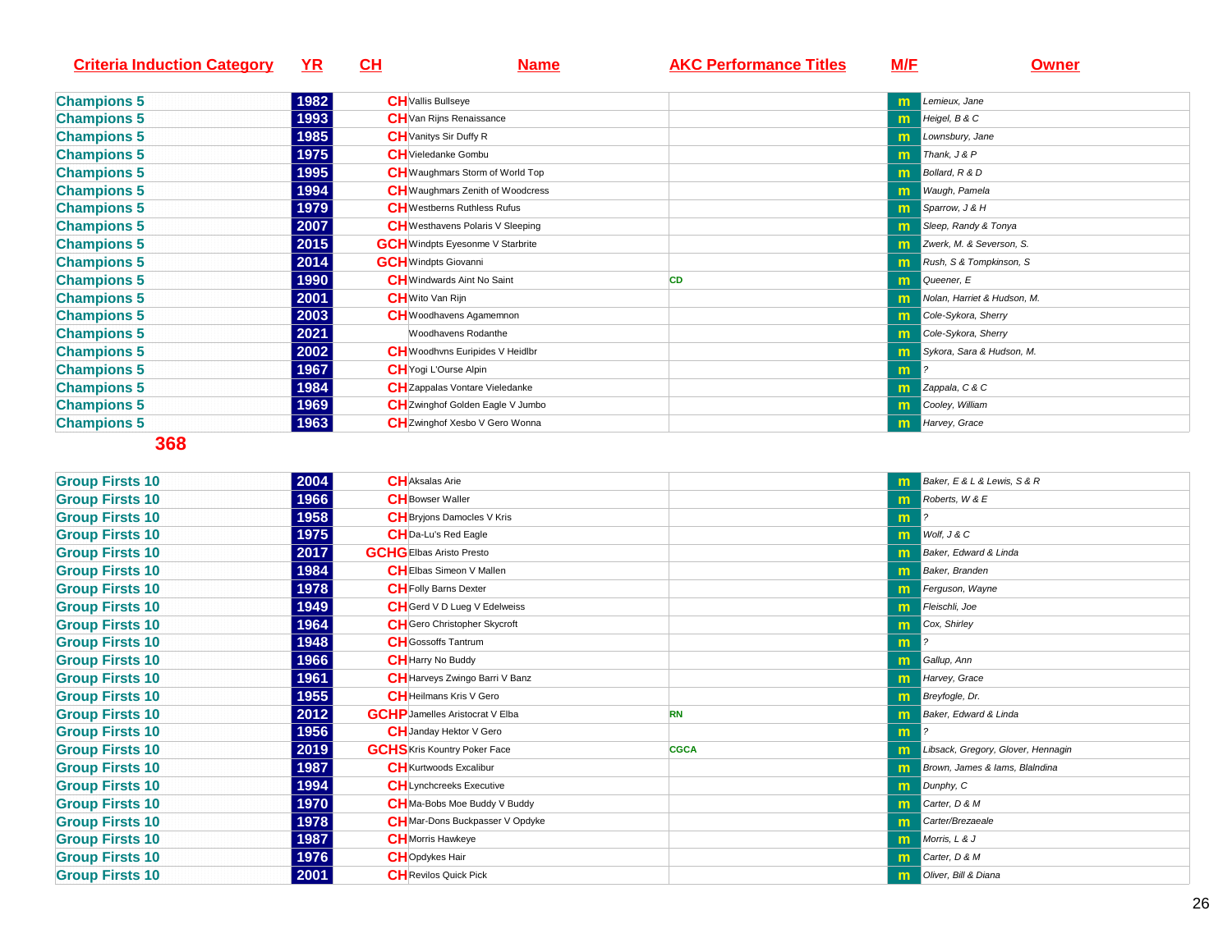| Criteria Induction Category | YR | CH | Name | AKC Performance Titles | M/F | Owner |
|---|---|---|---|---|---|---|
| Champions 5 | 1982 | CH | Vallis Bullseye | | m | Lemieux, Jane |
| Champions 5 | 1993 | CH | Van Rijns Renaissance | | m | Heigel, B & C |
| Champions 5 | 1985 | CH | Vanitys Sir Duffy R | | m | Lownsbury, Jane |
| Champions 5 | 1975 | CH | Vieledanke Gombu | | m | Thank, J & P |
| Champions 5 | 1995 | CH | Waughmars Storm of World Top | | m | Bollard, R & D |
| Champions 5 | 1994 | CH | Waughmars Zenith of Woodcress | | m | Waugh, Pamela |
| Champions 5 | 1979 | CH | Westberns Ruthless Rufus | | m | Sparrow, J & H |
| Champions 5 | 2007 | CH | Westhavens Polaris V Sleeping | | m | Sleep, Randy & Tonya |
| Champions 5 | 2015 | GCH | Windpts Eyesonme V Starbrite | | m | Zwerk, M. & Severson, S. |
| Champions 5 | 2014 | GCH | Windpts Giovanni | | m | Rush, S & Tompkinson, S |
| Champions 5 | 1990 | CH | Windwards Aint No Saint | CD | m | Queener, E |
| Champions 5 | 2001 | CH | Wito Van Rijn | | m | Nolan, Harriet & Hudson, M. |
| Champions 5 | 2003 | CH | Woodhavens Agamemnon | | m | Cole-Sykora, Sherry |
| Champions 5 | 2021 | | Woodhavens Rodanthe | | m | Cole-Sykora, Sherry |
| Champions 5 | 2002 | CH | Woodhvns Euripides V Heidlbr | | m | Sykora, Sara & Hudson, M. |
| Champions 5 | 1967 | CH | Yogi L'Ourse Alpin | | m | ? |
| Champions 5 | 1984 | CH | Zappalas Vontare Vieledanke | | m | Zappala, C & C |
| Champions 5 | 1969 | CH | Zwinghof Golden Eagle V Jumbo | | m | Cooley, William |
| Champions 5 | 1963 | CH | Zwinghof Xesbo V Gero Wonna | | m | Harvey, Grace |

**368**

| Criteria Induction Category | YR | CH | Name | AKC Performance Titles | M/F | Owner |
|---|---|---|---|---|---|---|
| Group Firsts 10 | 2004 | CH | Aksalas Arie | | m | Baker, E & L & Lewis, S & R |
| Group Firsts 10 | 1966 | CH | Bowser Waller | | m | Roberts, W & E |
| Group Firsts 10 | 1958 | CH | Bryjons Damocles V Kris | | m | ? |
| Group Firsts 10 | 1975 | CH | Da-Lu's Red Eagle | | m | Wolf, J & C |
| Group Firsts 10 | 2017 | GCHG | Elbas Aristo Presto | | m | Baker, Edward & Linda |
| Group Firsts 10 | 1984 | CH | Elbas Simeon V Mallen | | m | Baker, Branden |
| Group Firsts 10 | 1978 | CH | Folly Barns Dexter | | m | Ferguson, Wayne |
| Group Firsts 10 | 1949 | CH | Gerd V D Lueg V Edelweiss | | m | Fleischli, Joe |
| Group Firsts 10 | 1964 | CH | Gero Christopher Skycroft | | m | Cox, Shirley |
| Group Firsts 10 | 1948 | CH | Gossoffs Tantrum | | m | ? |
| Group Firsts 10 | 1966 | CH | Harry No Buddy | | m | Gallup, Ann |
| Group Firsts 10 | 1961 | CH | Harveys Zwingo Barri V Banz | | m | Harvey, Grace |
| Group Firsts 10 | 1955 | CH | Heilmans Kris V Gero | | m | Breyfogle, Dr. |
| Group Firsts 10 | 2012 | GCHP | Jamelles Aristocrat V Elba | RN | m | Baker, Edward & Linda |
| Group Firsts 10 | 1956 | CH | Janday Hektor V Gero | | m | ? |
| Group Firsts 10 | 2019 | GCHS | Kris Kountry Poker Face | CGCA | m | Libsack, Gregory, Glover, Hennagin |
| Group Firsts 10 | 1987 | CH | Kurtwoods Excalibur | | m | Brown, James & Iams, Blalndina |
| Group Firsts 10 | 1994 | CH | Lynchcreeks Executive | | m | Dunphy, C |
| Group Firsts 10 | 1970 | CH | Ma-Bobs Moe Buddy V Buddy | | m | Carter, D & M |
| Group Firsts 10 | 1978 | CH | Mar-Dons Buckpasser V Opdyke | | m | Carter/Brezaeale |
| Group Firsts 10 | 1987 | CH | Morris Hawkeye | | m | Morris, L & J |
| Group Firsts 10 | 1976 | CH | Opdykes Hair | | m | Carter, D & M |
| Group Firsts 10 | 2001 | CH | Revilos Quick Pick | | m | Oliver, Bill & Diana |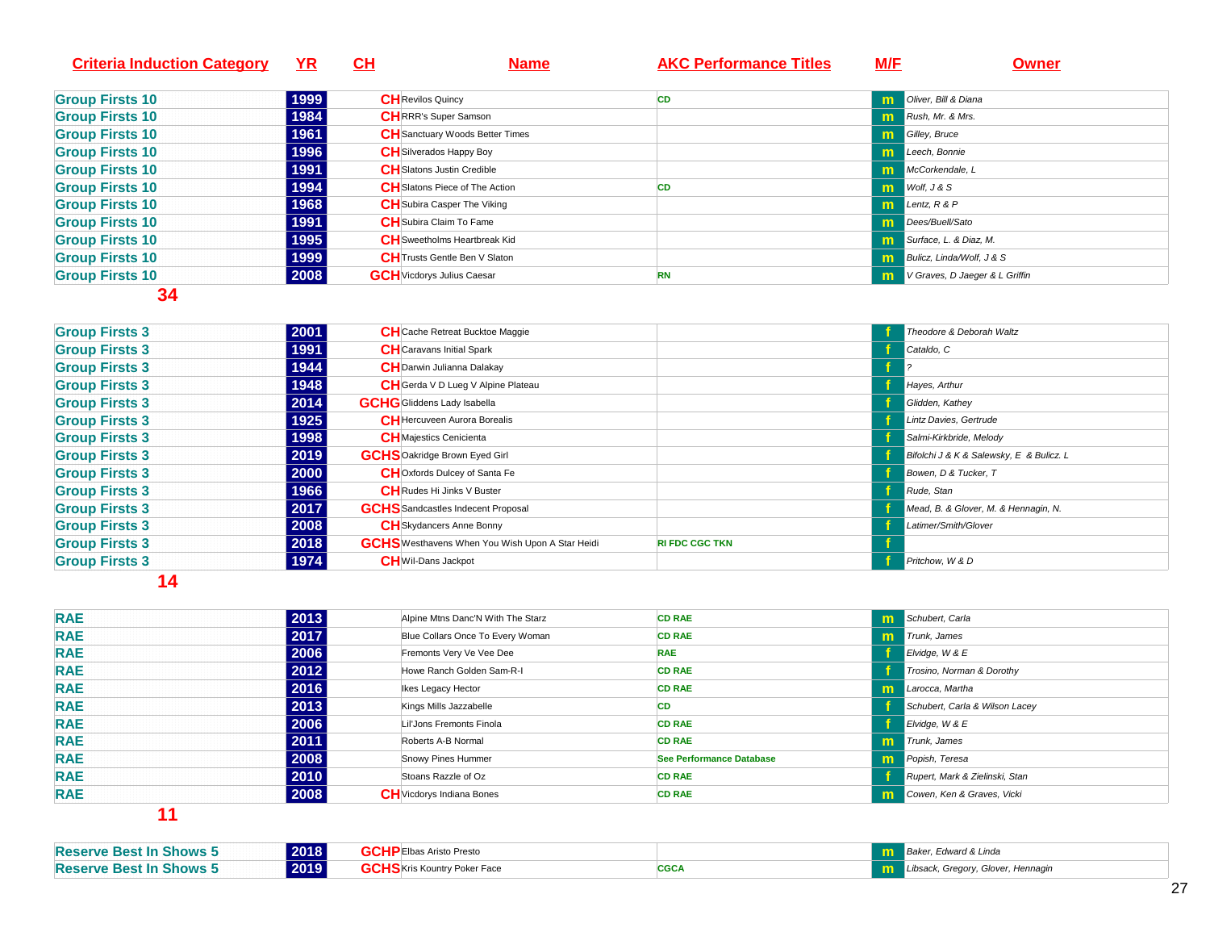| Criteria Induction Category | YR | CH | Name | AKC Performance Titles | M/F | Owner |
|---|---|---|---|---|---|---|
| Group Firsts 10 | 1999 | CH | Revilos Quincy | CD | m | Oliver, Bill & Diana |
| Group Firsts 10 | 1984 | CH | RRR's Super Samson | | m | Rush, Mr. & Mrs. |
| Group Firsts 10 | 1961 | CH | Sanctuary Woods Better Times | | m | Gilley, Bruce |
| Group Firsts 10 | 1996 | CH | Silverados Happy Boy | | m | Leech, Bonnie |
| Group Firsts 10 | 1991 | CH | Slatons Justin Credible | | m | McCorkendale, L |
| Group Firsts 10 | 1994 | CH | Slatons Piece of The Action | CD | m | Wolf, J & S |
| Group Firsts 10 | 1968 | CH | Subira Casper The Viking | | m | Lentz, R & P |
| Group Firsts 10 | 1991 | CH | Subira Claim To Fame | | m | Dees/Buell/Sato |
| Group Firsts 10 | 1995 | CH | Sweetholms Heartbreak Kid | | m | Surface, L. & Diaz, M. |
| Group Firsts 10 | 1999 | CH | Trusts Gentle Ben V Slaton | | m | Bulicz, Linda/Wolf, J & S |
| Group Firsts 10 | 2008 | GCH | Vicdorys Julius Caesar | RN | m | V Graves, D Jaeger & L Griffin |

**34**

| Criteria Induction Category | YR | CH | Name | AKC Performance Titles | M/F | Owner |
|---|---|---|---|---|---|---|
| Group Firsts 3 | 2001 | CH | Cache Retreat Bucktoe Maggie | | f | Theodore & Deborah Waltz |
| Group Firsts 3 | 1991 | CH | Caravans Initial Spark | | f | Cataldo, C |
| Group Firsts 3 | 1944 | CH | Darwin Julianna Dalakay | | f | ? |
| Group Firsts 3 | 1948 | CH | Gerda V D Lueg V Alpine Plateau | | f | Hayes, Arthur |
| Group Firsts 3 | 2014 | GCHG | Gliddens Lady Isabella | | f | Glidden, Kathey |
| Group Firsts 3 | 1925 | CH | Hercuveen Aurora Borealis | | f | Lintz Davies, Gertrude |
| Group Firsts 3 | 1998 | CH | Majestics Cenicienta | | f | Salmi-Kirkbride, Melody |
| Group Firsts 3 | 2019 | GCHS | Oakridge Brown Eyed Girl | | f | Bifolchi J & K & Salewsky, E & Bulicz. L |
| Group Firsts 3 | 2000 | CH | Oxfords Dulcey of Santa Fe | | f | Bowen, D & Tucker, T |
| Group Firsts 3 | 1966 | CH | Rudes Hi Jinks V Buster | | f | Rude, Stan |
| Group Firsts 3 | 2017 | GCHS | Sandcastles Indecent Proposal | | f | Mead, B. & Glover, M. & Hennagin, N. |
| Group Firsts 3 | 2008 | CH | Skydancers Anne Bonny | | f | Latimer/Smith/Glover |
| Group Firsts 3 | 2018 | GCHS | Westhavens When You Wish Upon A Star Heidi | RI FDC CGC TKN | f | |
| Group Firsts 3 | 1974 | CH | Wil-Dans Jackpot | | f | Pritchow, W & D |

**14**

| Criteria Induction Category | YR | CH | Name | AKC Performance Titles | M/F | Owner |
|---|---|---|---|---|---|---|
| RAE | 2013 | | Alpine Mtns Danc'N With The Starz | CD RAE | m | Schubert, Carla |
| RAE | 2017 | | Blue Collars Once To Every Woman | CD RAE | m | Trunk, James |
| RAE | 2006 | | Fremonts Very Ve Vee Dee | RAE | f | Elvidge, W & E |
| RAE | 2012 | | Howe Ranch Golden Sam-R-I | CD RAE | f | Trosino, Norman & Dorothy |
| RAE | 2016 | | Ikes Legacy Hector | CD RAE | m | Larocca, Martha |
| RAE | 2013 | | Kings Mills Jazzabelle | CD | f | Schubert, Carla & Wilson Lacey |
| RAE | 2006 | | Lil'Jons Fremonts Finola | CD RAE | f | Elvidge, W & E |
| RAE | 2011 | | Roberts A-B Normal | CD RAE | m | Trunk, James |
| RAE | 2008 | | Snowy Pines Hummer | See Performance Database | m | Popish, Teresa |
| RAE | 2010 | | Stoans Razzle of Oz | CD RAE | f | Rupert, Mark & Zielinski, Stan |
| RAE | 2008 | CH | Vicdorys Indiana Bones | CD RAE | m | Cowen, Ken & Graves, Vicki |

**11**

| Criteria Induction Category | YR | CH | Name | AKC Performance Titles | M/F | Owner |
|---|---|---|---|---|---|---|
| Reserve Best In Shows 5 | 2018 | GCHP | Elbas Aristo Presto | | m | Baker, Edward & Linda |
| Reserve Best In Shows 5 | 2019 | GCHS | Kris Kountry Poker Face | CGCA | m | Libsack, Gregory, Glover, Hennagin |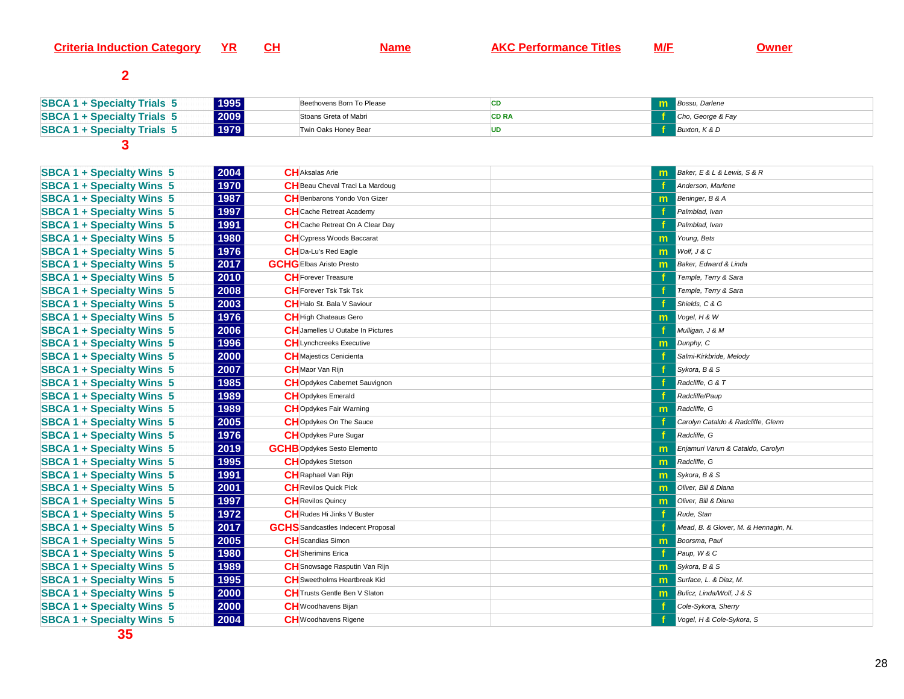| Criteria Induction Category | YR | CH | Name | AKC Performance Titles | M/F | Owner |
|---|---|---|---|---|---|---|
| **2** | | | | | | |
| SBCA 1 + Specialty Trials 5 | 1995 | | Beethovens Born To Please | CD | m | Bossu, Darlene |
| SBCA 1 + Specialty Trials 5 | 2009 | | Stoans Greta of Mabri | CD RA | f | Cho, George & Fay |
| SBCA 1 + Specialty Trials 5 | 1979 | | Twin Oaks Honey Bear | UD | f | Buxton, K & D |
| **3** | | | | | | |
| SBCA 1 + Specialty Wins 5 | 2004 | CH | Aksalas Arie | | m | Baker, E & L & Lewis, S & R |
| SBCA 1 + Specialty Wins 5 | 1970 | CH | Beau Cheval Traci La Mardoug | | f | Anderson, Marlene |
| SBCA 1 + Specialty Wins 5 | 1987 | CH | Benbarons Yondo Von Gizer | | m | Beninger, B & A |
| SBCA 1 + Specialty Wins 5 | 1997 | CH | Cache Retreat Academy | | f | Palmblad, Ivan |
| SBCA 1 + Specialty Wins 5 | 1991 | CH | Cache Retreat On A Clear Day | | f | Palmblad, Ivan |
| SBCA 1 + Specialty Wins 5 | 1980 | CH | Cypress Woods Baccarat | | m | Young, Bets |
| SBCA 1 + Specialty Wins 5 | 1976 | CH | Da-Lu's Red Eagle | | m | Wolf, J & C |
| SBCA 1 + Specialty Wins 5 | 2017 | GCHG | Elbas Aristo Presto | | m | Baker, Edward & Linda |
| SBCA 1 + Specialty Wins 5 | 2010 | CH | Forever Treasure | | f | Temple, Terry & Sara |
| SBCA 1 + Specialty Wins 5 | 2008 | CH | Forever Tsk Tsk Tsk | | f | Temple, Terry & Sara |
| SBCA 1 + Specialty Wins 5 | 2003 | CH | Halo St. Bala V Saviour | | f | Shields, C & G |
| SBCA 1 + Specialty Wins 5 | 1976 | CH | High Chateaus Gero | | m | Vogel, H & W |
| SBCA 1 + Specialty Wins 5 | 2006 | CH | Jamelles U Outabe In Pictures | | f | Mulligan, J & M |
| SBCA 1 + Specialty Wins 5 | 1996 | CH | Lynchcreeks Executive | | m | Dunphy, C |
| SBCA 1 + Specialty Wins 5 | 2000 | CH | Majestics Cenicienta | | f | Salmi-Kirkbride, Melody |
| SBCA 1 + Specialty Wins 5 | 2007 | CH | Maor Van Rijn | | f | Sykora, B & S |
| SBCA 1 + Specialty Wins 5 | 1985 | CH | Opdykes Cabernet Sauvignon | | f | Radcliffe, G & T |
| SBCA 1 + Specialty Wins 5 | 1989 | CH | Opdykes Emerald | | f | Radcliffe/Paup |
| SBCA 1 + Specialty Wins 5 | 1989 | CH | Opdykes Fair Warning | | m | Radcliffe, G |
| SBCA 1 + Specialty Wins 5 | 2005 | CH | Opdykes On The Sauce | | f | Carolyn Cataldo & Radcliffe, Glenn |
| SBCA 1 + Specialty Wins 5 | 1976 | CH | Opdykes Pure Sugar | | f | Radcliffe, G |
| SBCA 1 + Specialty Wins 5 | 2019 | GCHB | Opdykes Sesto Elemento | | m | Enjamuri Varun & Cataldo, Carolyn |
| SBCA 1 + Specialty Wins 5 | 1995 | CH | Opdykes Stetson | | m | Radcliffe, G |
| SBCA 1 + Specialty Wins 5 | 1991 | CH | Raphael Van Rijn | | m | Sykora, B & S |
| SBCA 1 + Specialty Wins 5 | 2001 | CH | Revilos Quick Pick | | m | Oliver, Bill & Diana |
| SBCA 1 + Specialty Wins 5 | 1997 | CH | Revilos Quincy | | m | Oliver, Bill & Diana |
| SBCA 1 + Specialty Wins 5 | 1972 | CH | Rudes Hi Jinks V Buster | | f | Rude, Stan |
| SBCA 1 + Specialty Wins 5 | 2017 | GCHS | Sandcastles Indecent Proposal | | f | Mead, B. & Glover, M. & Hennagin, N. |
| SBCA 1 + Specialty Wins 5 | 2005 | CH | Scandias Simon | | m | Boorsma, Paul |
| SBCA 1 + Specialty Wins 5 | 1980 | CH | Sherimins Erica | | f | Paup, W & C |
| SBCA 1 + Specialty Wins 5 | 1989 | CH | Snowsage Rasputin Van Rijn | | m | Sykora, B & S |
| SBCA 1 + Specialty Wins 5 | 1995 | CH | Sweetholms Heartbreak Kid | | m | Surface, L. & Diaz, M. |
| SBCA 1 + Specialty Wins 5 | 2000 | CH | Trusts Gentle Ben V Slaton | | m | Bulicz, Linda/Wolf, J & S |
| SBCA 1 + Specialty Wins 5 | 2000 | CH | Woodhavens Bijan | | f | Cole-Sykora, Sherry |
| SBCA 1 + Specialty Wins 5 | 2004 | CH | Woodhavens Rigene | | f | Vogel, H & Cole-Sykora, S |
| **35** | | | | | | |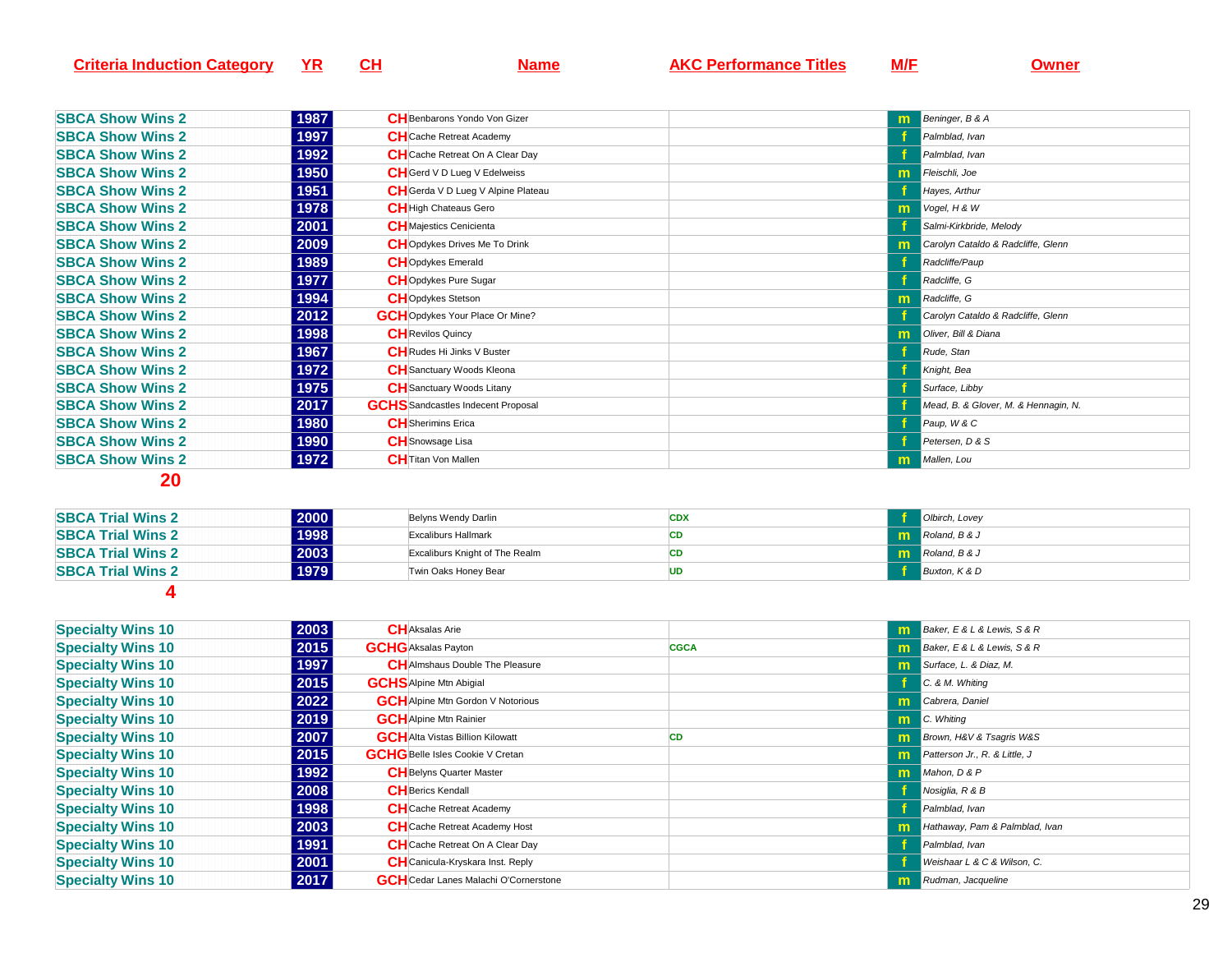| Criteria Induction Category | YR | CH | Name | AKC Performance Titles | M/F | Owner |
|---|---|---|---|---|---|---|
| SBCA Show Wins 2 | 1987 | CH | Benbarons Yondo Von Gizer | | m | Beninger, B & A |
| SBCA Show Wins 2 | 1997 | CH | Cache Retreat Academy | | f | Palmblad, Ivan |
| SBCA Show Wins 2 | 1992 | CH | Cache Retreat On A Clear Day | | f | Palmblad, Ivan |
| SBCA Show Wins 2 | 1950 | CH | Gerd V D Lueg V Edelweiss | | m | Fleischli, Joe |
| SBCA Show Wins 2 | 1951 | CH | Gerda V D Lueg V Alpine Plateau | | f | Hayes, Arthur |
| SBCA Show Wins 2 | 1978 | CH | High Chateaus Gero | | m | Vogel, H & W |
| SBCA Show Wins 2 | 2001 | CH | Majestics Cenicienta | | f | Salmi-Kirkbride, Melody |
| SBCA Show Wins 2 | 2009 | CH | Opdykes Drives Me To Drink | | m | Carolyn Cataldo & Radcliffe, Glenn |
| SBCA Show Wins 2 | 1989 | CH | Opdykes Emerald | | f | Radcliffe/Paup |
| SBCA Show Wins 2 | 1977 | CH | Opdykes Pure Sugar | | f | Radcliffe, G |
| SBCA Show Wins 2 | 1994 | CH | Opdykes Stetson | | m | Radcliffe, G |
| SBCA Show Wins 2 | 2012 | GCH | Opdykes Your Place Or Mine? | | f | Carolyn Cataldo & Radcliffe, Glenn |
| SBCA Show Wins 2 | 1998 | CH | Revilos Quincy | | m | Oliver, Bill & Diana |
| SBCA Show Wins 2 | 1967 | CH | Rudes Hi Jinks V Buster | | f | Rude, Stan |
| SBCA Show Wins 2 | 1972 | CH | Sanctuary Woods Kleona | | f | Knight, Bea |
| SBCA Show Wins 2 | 1975 | CH | Sanctuary Woods Litany | | f | Surface, Libby |
| SBCA Show Wins 2 | 2017 | GCHS | Sandcastles Indecent Proposal | | f | Mead, B. & Glover, M. & Hennagin, N. |
| SBCA Show Wins 2 | 1980 | CH | Sherimins Erica | | f | Paup, W & C |
| SBCA Show Wins 2 | 1990 | CH | Snowsage Lisa | | f | Petersen, D & S |
| SBCA Show Wins 2 | 1972 | CH | Titan Von Mallen | | m | Mallen, Lou |

**20**

| Criteria Induction Category | YR | CH | Name | AKC Performance Titles | M/F | Owner |
|---|---|---|---|---|---|---|
| SBCA Trial Wins 2 | 2000 | | Belyns Wendy Darlin | CDX | f | Olbirch, Lovey |
| SBCA Trial Wins 2 | 1998 | | Excaliburs Hallmark | CD | m | Roland, B & J |
| SBCA Trial Wins 2 | 2003 | | Excaliburs Knight of The Realm | CD | m | Roland, B & J |
| SBCA Trial Wins 2 | 1979 | | Twin Oaks Honey Bear | UD | f | Buxton, K & D |

**4**

| Criteria Induction Category | YR | CH | Name | AKC Performance Titles | M/F | Owner |
|---|---|---|---|---|---|---|
| Specialty Wins 10 | 2003 | CH | Aksalas Arie | | m | Baker, E & L & Lewis, S & R |
| Specialty Wins 10 | 2015 | GCHG | Aksalas Payton | CGCA | m | Baker, E & L & Lewis, S & R |
| Specialty Wins 10 | 1997 | CH | Almshaus Double The Pleasure | | m | Surface, L. & Diaz, M. |
| Specialty Wins 10 | 2015 | GCHS | Alpine Mtn Abigial | | f | C. & M. Whiting |
| Specialty Wins 10 | 2022 | GCH | Alpine Mtn Gordon V Notorious | | m | Cabrera, Daniel |
| Specialty Wins 10 | 2019 | GCH | Alpine Mtn Rainier | | m | C. Whiting |
| Specialty Wins 10 | 2007 | GCH | Alta Vistas Billion Kilowatt | CD | m | Brown, H&V & Tsagris W&S |
| Specialty Wins 10 | 2015 | GCHG | Belle Isles Cookie V Cretan | | m | Patterson Jr., R. & Little, J |
| Specialty Wins 10 | 1992 | CH | Belyns Quarter Master | | m | Mahon, D & P |
| Specialty Wins 10 | 2008 | CH | Berics Kendall | | f | Nosiglia, R & B |
| Specialty Wins 10 | 1998 | CH | Cache Retreat Academy | | f | Palmblad, Ivan |
| Specialty Wins 10 | 2003 | CH | Cache Retreat Academy Host | | m | Hathaway, Pam & Palmblad, Ivan |
| Specialty Wins 10 | 1991 | CH | Cache Retreat On A Clear Day | | f | Palmblad, Ivan |
| Specialty Wins 10 | 2001 | CH | Canicula-Kryskara Inst. Reply | | f | Weishaar L & C & Wilson, C. |
| Specialty Wins 10 | 2017 | GCH | Cedar Lanes Malachi O'Cornerstone | | m | Rudman, Jacqueline |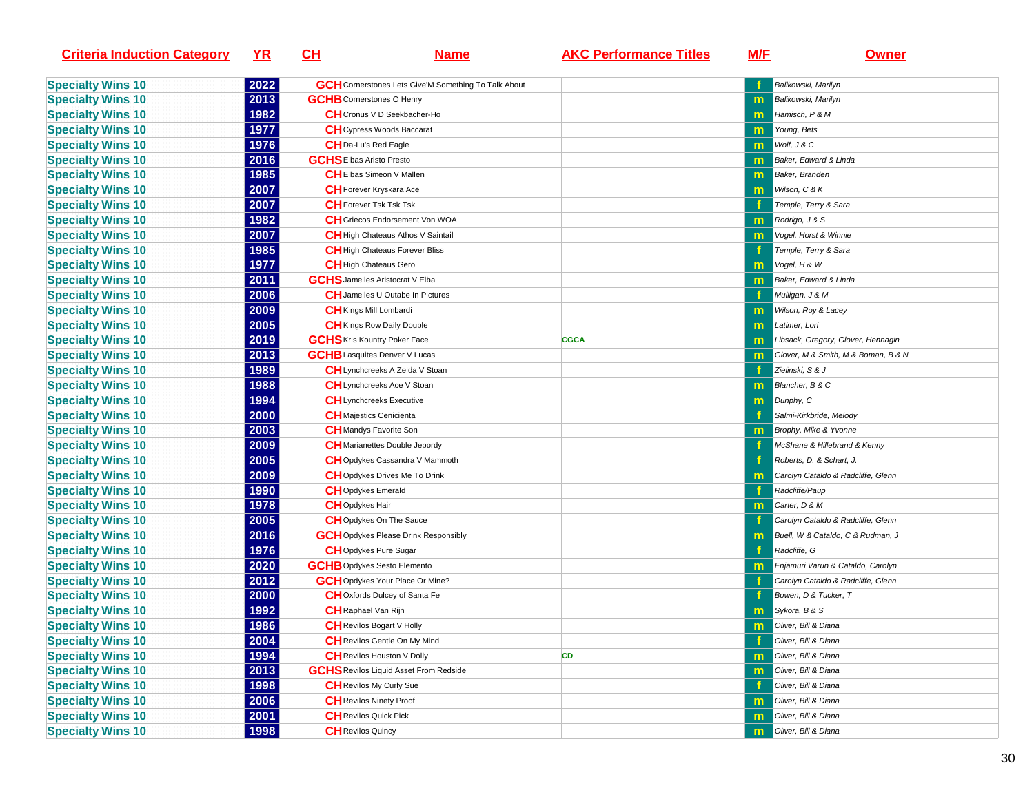| Criteria Induction Category | YR | CH | Name | AKC Performance Titles | M/F | Owner |
|---|---|---|---|---|---|---|
| Specialty Wins 10 | 2022 | GCH | Cornerstones Lets Give'M Something To Talk About | | f | Balikowski, Marilyn |
| Specialty Wins 10 | 2013 | GCHB | Cornerstones O Henry | | m | Balikowski, Marilyn |
| Specialty Wins 10 | 1982 | CH | Cronus V D Seekbacher-Ho | | m | Hamisch, P & M |
| Specialty Wins 10 | 1977 | CH | Cypress Woods Baccarat | | m | Young, Bets |
| Specialty Wins 10 | 1976 | CH | Da-Lu's Red Eagle | | m | Wolf, J & C |
| Specialty Wins 10 | 2016 | GCHS | Elbas Aristo Presto | | m | Baker, Edward & Linda |
| Specialty Wins 10 | 1985 | CH | Elbas Simeon V Mallen | | m | Baker, Branden |
| Specialty Wins 10 | 2007 | CH | Forever Kryskara Ace | | m | Wilson, C & K |
| Specialty Wins 10 | 2007 | CH | Forever Tsk Tsk Tsk | | f | Temple, Terry & Sara |
| Specialty Wins 10 | 1982 | CH | Griecos Endorsement Von WOA | | m | Rodrigo, J & S |
| Specialty Wins 10 | 2007 | CH | High Chateaus Athos V Saintail | | m | Vogel, Horst & Winnie |
| Specialty Wins 10 | 1985 | CH | High Chateaus Forever Bliss | | f | Temple, Terry & Sara |
| Specialty Wins 10 | 1977 | CH | High Chateaus Gero | | m | Vogel, H & W |
| Specialty Wins 10 | 2011 | GCHS | Jamelles Aristocrat V Elba | | m | Baker, Edward & Linda |
| Specialty Wins 10 | 2006 | CH | Jamelles U Outabe In Pictures | | f | Mulligan, J & M |
| Specialty Wins 10 | 2009 | CH | Kings Mill Lombardi | | m | Wilson, Roy & Lacey |
| Specialty Wins 10 | 2005 | CH | Kings Row Daily Double | | m | Latimer, Lori |
| Specialty Wins 10 | 2019 | GCHS | Kris Kountry Poker Face | CGCA | m | Libsack, Gregory, Glover, Hennagin |
| Specialty Wins 10 | 2013 | GCHB | Lasquites Denver V Lucas | | m | Glover, M & Smith, M & Boman, B & N |
| Specialty Wins 10 | 1989 | CH | Lynchcreeks A Zelda V Stoan | | f | Zielinski, S & J |
| Specialty Wins 10 | 1988 | CH | Lynchcreeks Ace V Stoan | | m | Blancher, B & C |
| Specialty Wins 10 | 1994 | CH | Lynchcreeks Executive | | m | Dunphy, C |
| Specialty Wins 10 | 2000 | CH | Majestics Cenicienta | | f | Salmi-Kirkbride, Melody |
| Specialty Wins 10 | 2003 | CH | Mandys Favorite Son | | m | Brophy, Mike & Yvonne |
| Specialty Wins 10 | 2009 | CH | Marianettes Double Jepordy | | f | McShane & Hillebrand & Kenny |
| Specialty Wins 10 | 2005 | CH | Opdykes Cassandra V Mammoth | | f | Roberts, D. & Schart, J. |
| Specialty Wins 10 | 2009 | CH | Opdykes Drives Me To Drink | | m | Carolyn Cataldo & Radcliffe, Glenn |
| Specialty Wins 10 | 1990 | CH | Opdykes Emerald | | f | Radcliffe/Paup |
| Specialty Wins 10 | 1978 | CH | Opdykes Hair | | m | Carter, D & M |
| Specialty Wins 10 | 2005 | CH | Opdykes On The Sauce | | f | Carolyn Cataldo & Radcliffe, Glenn |
| Specialty Wins 10 | 2016 | GCH | Opdykes Please Drink Responsibly | | m | Buell, W & Cataldo, C & Rudman, J |
| Specialty Wins 10 | 1976 | CH | Opdykes Pure Sugar | | f | Radcliffe, G |
| Specialty Wins 10 | 2020 | GCHB | Opdykes Sesto Elemento | | m | Enjamuri Varun & Cataldo, Carolyn |
| Specialty Wins 10 | 2012 | GCH | Opdykes Your Place Or Mine? | | f | Carolyn Cataldo & Radcliffe, Glenn |
| Specialty Wins 10 | 2000 | CH | Oxfords Dulcey of Santa Fe | | f | Bowen, D & Tucker, T |
| Specialty Wins 10 | 1992 | CH | Raphael Van Rijn | | m | Sykora, B & S |
| Specialty Wins 10 | 1986 | CH | Revilos Bogart V Holly | | m | Oliver, Bill & Diana |
| Specialty Wins 10 | 2004 | CH | Revilos Gentle On My Mind | | f | Oliver, Bill & Diana |
| Specialty Wins 10 | 1994 | CH | Revilos Houston V Dolly | CD | m | Oliver, Bill & Diana |
| Specialty Wins 10 | 2013 | GCHS | Revilos Liquid Asset From Redside | | m | Oliver, Bill & Diana |
| Specialty Wins 10 | 1998 | CH | Revilos My Curly Sue | | f | Oliver, Bill & Diana |
| Specialty Wins 10 | 2006 | CH | Revilos Ninety Proof | | m | Oliver, Bill & Diana |
| Specialty Wins 10 | 2001 | CH | Revilos Quick Pick | | m | Oliver, Bill & Diana |
| Specialty Wins 10 | 1998 | CH | Revilos Quincy | | m | Oliver, Bill & Diana |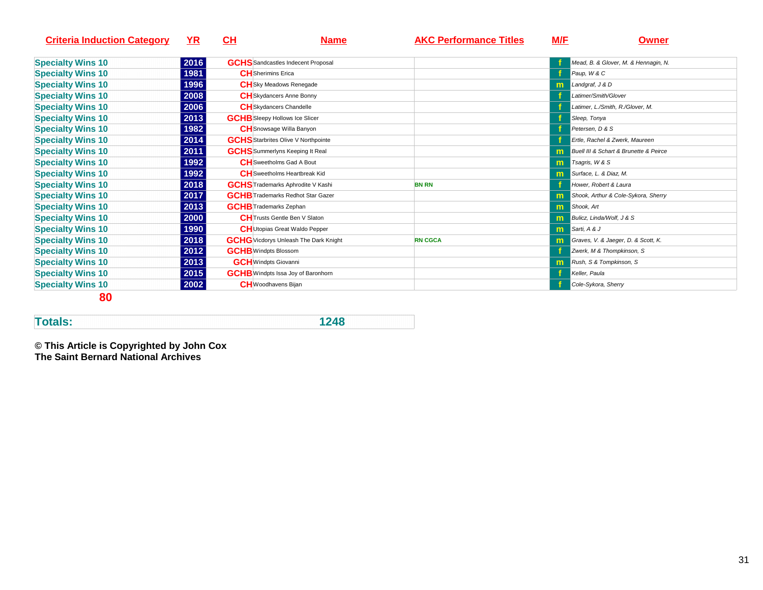| Criteria Induction Category | YR | CH | Name | AKC Performance Titles | M/F | Owner |
|---|---|---|---|---|---|---|
| Specialty Wins 10 | 2016 | GCHS | Sandcastles Indecent Proposal | | f | Mead, B. & Glover, M. & Hennagin, N. |
| Specialty Wins 10 | 1981 | CH | Sherimins Erica | | f | Paup, W & C |
| Specialty Wins 10 | 1996 | CH | Sky Meadows Renegade | | m | Landgraf, J & D |
| Specialty Wins 10 | 2008 | CH | Skydancers Anne Bonny | | f | Latimer/Smith/Glover |
| Specialty Wins 10 | 2006 | CH | Skydancers Chandelle | | f | Latimer, L./Smith, R./Glover, M. |
| Specialty Wins 10 | 2013 | GCHB | Sleepy Hollows Ice Slicer | | f | Sleep, Tonya |
| Specialty Wins 10 | 1982 | CH | Snowsage Willa Banyon | | f | Petersen, D & S |
| Specialty Wins 10 | 2014 | GCHS | Starbrites Olive V Northpointe | | f | Ertle, Rachel & Zwerk, Maureen |
| Specialty Wins 10 | 2011 | GCHS | Summerlyns Keeping It Real | | m | Buell III & Schart & Brunette & Peirce |
| Specialty Wins 10 | 1992 | CH | Sweetholms Gad A Bout | | m | Tsagris, W & S |
| Specialty Wins 10 | 1992 | CH | Sweetholms Heartbreak Kid | | m | Surface, L. & Diaz, M. |
| Specialty Wins 10 | 2018 | GCHS | Trademarks Aphrodite V Kashi | BN RN | f | Hower, Robert & Laura |
| Specialty Wins 10 | 2017 | GCHB | Trademarks Redhot Star Gazer | | m | Shook, Arthur & Cole-Sykora, Sherry |
| Specialty Wins 10 | 2013 | GCHB | Trademarks Zephan | | m | Shook, Art |
| Specialty Wins 10 | 2000 | CH | Trusts Gentle Ben V Slaton | | m | Bulicz, Linda/Wolf, J & S |
| Specialty Wins 10 | 1990 | CH | Utopias Great Waldo Pepper | | m | Sarti, A & J |
| Specialty Wins 10 | 2018 | GCHG | Vicdorys Unleash The Dark Knight | RN CGCA | m | Graves, V. & Jaeger, D. & Scott, K. |
| Specialty Wins 10 | 2012 | GCHB | Windpts Blossom | | f | Zwerk, M & Thompkinson, S |
| Specialty Wins 10 | 2013 | GCH | Windpts Giovanni | | m | Rush, S & Tompkinson, S |
| Specialty Wins 10 | 2015 | GCHB | Windpts Issa Joy of Baronhorn | | f | Keller, Paula |
| Specialty Wins 10 | 2002 | CH | Woodhavens Bijan | | f | Cole-Sykora, Sherry |
| 80 | | | | | | |

| | |
|---|---|
| **Totals:** | **1248** |

**© This Article is Copyrighted by John Cox**
**The Saint Bernard National Archives**